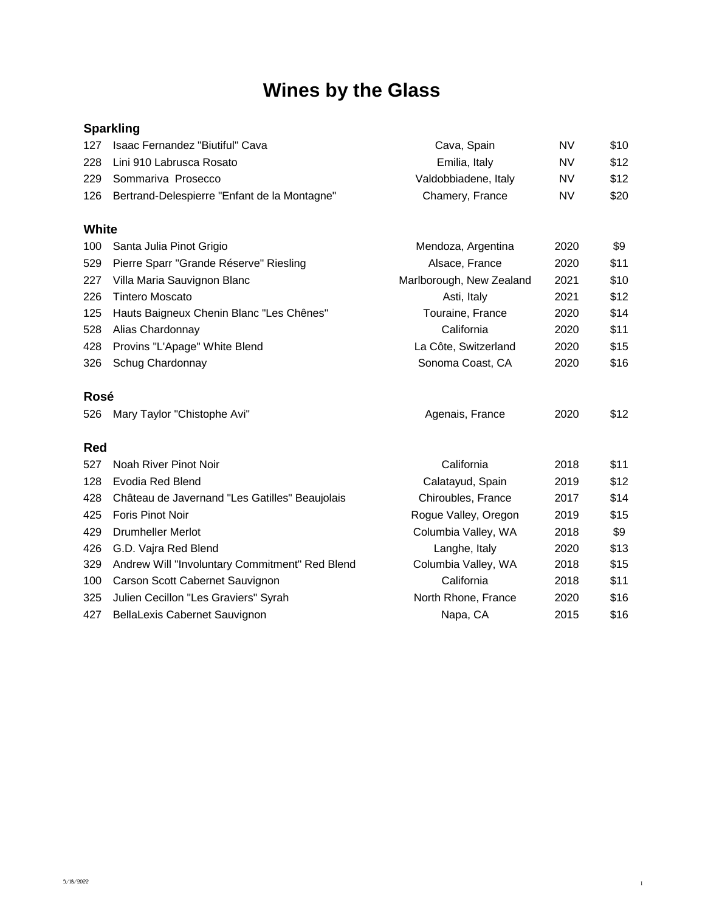# Wines by the Glass

### Sparkling

| | | | | |
|---|---|---|---|---|
| 127 | Isaac Fernandez "Biutiful" Cava | Cava, Spain | NV | $10 |
| 228 | Lini 910 Labrusca Rosato | Emilia, Italy | NV | $12 |
| 229 | Sommariva Prosecco | Valdobbiadene, Italy | NV | $12 |
| 126 | Bertrand-Delespierre "Enfant de la Montagne" | Chamery, France | NV | $20 |

### White

| | | | | |
|---|---|---|---|---|
| 100 | Santa Julia Pinot Grigio | Mendoza, Argentina | 2020 | $9 |
| 529 | Pierre Sparr "Grande Réserve" Riesling | Alsace, France | 2020 | $11 |
| 227 | Villa Maria Sauvignon Blanc | Marlborough, New Zealand | 2021 | $10 |
| 226 | Tintero Moscato | Asti, Italy | 2021 | $12 |
| 125 | Hauts Baigneux Chenin Blanc "Les Chênes" | Touraine, France | 2020 | $14 |
| 528 | Alias Chardonnay | California | 2020 | $11 |
| 428 | Provins "L'Apage" White Blend | La Côte, Switzerland | 2020 | $15 |
| 326 | Schug Chardonnay | Sonoma Coast, CA | 2020 | $16 |

### Rosé

| | | | | |
|---|---|---|---|---|
| 526 | Mary Taylor "Chistophe Avi" | Agenais, France | 2020 | $12 |

### Red

| | | | | |
|---|---|---|---|---|
| 527 | Noah River Pinot Noir | California | 2018 | $11 |
| 128 | Evodia Red Blend | Calatayud, Spain | 2019 | $12 |
| 428 | Château de Javernand "Les Gatilles" Beaujolais | Chiroubles, France | 2017 | $14 |
| 425 | Foris Pinot Noir | Rogue Valley, Oregon | 2019 | $15 |
| 429 | Drumheller Merlot | Columbia Valley, WA | 2018 | $9 |
| 426 | G.D. Vajra Red Blend | Langhe, Italy | 2020 | $13 |
| 329 | Andrew Will "Involuntary Commitment" Red Blend | Columbia Valley, WA | 2018 | $15 |
| 100 | Carson Scott Cabernet Sauvignon | California | 2018 | $11 |
| 325 | Julien Cecillon "Les Graviers" Syrah | North Rhone, France | 2020 | $16 |
| 427 | BellaLexis Cabernet Sauvignon | Napa, CA | 2015 | $16 |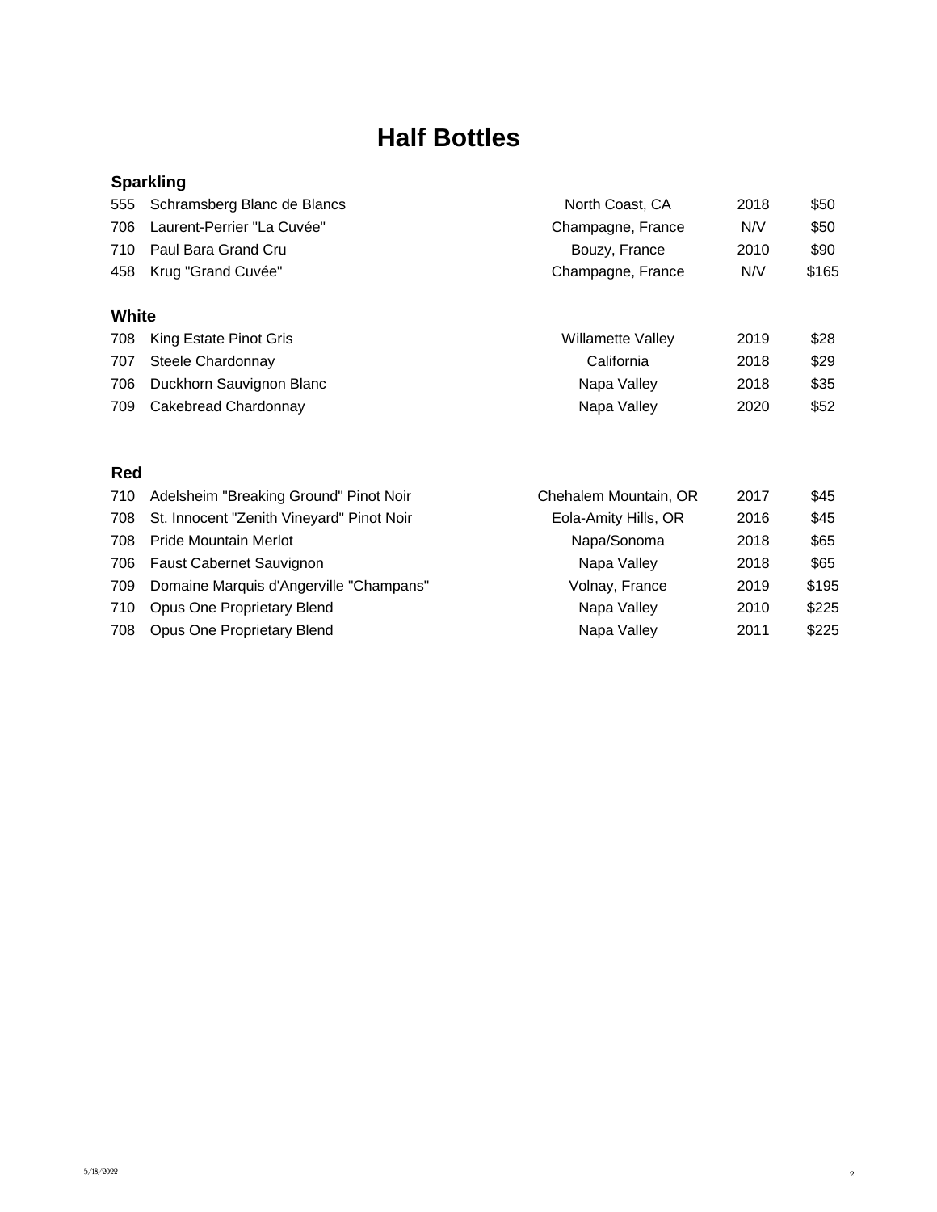# Half Bottles

### Sparkling

| | | | | |
|---|---|---|---|---|
| 555 | Schramsberg Blanc de Blancs | North Coast, CA | 2018 | $50 |
| 706 | Laurent-Perrier "La Cuvée" | Champagne, France | N/V | $50 |
| 710 | Paul Bara Grand Cru | Bouzy, France | 2010 | $90 |
| 458 | Krug "Grand Cuvée" | Champagne, France | N/V | $165 |

### White

| | | | | |
|---|---|---|---|---|
| 708 | King Estate Pinot Gris | Willamette Valley | 2019 | $28 |
| 707 | Steele Chardonnay | California | 2018 | $29 |
| 706 | Duckhorn Sauvignon Blanc | Napa Valley | 2018 | $35 |
| 709 | Cakebread Chardonnay | Napa Valley | 2020 | $52 |

### Red

| | | | | |
|---|---|---|---|---|
| 710 | Adelsheim "Breaking Ground" Pinot Noir | Chehalem Mountain, OR | 2017 | $45 |
| 708 | St. Innocent "Zenith Vineyard" Pinot Noir | Eola-Amity Hills, OR | 2016 | $45 |
| 708 | Pride Mountain Merlot | Napa/Sonoma | 2018 | $65 |
| 706 | Faust Cabernet Sauvignon | Napa Valley | 2018 | $65 |
| 709 | Domaine Marquis d'Angerville "Champans" | Volnay, France | 2019 | $195 |
| 710 | Opus One Proprietary Blend | Napa Valley | 2010 | $225 |
| 708 | Opus One Proprietary Blend | Napa Valley | 2011 | $225 |

5/18/2022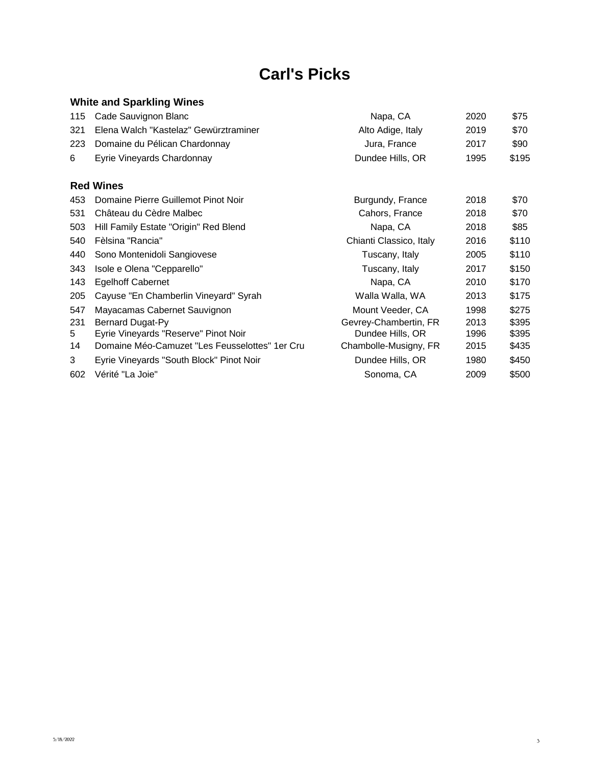# Carl's Picks

### White and Sparkling Wines

| | | | | |
|---|---|---|---|---|
| 115 | Cade Sauvignon Blanc | Napa, CA | 2020 | $75 |
| 321 | Elena Walch "Kastelaz" Gewürztraminer | Alto Adige, Italy | 2019 | $70 |
| 223 | Domaine du Pélican Chardonnay | Jura, France | 2017 | $90 |
| 6 | Eyrie Vineyards Chardonnay | Dundee Hills, OR | 1995 | $195 |

### Red Wines

| | | | | |
|---|---|---|---|---|
| 453 | Domaine Pierre Guillemot Pinot Noir | Burgundy, France | 2018 | $70 |
| 531 | Château du Cèdre Malbec | Cahors, France | 2018 | $70 |
| 503 | Hill Family Estate "Origin" Red Blend | Napa, CA | 2018 | $85 |
| 540 | Fèlsina "Rancia" | Chianti Classico, Italy | 2016 | $110 |
| 440 | Sono Montenidoli Sangiovese | Tuscany, Italy | 2005 | $110 |
| 343 | Isole e Olena "Cepparello" | Tuscany, Italy | 2017 | $150 |
| 143 | Egelhoff Cabernet | Napa, CA | 2010 | $170 |
| 205 | Cayuse "En Chamberlin Vineyard" Syrah | Walla Walla, WA | 2013 | $175 |
| 547 | Mayacamas Cabernet Sauvignon | Mount Veeder, CA | 1998 | $275 |
| 231 | Bernard Dugat-Py | Gevrey-Chambertin, FR | 2013 | $395 |
| 5 | Eyrie Vineyards "Reserve" Pinot Noir | Dundee Hills, OR | 1996 | $395 |
| 14 | Domaine Méo-Camuzet "Les Feusselottes" 1er Cru | Chambolle-Musigny, FR | 2015 | $435 |
| 3 | Eyrie Vineyards "South Block" Pinot Noir | Dundee Hills, OR | 1980 | $450 |
| 602 | Vérité "La Joie" | Sonoma, CA | 2009 | $500 |

5/18/2022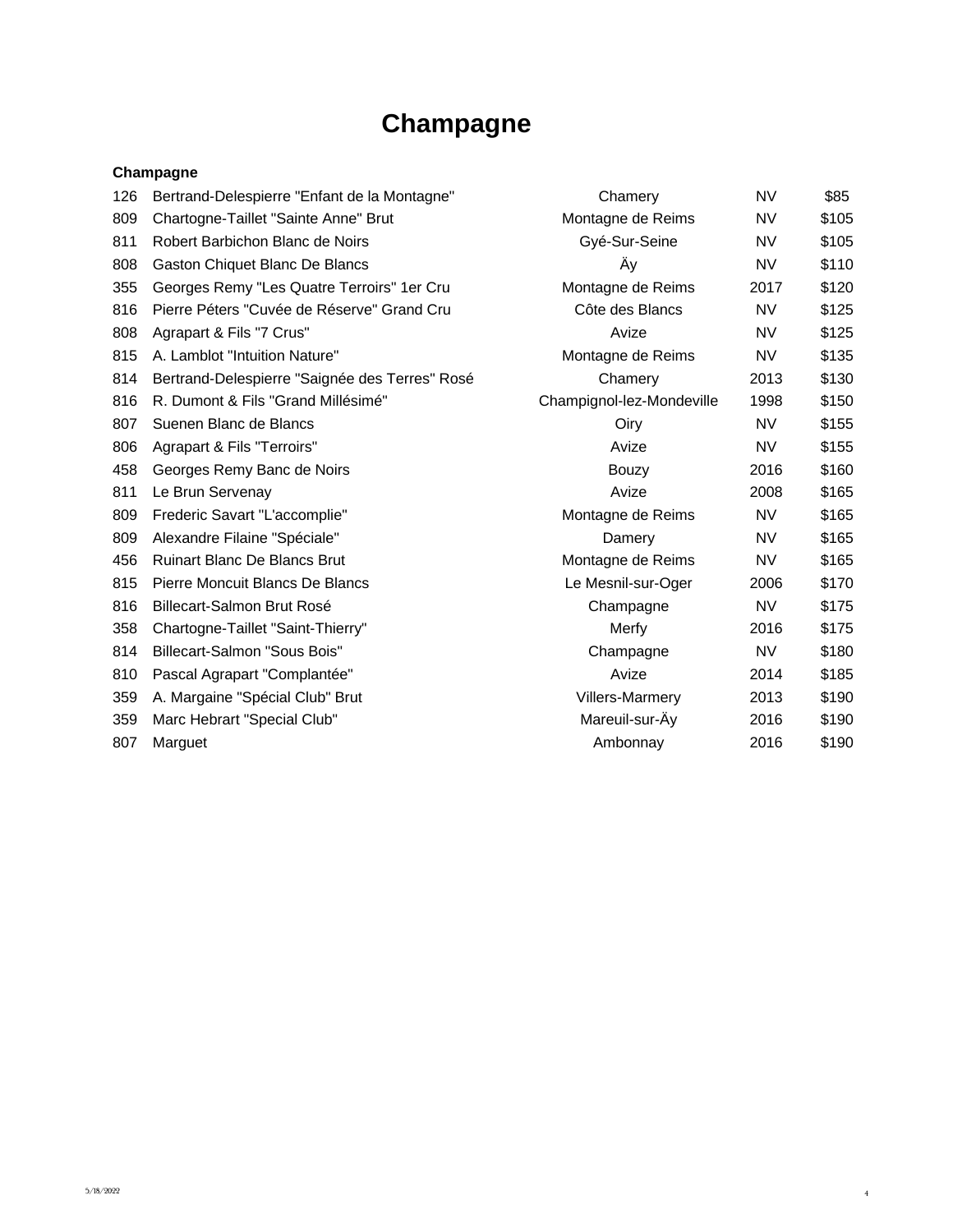# Champagne

**Champagne**

| | | | | |
|---|---|---|---|---|
| 126 | Bertrand-Delespierre "Enfant de la Montagne" | Chamery | NV | $85 |
| 809 | Chartogne-Taillet "Sainte Anne" Brut | Montagne de Reims | NV | $105 |
| 811 | Robert Barbichon Blanc de Noirs | Gyé-Sur-Seine | NV | $105 |
| 808 | Gaston Chiquet Blanc De Blancs | Äy | NV | $110 |
| 355 | Georges Remy "Les Quatre Terroirs" 1er Cru | Montagne de Reims | 2017 | $120 |
| 816 | Pierre Péters "Cuvée de Réserve" Grand Cru | Côte des Blancs | NV | $125 |
| 808 | Agrapart & Fils "7 Crus" | Avize | NV | $125 |
| 815 | A. Lamblot "Intuition Nature" | Montagne de Reims | NV | $135 |
| 814 | Bertrand-Delespierre "Saignée des Terres" Rosé | Chamery | 2013 | $130 |
| 816 | R. Dumont & Fils "Grand Millésimé" | Champignol-lez-Mondeville | 1998 | $150 |
| 807 | Suenen Blanc de Blancs | Oiry | NV | $155 |
| 806 | Agrapart & Fils "Terroirs" | Avize | NV | $155 |
| 458 | Georges Remy Banc de Noirs | Bouzy | 2016 | $160 |
| 811 | Le Brun Servenay | Avize | 2008 | $165 |
| 809 | Frederic Savart "L'accomplie" | Montagne de Reims | NV | $165 |
| 809 | Alexandre Filaine "Spéciale" | Damery | NV | $165 |
| 456 | Ruinart Blanc De Blancs Brut | Montagne de Reims | NV | $165 |
| 815 | Pierre Moncuit Blancs De Blancs | Le Mesnil-sur-Oger | 2006 | $170 |
| 816 | Billecart-Salmon Brut Rosé | Champagne | NV | $175 |
| 358 | Chartogne-Taillet "Saint-Thierry" | Merfy | 2016 | $175 |
| 814 | Billecart-Salmon "Sous Bois" | Champagne | NV | $180 |
| 810 | Pascal Agrapart "Complantée" | Avize | 2014 | $185 |
| 359 | A. Margaine "Spécial Club" Brut | Villers-Marmery | 2013 | $190 |
| 359 | Marc Hebrart "Special Club" | Mareuil-sur-Äy | 2016 | $190 |
| 807 | Marguet | Ambonnay | 2016 | $190 |

5/18/2022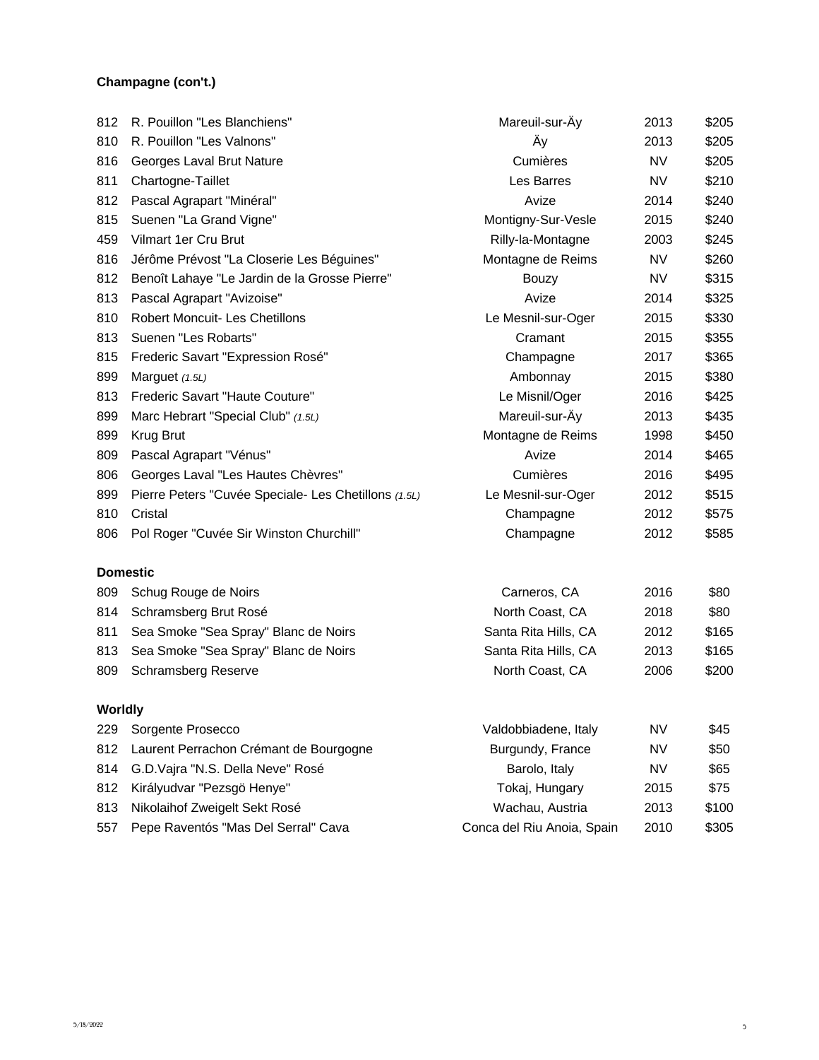**Champagne (con't.)**

| | | | | |
|---|---|---|---|---|
| 812 | R. Pouillon "Les Blanchiens" | Mareuil-sur-Äy | 2013 | $205 |
| 810 | R. Pouillon "Les Valnons" | Äy | 2013 | $205 |
| 816 | Georges Laval Brut Nature | Cumières | NV | $205 |
| 811 | Chartogne-Taillet | Les Barres | NV | $210 |
| 812 | Pascal Agrapart "Minéral" | Avize | 2014 | $240 |
| 815 | Suenen "La Grand Vigne" | Montigny-Sur-Vesle | 2015 | $240 |
| 459 | Vilmart 1er Cru Brut | Rilly-la-Montagne | 2003 | $245 |
| 816 | Jérôme Prévost "La Closerie Les Béguines" | Montagne de Reims | NV | $260 |
| 812 | Benoît Lahaye "Le Jardin de la Grosse Pierre" | Bouzy | NV | $315 |
| 813 | Pascal Agrapart "Avizoise" | Avize | 2014 | $325 |
| 810 | Robert Moncuit- Les Chetillons | Le Mesnil-sur-Oger | 2015 | $330 |
| 813 | Suenen "Les Robarts" | Cramant | 2015 | $355 |
| 815 | Frederic Savart "Expression Rosé" | Champagne | 2017 | $365 |
| 899 | Marguet *(1.5L)* | Ambonnay | 2015 | $380 |
| 813 | Frederic Savart "Haute Couture" | Le Misnil/Oger | 2016 | $425 |
| 899 | Marc Hebrart "Special Club" *(1.5L)* | Mareuil-sur-Äy | 2013 | $435 |
| 899 | Krug Brut | Montagne de Reims | 1998 | $450 |
| 809 | Pascal Agrapart "Vénus" | Avize | 2014 | $465 |
| 806 | Georges Laval "Les Hautes Chèvres" | Cumières | 2016 | $495 |
| 899 | Pierre Peters "Cuvée Speciale- Les Chetillons *(1.5L)* | Le Mesnil-sur-Oger | 2012 | $515 |
| 810 | Cristal | Champagne | 2012 | $575 |
| 806 | Pol Roger "Cuvée Sir Winston Churchill" | Champagne | 2012 | $585 |

**Domestic**

| | | | | |
|---|---|---|---|---|
| 809 | Schug Rouge de Noirs | Carneros, CA | 2016 | $80 |
| 814 | Schramsberg Brut Rosé | North Coast, CA | 2018 | $80 |
| 811 | Sea Smoke "Sea Spray" Blanc de Noirs | Santa Rita Hills, CA | 2012 | $165 |
| 813 | Sea Smoke "Sea Spray" Blanc de Noirs | Santa Rita Hills, CA | 2013 | $165 |
| 809 | Schramsberg Reserve | North Coast, CA | 2006 | $200 |

**Worldly**

| | | | | |
|---|---|---|---|---|
| 229 | Sorgente Prosecco | Valdobbiadene, Italy | NV | $45 |
| 812 | Laurent Perrachon Crémant de Bourgogne | Burgundy, France | NV | $50 |
| 814 | G.D.Vajra "N.S. Della Neve" Rosé | Barolo, Italy | NV | $65 |
| 812 | Királyudvar "Pezsgö Henye" | Tokaj, Hungary | 2015 | $75 |
| 813 | Nikolaihof Zweigelt Sekt Rosé | Wachau, Austria | 2013 | $100 |
| 557 | Pepe Raventós "Mas Del Serral" Cava | Conca del Riu Anoia, Spain | 2010 | $305 |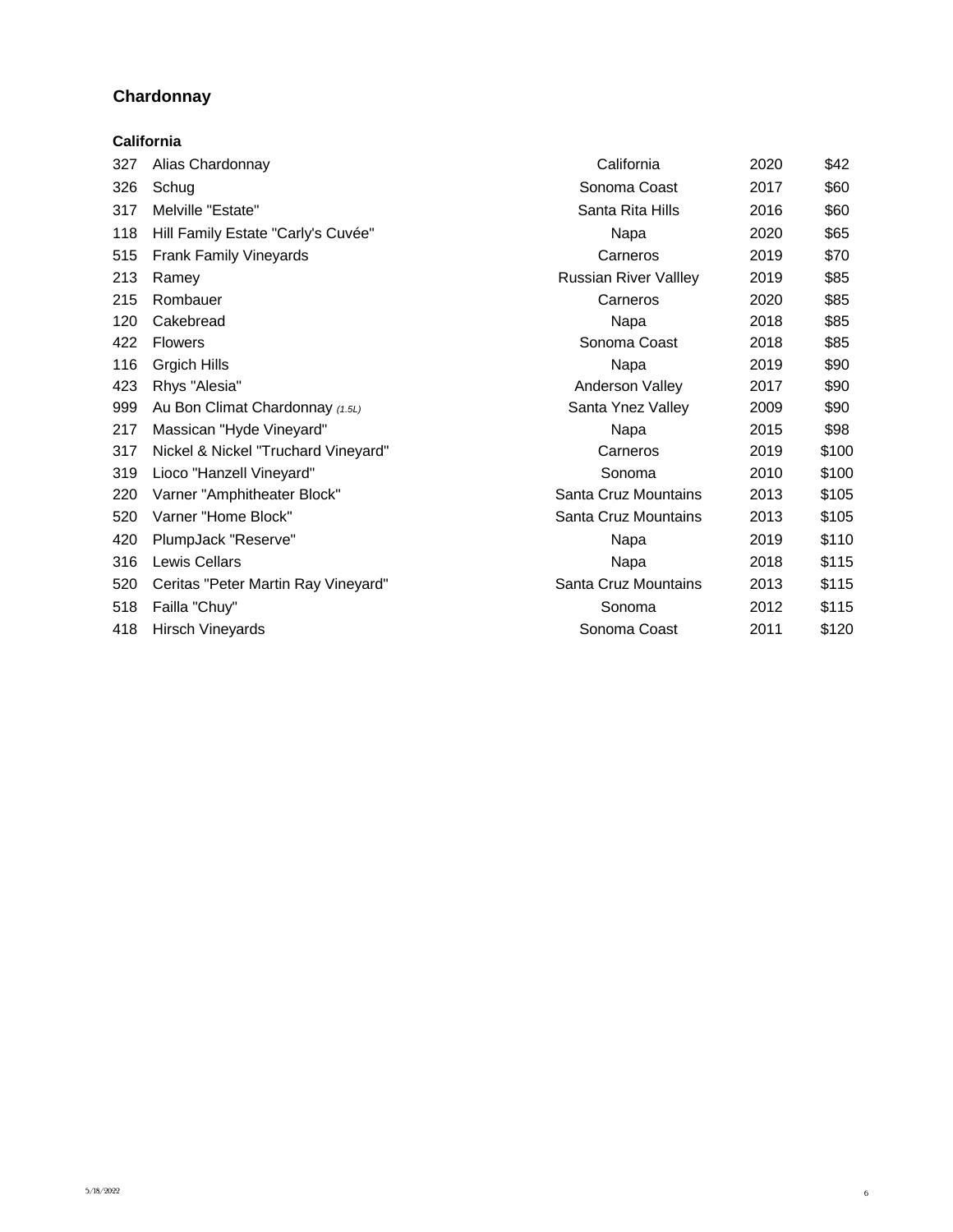## Chardonnay

### California

| | | | | |
|---|---|---|---|---|
| 327 | Alias Chardonnay | California | 2020 | $42 |
| 326 | Schug | Sonoma Coast | 2017 | $60 |
| 317 | Melville "Estate" | Santa Rita Hills | 2016 | $60 |
| 118 | Hill Family Estate "Carly's Cuvée" | Napa | 2020 | $65 |
| 515 | Frank Family Vineyards | Carneros | 2019 | $70 |
| 213 | Ramey | Russian River Vallley | 2019 | $85 |
| 215 | Rombauer | Carneros | 2020 | $85 |
| 120 | Cakebread | Napa | 2018 | $85 |
| 422 | Flowers | Sonoma Coast | 2018 | $85 |
| 116 | Grgich Hills | Napa | 2019 | $90 |
| 423 | Rhys "Alesia" | Anderson Valley | 2017 | $90 |
| 999 | Au Bon Climat Chardonnay *(1.5L)* | Santa Ynez Valley | 2009 | $90 |
| 217 | Massican "Hyde Vineyard" | Napa | 2015 | $98 |
| 317 | Nickel & Nickel "Truchard Vineyard" | Carneros | 2019 | $100 |
| 319 | Lioco "Hanzell Vineyard" | Sonoma | 2010 | $100 |
| 220 | Varner "Amphitheater Block" | Santa Cruz Mountains | 2013 | $105 |
| 520 | Varner "Home Block" | Santa Cruz Mountains | 2013 | $105 |
| 420 | PlumpJack "Reserve" | Napa | 2019 | $110 |
| 316 | Lewis Cellars | Napa | 2018 | $115 |
| 520 | Ceritas "Peter Martin Ray Vineyard" | Santa Cruz Mountains | 2013 | $115 |
| 518 | Failla "Chuy" | Sonoma | 2012 | $115 |
| 418 | Hirsch Vineyards | Sonoma Coast | 2011 | $120 |

5/18/2022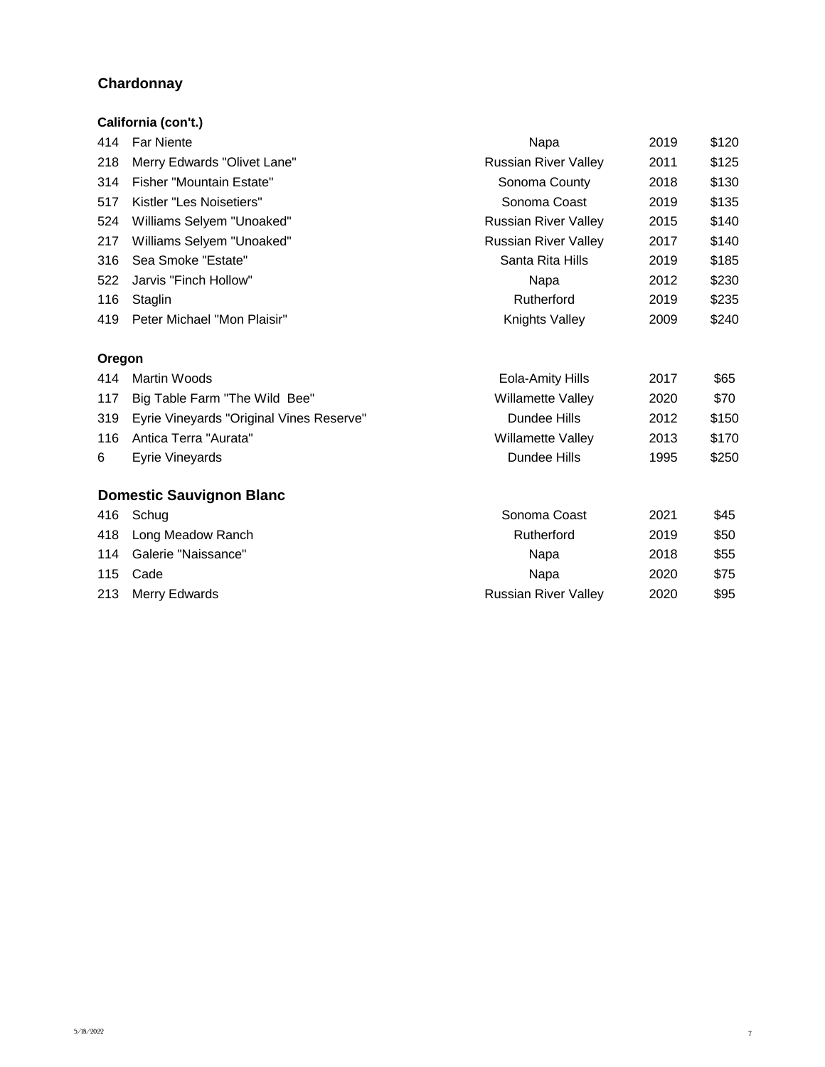## Chardonnay

### California (con't.)

| | | | | |
|---|---|---|---|---|
| 414 | Far Niente | Napa | 2019 | $120 |
| 218 | Merry Edwards "Olivet Lane" | Russian River Valley | 2011 | $125 |
| 314 | Fisher "Mountain Estate" | Sonoma County | 2018 | $130 |
| 517 | Kistler "Les Noisetiers" | Sonoma Coast | 2019 | $135 |
| 524 | Williams Selyem "Unoaked" | Russian River Valley | 2015 | $140 |
| 217 | Williams Selyem "Unoaked" | Russian River Valley | 2017 | $140 |
| 316 | Sea Smoke "Estate" | Santa Rita Hills | 2019 | $185 |
| 522 | Jarvis "Finch Hollow" | Napa | 2012 | $230 |
| 116 | Staglin | Rutherford | 2019 | $235 |
| 419 | Peter Michael "Mon Plaisir" | Knights Valley | 2009 | $240 |

### Oregon

| | | | | |
|---|---|---|---|---|
| 414 | Martin Woods | Eola-Amity Hills | 2017 | $65 |
| 117 | Big Table Farm "The Wild Bee" | Willamette Valley | 2020 | $70 |
| 319 | Eyrie Vineyards "Original Vines Reserve" | Dundee Hills | 2012 | $150 |
| 116 | Antica Terra "Aurata" | Willamette Valley | 2013 | $170 |
| 6 | Eyrie Vineyards | Dundee Hills | 1995 | $250 |

## Domestic Sauvignon Blanc

| | | | | |
|---|---|---|---|---|
| 416 | Schug | Sonoma Coast | 2021 | $45 |
| 418 | Long Meadow Ranch | Rutherford | 2019 | $50 |
| 114 | Galerie "Naissance" | Napa | 2018 | $55 |
| 115 | Cade | Napa | 2020 | $75 |
| 213 | Merry Edwards | Russian River Valley | 2020 | $95 |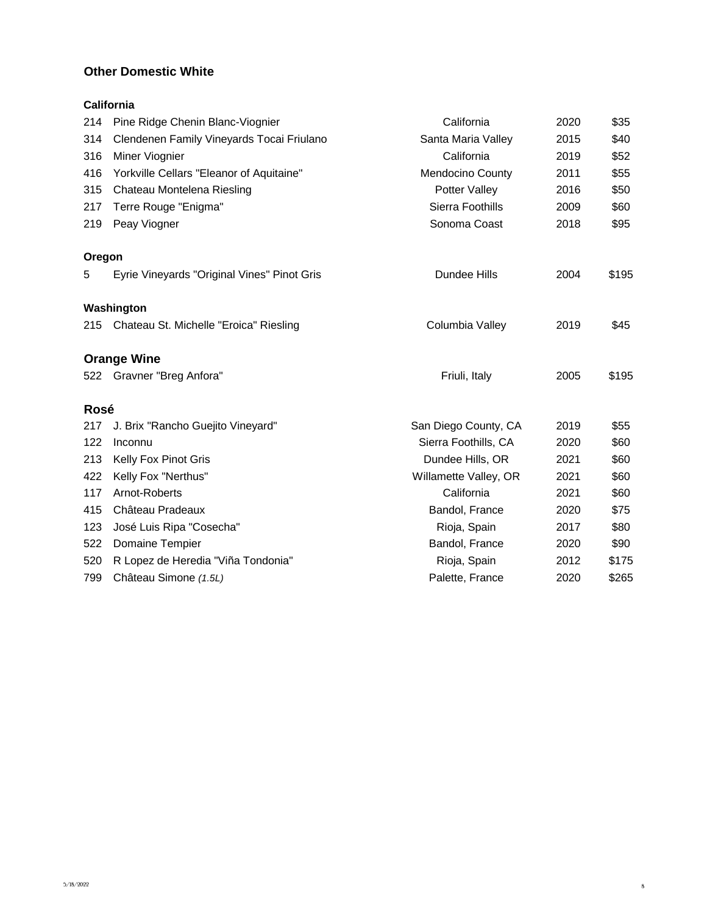## Other Domestic White

### California

| | | | | |
|---|---|---|---|---|
| 214 | Pine Ridge Chenin Blanc-Viognier | California | 2020 | $35 |
| 314 | Clendenen Family Vineyards Tocai Friulano | Santa Maria Valley | 2015 | $40 |
| 316 | Miner Viognier | California | 2019 | $52 |
| 416 | Yorkville Cellars "Eleanor of Aquitaine" | Mendocino County | 2011 | $55 |
| 315 | Chateau Montelena Riesling | Potter Valley | 2016 | $50 |
| 217 | Terre Rouge "Enigma" | Sierra Foothills | 2009 | $60 |
| 219 | Peay Viogner | Sonoma Coast | 2018 | $95 |

### Oregon

| | | | | |
|---|---|---|---|---|
| 5 | Eyrie Vineyards "Original Vines" Pinot Gris | Dundee Hills | 2004 | $195 |

### Washington

| | | | | |
|---|---|---|---|---|
| 215 | Chateau St. Michelle "Eroica" Riesling | Columbia Valley | 2019 | $45 |

## Orange Wine

| | | | | |
|---|---|---|---|---|
| 522 | Gravner "Breg Anfora" | Friuli, Italy | 2005 | $195 |

## Rosé

| | | | | |
|---|---|---|---|---|
| 217 | J. Brix "Rancho Guejito Vineyard" | San Diego County, CA | 2019 | $55 |
| 122 | Inconnu | Sierra Foothills, CA | 2020 | $60 |
| 213 | Kelly Fox Pinot Gris | Dundee Hills, OR | 2021 | $60 |
| 422 | Kelly Fox "Nerthus" | Willamette Valley, OR | 2021 | $60 |
| 117 | Arnot-Roberts | California | 2021 | $60 |
| 415 | Château Pradeaux | Bandol, France | 2020 | $75 |
| 123 | José Luis Ripa "Cosecha" | Rioja, Spain | 2017 | $80 |
| 522 | Domaine Tempier | Bandol, France | 2020 | $90 |
| 520 | R Lopez de Heredia "Viña Tondonia" | Rioja, Spain | 2012 | $175 |
| 799 | Château Simone *(1.5L)* | Palette, France | 2020 | $265 |

5/18/2022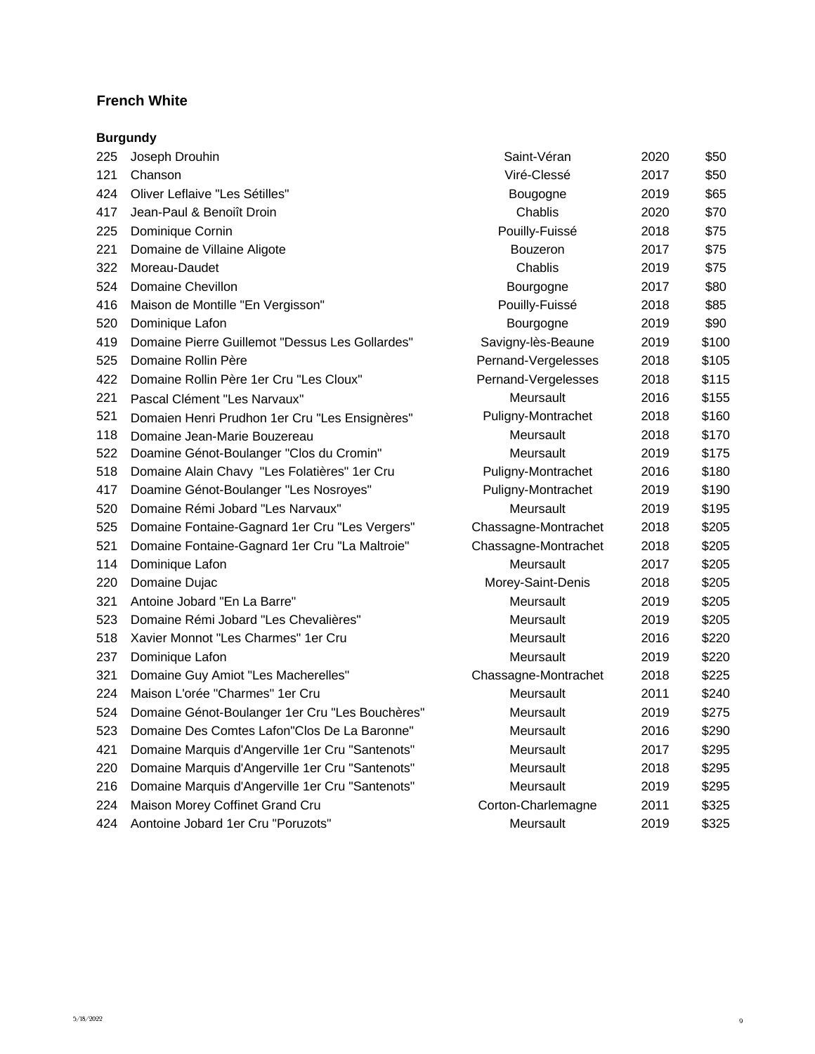## French White

### Burgundy

| | | | | |
|---|---|---|---|---|
| 225 | Joseph Drouhin | Saint-Véran | 2020 | $50 |
| 121 | Chanson | Viré-Clessé | 2017 | $50 |
| 424 | Oliver Leflaive "Les Sétilles" | Bougogne | 2019 | $65 |
| 417 | Jean-Paul & Benoiît Droin | Chablis | 2020 | $70 |
| 225 | Dominique Cornin | Pouilly-Fuissé | 2018 | $75 |
| 221 | Domaine de Villaine Aligote | Bouzeron | 2017 | $75 |
| 322 | Moreau-Daudet | Chablis | 2019 | $75 |
| 524 | Domaine Chevillon | Bourgogne | 2017 | $80 |
| 416 | Maison de Montille "En Vergisson" | Pouilly-Fuissé | 2018 | $85 |
| 520 | Dominique Lafon | Bourgogne | 2019 | $90 |
| 419 | Domaine Pierre Guillemot "Dessus Les Gollardes" | Savigny-lès-Beaune | 2019 | $100 |
| 525 | Domaine Rollin Père | Pernand-Vergelesses | 2018 | $105 |
| 422 | Domaine Rollin Père 1er Cru "Les Cloux" | Pernand-Vergelesses | 2018 | $115 |
| 221 | Pascal Clément "Les Narvaux" | Meursault | 2016 | $155 |
| 521 | Domaien Henri Prudhon 1er Cru "Les Ensignères" | Puligny-Montrachet | 2018 | $160 |
| 118 | Domaine Jean-Marie Bouzereau | Meursault | 2018 | $170 |
| 522 | Doamine Génot-Boulanger "Clos du Cromin" | Meursault | 2019 | $175 |
| 518 | Domaine Alain Chavy "Les Folatières" 1er Cru | Puligny-Montrachet | 2016 | $180 |
| 417 | Doamine Génot-Boulanger "Les Nosroyes" | Puligny-Montrachet | 2019 | $190 |
| 520 | Domaine Rémi Jobard "Les Narvaux" | Meursault | 2019 | $195 |
| 525 | Domaine Fontaine-Gagnard 1er Cru "Les Vergers" | Chassagne-Montrachet | 2018 | $205 |
| 521 | Domaine Fontaine-Gagnard 1er Cru "La Maltroie" | Chassagne-Montrachet | 2018 | $205 |
| 114 | Dominique Lafon | Meursault | 2017 | $205 |
| 220 | Domaine Dujac | Morey-Saint-Denis | 2018 | $205 |
| 321 | Antoine Jobard "En La Barre" | Meursault | 2019 | $205 |
| 523 | Domaine Rémi Jobard "Les Chevalières" | Meursault | 2019 | $205 |
| 518 | Xavier Monnot "Les Charmes" 1er Cru | Meursault | 2016 | $220 |
| 237 | Dominique Lafon | Meursault | 2019 | $220 |
| 321 | Domaine Guy Amiot "Les Macherelles" | Chassagne-Montrachet | 2018 | $225 |
| 224 | Maison L'orée "Charmes" 1er Cru | Meursault | 2011 | $240 |
| 524 | Domaine Génot-Boulanger 1er Cru "Les Bouchères" | Meursault | 2019 | $275 |
| 523 | Domaine Des Comtes Lafon"Clos De La Baronne" | Meursault | 2016 | $290 |
| 421 | Domaine Marquis d'Angerville 1er Cru "Santenots" | Meursault | 2017 | $295 |
| 220 | Domaine Marquis d'Angerville 1er Cru "Santenots" | Meursault | 2018 | $295 |
| 216 | Domaine Marquis d'Angerville 1er Cru "Santenots" | Meursault | 2019 | $295 |
| 224 | Maison Morey Coffinet Grand Cru | Corton-Charlemagne | 2011 | $325 |
| 424 | Aontoine Jobard 1er Cru "Poruzots" | Meursault | 2019 | $325 |

5/18/2022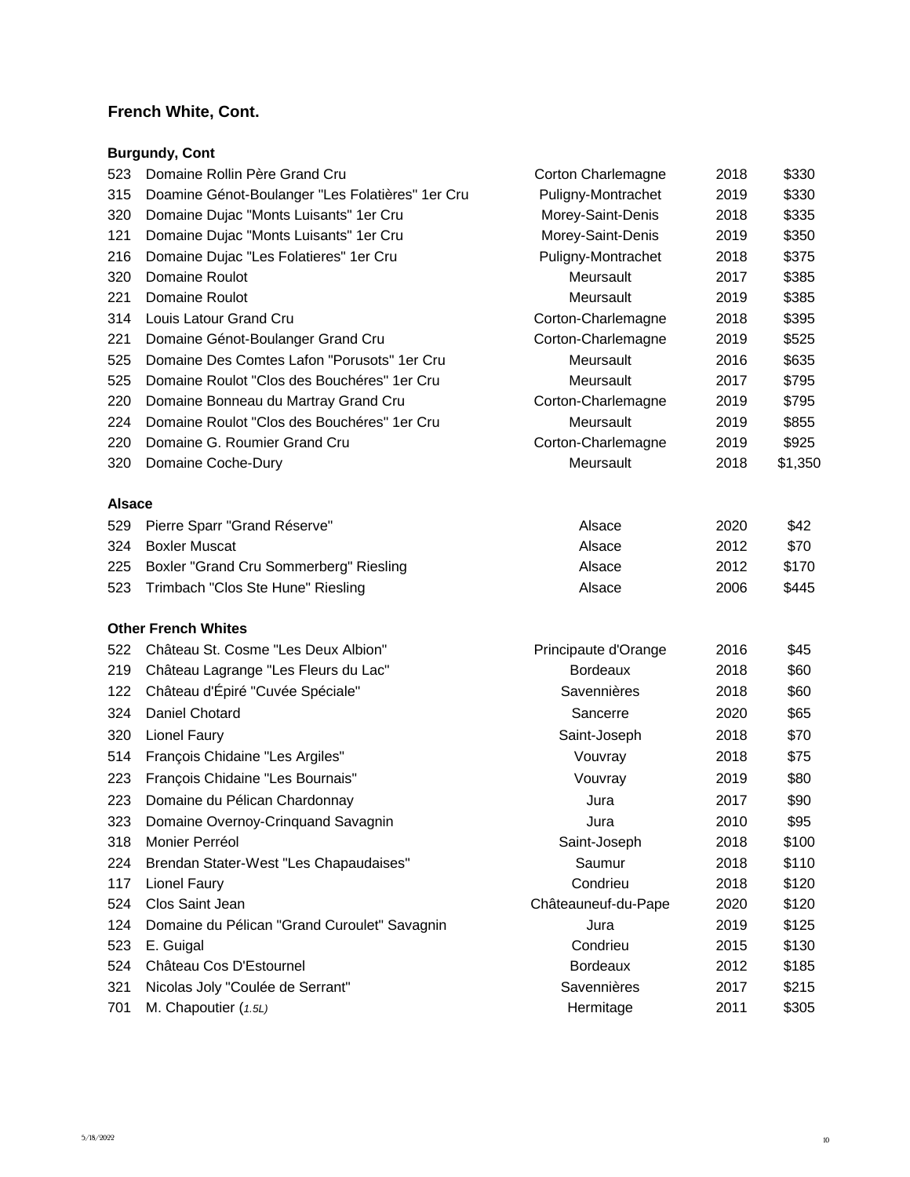## French White, Cont.

### Burgundy, Cont

| | | | | |
|---|---|---|---|---|
| 523 | Domaine Rollin Père Grand Cru | Corton Charlemagne | 2018 | $330 |
| 315 | Doamine Génot-Boulanger "Les Folatières" 1er Cru | Puligny-Montrachet | 2019 | $330 |
| 320 | Domaine Dujac "Monts Luisants" 1er Cru | Morey-Saint-Denis | 2018 | $335 |
| 121 | Domaine Dujac "Monts Luisants" 1er Cru | Morey-Saint-Denis | 2019 | $350 |
| 216 | Domaine Dujac "Les Folatieres" 1er Cru | Puligny-Montrachet | 2018 | $375 |
| 320 | Domaine Roulot | Meursault | 2017 | $385 |
| 221 | Domaine Roulot | Meursault | 2019 | $385 |
| 314 | Louis Latour Grand Cru | Corton-Charlemagne | 2018 | $395 |
| 221 | Domaine Génot-Boulanger Grand Cru | Corton-Charlemagne | 2019 | $525 |
| 525 | Domaine Des Comtes Lafon "Porusots" 1er Cru | Meursault | 2016 | $635 |
| 525 | Domaine Roulot "Clos des Bouchéres" 1er Cru | Meursault | 2017 | $795 |
| 220 | Domaine Bonneau du Martray Grand Cru | Corton-Charlemagne | 2019 | $795 |
| 224 | Domaine Roulot "Clos des Bouchéres" 1er Cru | Meursault | 2019 | $855 |
| 220 | Domaine G. Roumier Grand Cru | Corton-Charlemagne | 2019 | $925 |
| 320 | Domaine Coche-Dury | Meursault | 2018 | $1,350 |

### Alsace

| | | | | |
|---|---|---|---|---|
| 529 | Pierre Sparr "Grand Réserve" | Alsace | 2020 | $42 |
| 324 | Boxler Muscat | Alsace | 2012 | $70 |
| 225 | Boxler "Grand Cru Sommerberg" Riesling | Alsace | 2012 | $170 |
| 523 | Trimbach "Clos Ste Hune" Riesling | Alsace | 2006 | $445 |

### Other French Whites

| | | | | |
|---|---|---|---|---|
| 522 | Château St. Cosme "Les Deux Albion" | Principaute d'Orange | 2016 | $45 |
| 219 | Château Lagrange "Les Fleurs du Lac" | Bordeaux | 2018 | $60 |
| 122 | Château d'Épiré "Cuvée Spéciale" | Savennières | 2018 | $60 |
| 324 | Daniel Chotard | Sancerre | 2020 | $65 |
| 320 | Lionel Faury | Saint-Joseph | 2018 | $70 |
| 514 | François Chidaine "Les Argiles" | Vouvray | 2018 | $75 |
| 223 | François Chidaine "Les Bournais" | Vouvray | 2019 | $80 |
| 223 | Domaine du Pélican Chardonnay | Jura | 2017 | $90 |
| 323 | Domaine Overnoy-Crinquand Savagnin | Jura | 2010 | $95 |
| 318 | Monier Perréol | Saint-Joseph | 2018 | $100 |
| 224 | Brendan Stater-West "Les Chapaudaises" | Saumur | 2018 | $110 |
| 117 | Lionel Faury | Condrieu | 2018 | $120 |
| 524 | Clos Saint Jean | Châteauneuf-du-Pape | 2020 | $120 |
| 124 | Domaine du Pélican "Grand Curoulet" Savagnin | Jura | 2019 | $125 |
| 523 | E. Guigal | Condrieu | 2015 | $130 |
| 524 | Château Cos D'Estournel | Bordeaux | 2012 | $185 |
| 321 | Nicolas Joly "Coulée de Serrant" | Savennières | 2017 | $215 |
| 701 | M. Chapoutier (*1.5L*) | Hermitage | 2011 | $305 |

5/18/2022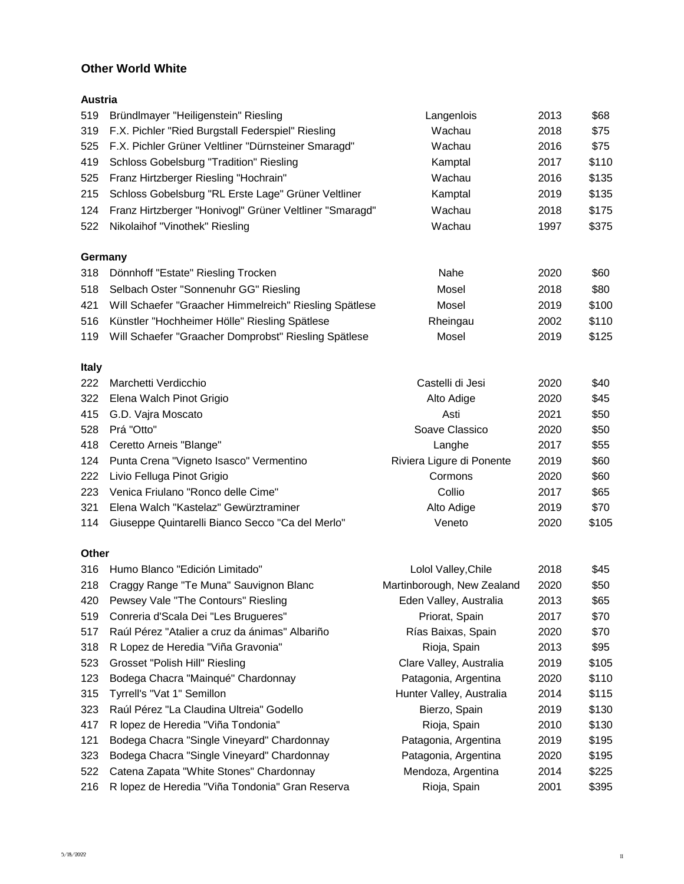## Other World White

### Austria

| | | | | |
|---|---|---|---|---|
| 519 | Bründlmayer "Heiligenstein" Riesling | Langenlois | 2013 | $68 |
| 319 | F.X. Pichler "Ried Burgstall Federspiel" Riesling | Wachau | 2018 | $75 |
| 525 | F.X. Pichler Grüner Veltliner "Dürnsteiner Smaragd" | Wachau | 2016 | $75 |
| 419 | Schloss Gobelsburg "Tradition" Riesling | Kamptal | 2017 | $110 |
| 525 | Franz Hirtzberger Riesling "Hochrain" | Wachau | 2016 | $135 |
| 215 | Schloss Gobelsburg "RL Erste Lage" Grüner Veltliner | Kamptal | 2019 | $135 |
| 124 | Franz Hirtzberger "Honivogl" Grüner Veltliner "Smaragd" | Wachau | 2018 | $175 |
| 522 | Nikolaihof "Vinothek" Riesling | Wachau | 1997 | $375 |

### Germany

| | | | | |
|---|---|---|---|---|
| 318 | Dönnhoff "Estate" Riesling Trocken | Nahe | 2020 | $60 |
| 518 | Selbach Oster "Sonnenuhr GG" Riesling | Mosel | 2018 | $80 |
| 421 | Will Schaefer "Graacher Himmelreich" Riesling Spätlese | Mosel | 2019 | $100 |
| 516 | Künstler "Hochheimer Hölle" Riesling Spätlese | Rheingau | 2002 | $110 |
| 119 | Will Schaefer "Graacher Domprobst" Riesling Spätlese | Mosel | 2019 | $125 |

### Italy

| | | | | |
|---|---|---|---|---|
| 222 | Marchetti Verdicchio | Castelli di Jesi | 2020 | $40 |
| 322 | Elena Walch Pinot Grigio | Alto Adige | 2020 | $45 |
| 415 | G.D. Vajra Moscato | Asti | 2021 | $50 |
| 528 | Prá "Otto" | Soave Classico | 2020 | $50 |
| 418 | Ceretto Arneis "Blange" | Langhe | 2017 | $55 |
| 124 | Punta Crena "Vigneto Isasco" Vermentino | Riviera Ligure di Ponente | 2019 | $60 |
| 222 | Livio Felluga Pinot Grigio | Cormons | 2020 | $60 |
| 223 | Venica Friulano "Ronco delle Cime" | Collio | 2017 | $65 |
| 321 | Elena Walch "Kastelaz" Gewürztraminer | Alto Adige | 2019 | $70 |
| 114 | Giuseppe Quintarelli Bianco Secco "Ca del Merlo" | Veneto | 2020 | $105 |

### Other

| | | | | |
|---|---|---|---|---|
| 316 | Humo Blanco "Edición Limitado" | Lolol Valley,Chile | 2018 | $45 |
| 218 | Craggy Range "Te Muna" Sauvignon Blanc | Martinborough, New Zealand | 2020 | $50 |
| 420 | Pewsey Vale "The Contours" Riesling | Eden Valley, Australia | 2013 | $65 |
| 519 | Conreria d'Scala Dei "Les Brugueres" | Priorat, Spain | 2017 | $70 |
| 517 | Raúl Pérez "Atalier a cruz da ánimas" Albariño | Rías Baixas, Spain | 2020 | $70 |
| 318 | R Lopez de Heredia "Viña Gravonia" | Rioja, Spain | 2013 | $95 |
| 523 | Grosset "Polish Hill" Riesling | Clare Valley, Australia | 2019 | $105 |
| 123 | Bodega Chacra "Mainqué" Chardonnay | Patagonia, Argentina | 2020 | $110 |
| 315 | Tyrrell's "Vat 1" Semillon | Hunter Valley, Australia | 2014 | $115 |
| 323 | Raúl Pérez "La Claudina Ultreia" Godello | Bierzo, Spain | 2019 | $130 |
| 417 | R lopez de Heredia "Viña Tondonia" | Rioja, Spain | 2010 | $130 |
| 121 | Bodega Chacra "Single Vineyard" Chardonnay | Patagonia, Argentina | 2019 | $195 |
| 323 | Bodega Chacra "Single Vineyard" Chardonnay | Patagonia, Argentina | 2020 | $195 |
| 522 | Catena Zapata "White Stones" Chardonnay | Mendoza, Argentina | 2014 | $225 |
| 216 | R lopez de Heredia "Viña Tondonia" Gran Reserva | Rioja, Spain | 2001 | $395 |

5/18/2022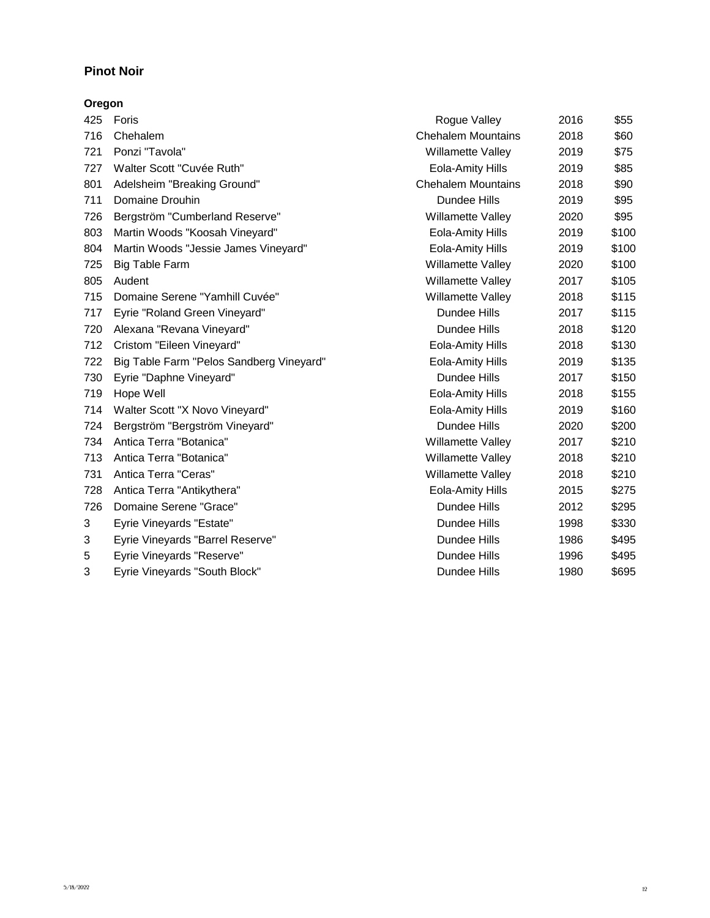## Pinot Noir

### Oregon

| | | | | |
|---|---|---|---|---|
| 425 | Foris | Rogue Valley | 2016 | $55 |
| 716 | Chehalem | Chehalem Mountains | 2018 | $60 |
| 721 | Ponzi "Tavola" | Willamette Valley | 2019 | $75 |
| 727 | Walter Scott "Cuvée Ruth" | Eola-Amity Hills | 2019 | $85 |
| 801 | Adelsheim "Breaking Ground" | Chehalem Mountains | 2018 | $90 |
| 711 | Domaine Drouhin | Dundee Hills | 2019 | $95 |
| 726 | Bergström "Cumberland Reserve" | Willamette Valley | 2020 | $95 |
| 803 | Martin Woods "Koosah Vineyard" | Eola-Amity Hills | 2019 | $100 |
| 804 | Martin Woods "Jessie James Vineyard" | Eola-Amity Hills | 2019 | $100 |
| 725 | Big Table Farm | Willamette Valley | 2020 | $100 |
| 805 | Audent | Willamette Valley | 2017 | $105 |
| 715 | Domaine Serene "Yamhill Cuvée" | Willamette Valley | 2018 | $115 |
| 717 | Eyrie "Roland Green Vineyard" | Dundee Hills | 2017 | $115 |
| 720 | Alexana "Revana Vineyard" | Dundee Hills | 2018 | $120 |
| 712 | Cristom "Eileen Vineyard" | Eola-Amity Hills | 2018 | $130 |
| 722 | Big Table Farm "Pelos Sandberg Vineyard" | Eola-Amity Hills | 2019 | $135 |
| 730 | Eyrie "Daphne Vineyard" | Dundee Hills | 2017 | $150 |
| 719 | Hope Well | Eola-Amity Hills | 2018 | $155 |
| 714 | Walter Scott "X Novo Vineyard" | Eola-Amity Hills | 2019 | $160 |
| 724 | Bergström "Bergström Vineyard" | Dundee Hills | 2020 | $200 |
| 734 | Antica Terra "Botanica" | Willamette Valley | 2017 | $210 |
| 713 | Antica Terra "Botanica" | Willamette Valley | 2018 | $210 |
| 731 | Antica Terra "Ceras" | Willamette Valley | 2018 | $210 |
| 728 | Antica Terra "Antikythera" | Eola-Amity Hills | 2015 | $275 |
| 726 | Domaine Serene "Grace" | Dundee Hills | 2012 | $295 |
| 3 | Eyrie Vineyards "Estate" | Dundee Hills | 1998 | $330 |
| 3 | Eyrie Vineyards "Barrel Reserve" | Dundee Hills | 1986 | $495 |
| 5 | Eyrie Vineyards "Reserve" | Dundee Hills | 1996 | $495 |
| 3 | Eyrie Vineyards "South Block" | Dundee Hills | 1980 | $695 |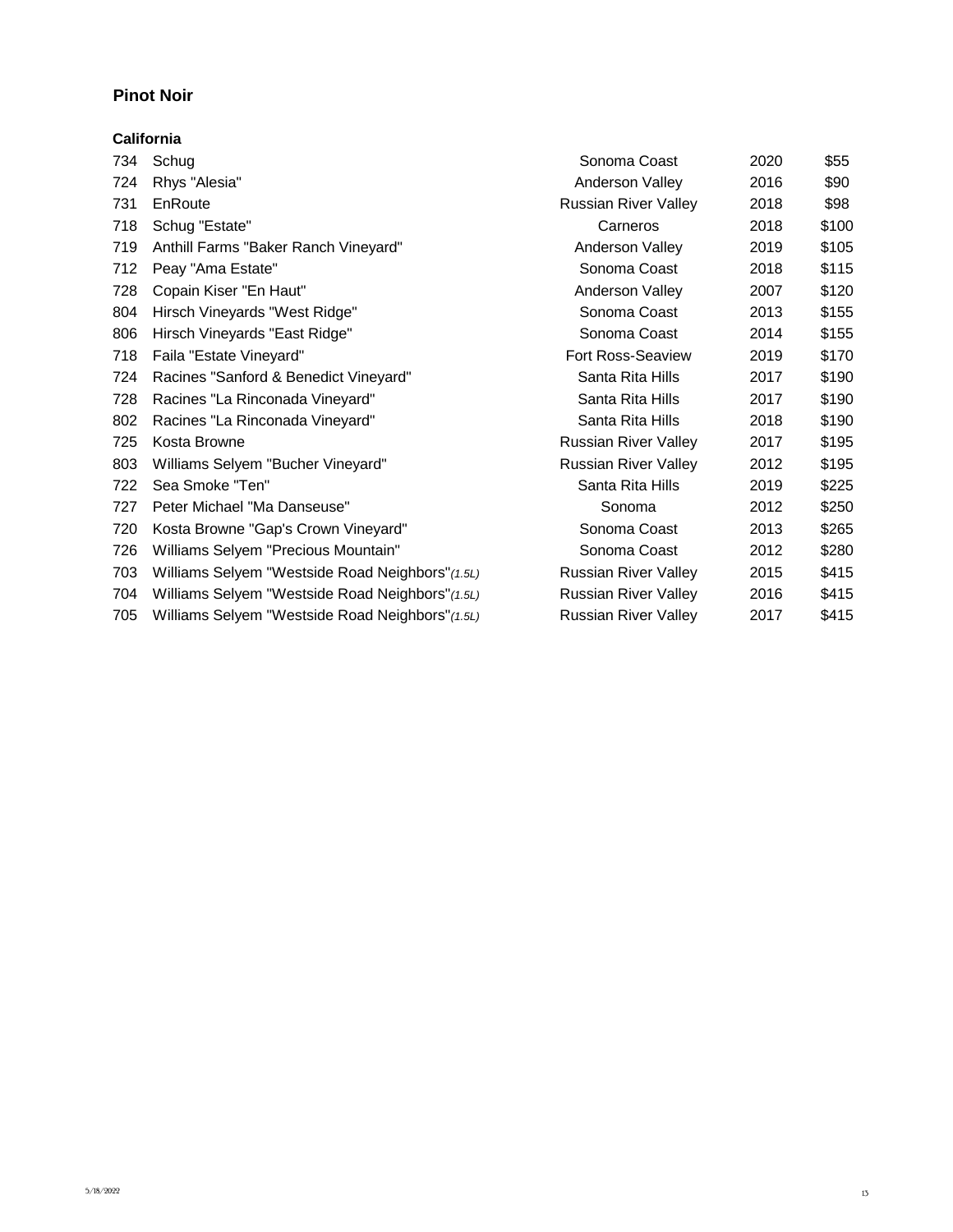## Pinot Noir

### California

| | | | | |
|---|---|---|---|---|
| 734 | Schug | Sonoma Coast | 2020 | $55 |
| 724 | Rhys "Alesia" | Anderson Valley | 2016 | $90 |
| 731 | EnRoute | Russian River Valley | 2018 | $98 |
| 718 | Schug "Estate" | Carneros | 2018 | $100 |
| 719 | Anthill Farms "Baker Ranch Vineyard" | Anderson Valley | 2019 | $105 |
| 712 | Peay "Ama Estate" | Sonoma Coast | 2018 | $115 |
| 728 | Copain Kiser "En Haut" | Anderson Valley | 2007 | $120 |
| 804 | Hirsch Vineyards "West Ridge" | Sonoma Coast | 2013 | $155 |
| 806 | Hirsch Vineyards "East Ridge" | Sonoma Coast | 2014 | $155 |
| 718 | Faila "Estate Vineyard" | Fort Ross-Seaview | 2019 | $170 |
| 724 | Racines "Sanford & Benedict Vineyard" | Santa Rita Hills | 2017 | $190 |
| 728 | Racines "La Rinconada Vineyard" | Santa Rita Hills | 2017 | $190 |
| 802 | Racines "La Rinconada Vineyard" | Santa Rita Hills | 2018 | $190 |
| 725 | Kosta Browne | Russian River Valley | 2017 | $195 |
| 803 | Williams Selyem "Bucher Vineyard" | Russian River Valley | 2012 | $195 |
| 722 | Sea Smoke "Ten" | Santa Rita Hills | 2019 | $225 |
| 727 | Peter Michael "Ma Danseuse" | Sonoma | 2012 | $250 |
| 720 | Kosta Browne "Gap's Crown Vineyard" | Sonoma Coast | 2013 | $265 |
| 726 | Williams Selyem "Precious Mountain" | Sonoma Coast | 2012 | $280 |
| 703 | Williams Selyem "Westside Road Neighbors" *(1.5L)* | Russian River Valley | 2015 | $415 |
| 704 | Williams Selyem "Westside Road Neighbors" *(1.5L)* | Russian River Valley | 2016 | $415 |
| 705 | Williams Selyem "Westside Road Neighbors" *(1.5L)* | Russian River Valley | 2017 | $415 |

5/18/2022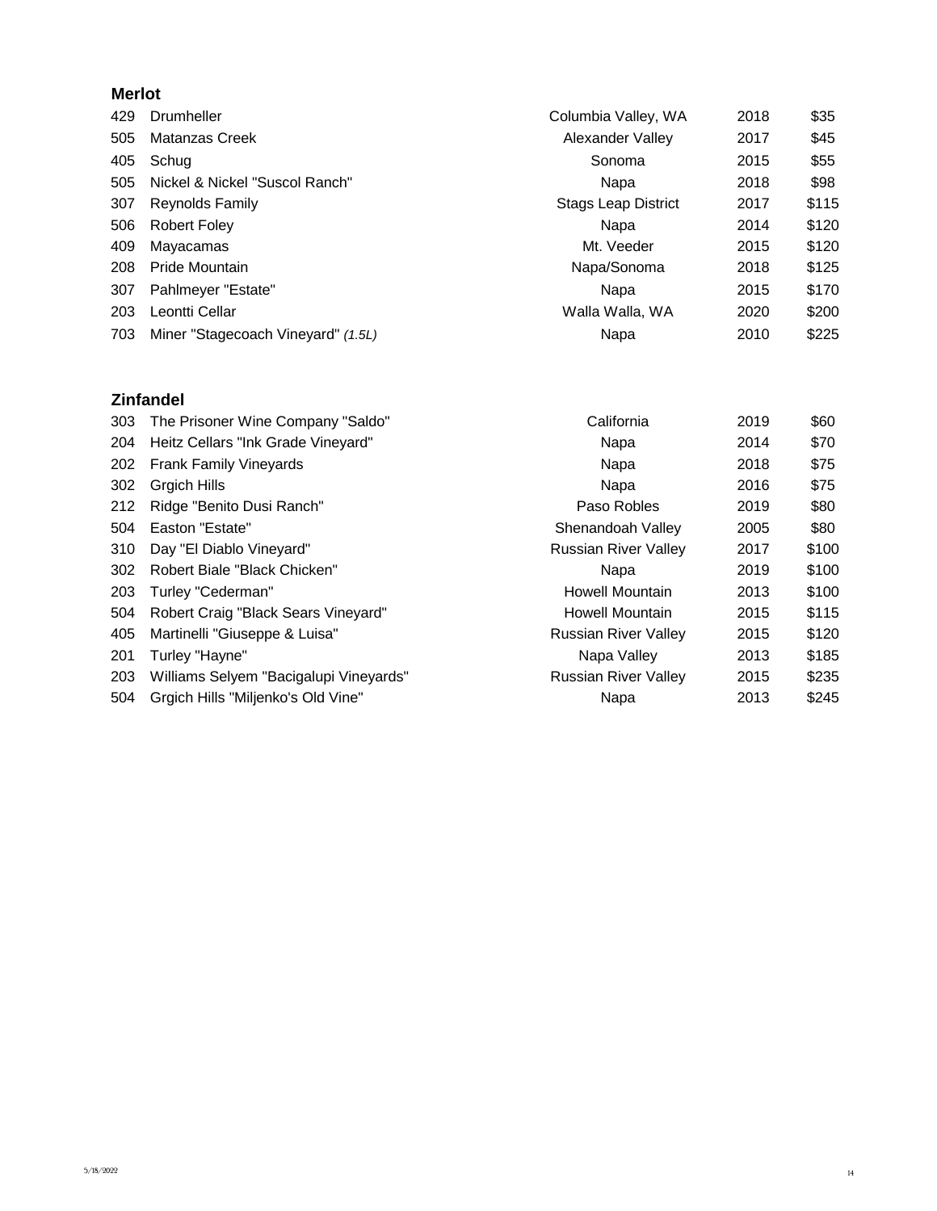## Merlot

| | | | | |
|---|---|---|---|---|
| 429 | Drumheller | Columbia Valley, WA | 2018 | $35 |
| 505 | Matanzas Creek | Alexander Valley | 2017 | $45 |
| 405 | Schug | Sonoma | 2015 | $55 |
| 505 | Nickel & Nickel "Suscol Ranch" | Napa | 2018 | $98 |
| 307 | Reynolds Family | Stags Leap District | 2017 | $115 |
| 506 | Robert Foley | Napa | 2014 | $120 |
| 409 | Mayacamas | Mt. Veeder | 2015 | $120 |
| 208 | Pride Mountain | Napa/Sonoma | 2018 | $125 |
| 307 | Pahlmeyer "Estate" | Napa | 2015 | $170 |
| 203 | Leontti Cellar | Walla Walla, WA | 2020 | $200 |
| 703 | Miner "Stagecoach Vineyard" *(1.5L)* | Napa | 2010 | $225 |

## Zinfandel

| | | | | |
|---|---|---|---|---|
| 303 | The Prisoner Wine Company "Saldo" | California | 2019 | $60 |
| 204 | Heitz Cellars "Ink Grade Vineyard" | Napa | 2014 | $70 |
| 202 | Frank Family Vineyards | Napa | 2018 | $75 |
| 302 | Grgich Hills | Napa | 2016 | $75 |
| 212 | Ridge "Benito Dusi Ranch" | Paso Robles | 2019 | $80 |
| 504 | Easton "Estate" | Shenandoah Valley | 2005 | $80 |
| 310 | Day "El Diablo Vineyard" | Russian River Valley | 2017 | $100 |
| 302 | Robert Biale "Black Chicken" | Napa | 2019 | $100 |
| 203 | Turley "Cederman" | Howell Mountain | 2013 | $100 |
| 504 | Robert Craig "Black Sears Vineyard" | Howell Mountain | 2015 | $115 |
| 405 | Martinelli "Giuseppe & Luisa" | Russian River Valley | 2015 | $120 |
| 201 | Turley "Hayne" | Napa Valley | 2013 | $185 |
| 203 | Williams Selyem "Bacigalupi Vineyards" | Russian River Valley | 2015 | $235 |
| 504 | Grgich Hills "Miljenko's Old Vine" | Napa | 2013 | $245 |

5/18/2022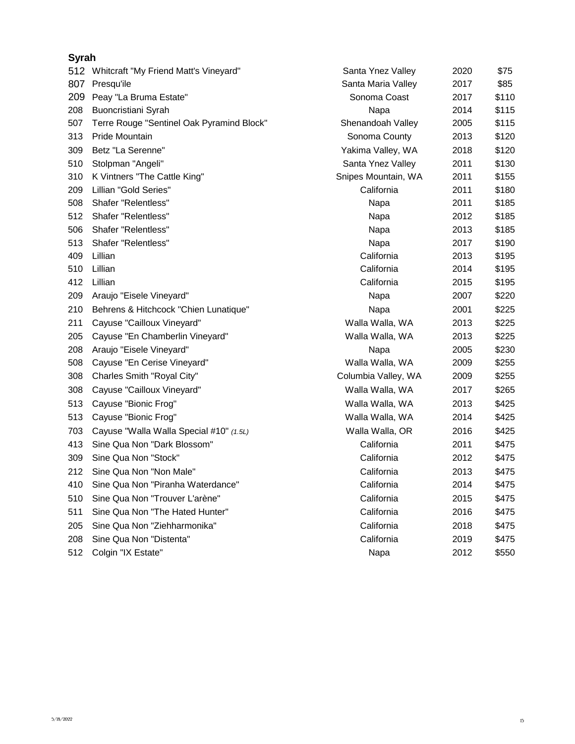## Syrah

| | | | | |
|---|---|---|---|---|
| 512 | Whitcraft "My Friend Matt's Vineyard" | Santa Ynez Valley | 2020 | $75 |
| 807 | Presqu'ile | Santa Maria Valley | 2017 | $85 |
| 209 | Peay "La Bruma Estate" | Sonoma Coast | 2017 | $110 |
| 208 | Buoncristiani Syrah | Napa | 2014 | $115 |
| 507 | Terre Rouge "Sentinel Oak Pyramind Block" | Shenandoah Valley | 2005 | $115 |
| 313 | Pride Mountain | Sonoma County | 2013 | $120 |
| 309 | Betz "La Serenne" | Yakima Valley, WA | 2018 | $120 |
| 510 | Stolpman "Angeli" | Santa Ynez Valley | 2011 | $130 |
| 310 | K Vintners "The Cattle King" | Snipes Mountain, WA | 2011 | $155 |
| 209 | Lillian "Gold Series" | California | 2011 | $180 |
| 508 | Shafer "Relentless" | Napa | 2011 | $185 |
| 512 | Shafer "Relentless" | Napa | 2012 | $185 |
| 506 | Shafer "Relentless" | Napa | 2013 | $185 |
| 513 | Shafer "Relentless" | Napa | 2017 | $190 |
| 409 | Lillian | California | 2013 | $195 |
| 510 | Lillian | California | 2014 | $195 |
| 412 | Lillian | California | 2015 | $195 |
| 209 | Araujo "Eisele Vineyard" | Napa | 2007 | $220 |
| 210 | Behrens & Hitchcock "Chien Lunatique" | Napa | 2001 | $225 |
| 211 | Cayuse "Cailloux Vineyard" | Walla Walla, WA | 2013 | $225 |
| 205 | Cayuse "En Chamberlin Vineyard" | Walla Walla, WA | 2013 | $225 |
| 208 | Araujo "Eisele Vineyard" | Napa | 2005 | $230 |
| 508 | Cayuse "En Cerise Vineyard" | Walla Walla, WA | 2009 | $255 |
| 308 | Charles Smith "Royal City" | Columbia Valley, WA | 2009 | $255 |
| 308 | Cayuse "Cailloux Vineyard" | Walla Walla, WA | 2017 | $265 |
| 513 | Cayuse "Bionic Frog" | Walla Walla, WA | 2013 | $425 |
| 513 | Cayuse "Bionic Frog" | Walla Walla, WA | 2014 | $425 |
| 703 | Cayuse "Walla Walla Special #10" *(1.5L)* | Walla Walla, OR | 2016 | $425 |
| 413 | Sine Qua Non "Dark Blossom" | California | 2011 | $475 |
| 309 | Sine Qua Non "Stock" | California | 2012 | $475 |
| 212 | Sine Qua Non "Non Male" | California | 2013 | $475 |
| 410 | Sine Qua Non "Piranha Waterdance" | California | 2014 | $475 |
| 510 | Sine Qua Non "Trouver L'arène" | California | 2015 | $475 |
| 511 | Sine Qua Non "The Hated Hunter" | California | 2016 | $475 |
| 205 | Sine Qua Non "Ziehharmonika" | California | 2018 | $475 |
| 208 | Sine Qua Non "Distenta" | California | 2019 | $475 |
| 512 | Colgin "IX Estate" | Napa | 2012 | $550 |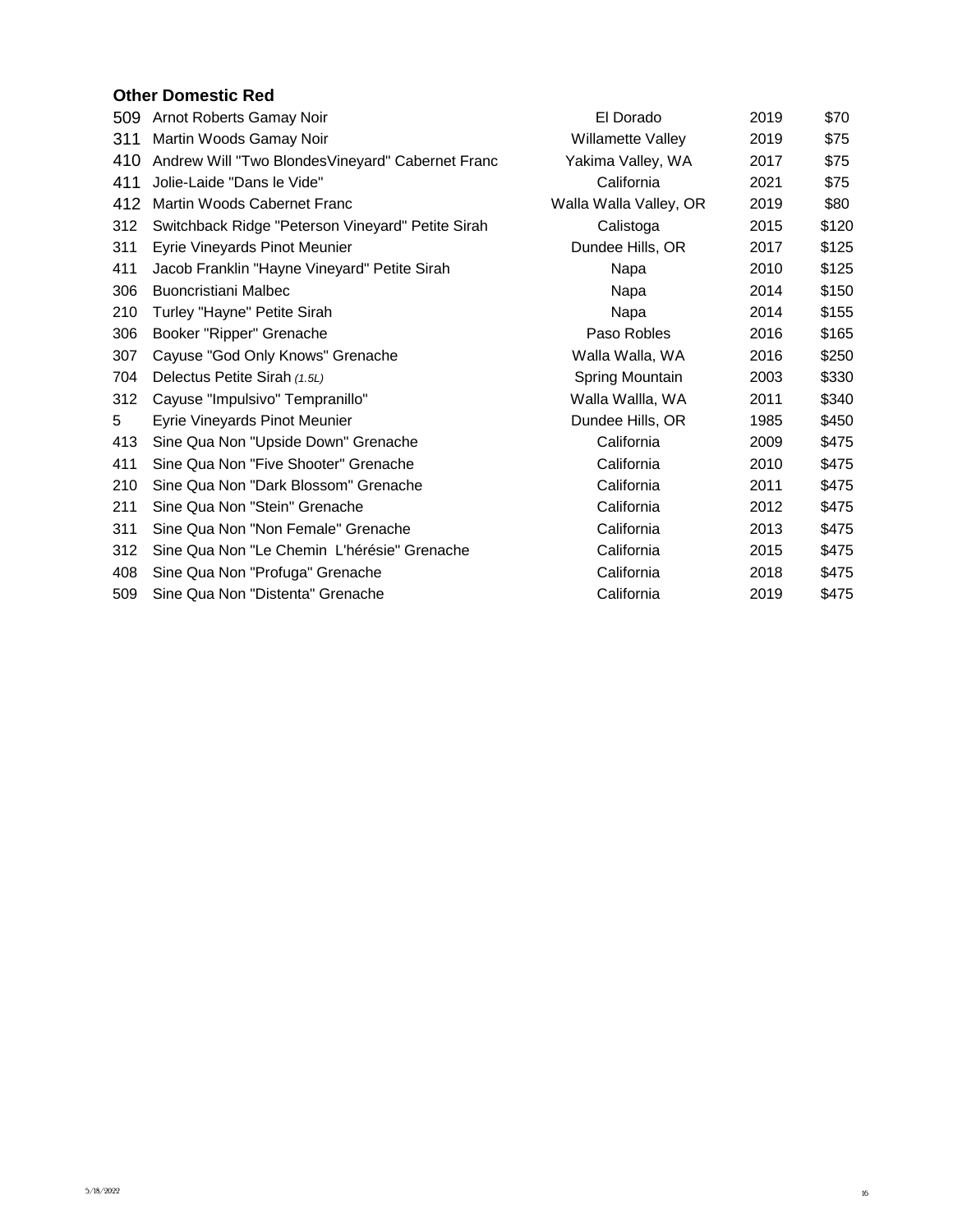### Other Domestic Red

| | | | | |
|---|---|---|---|---|
| 509 | Arnot Roberts Gamay Noir | El Dorado | 2019 | $70 |
| 311 | Martin Woods Gamay Noir | Willamette Valley | 2019 | $75 |
| 410 | Andrew Will "Two BlondesVineyard" Cabernet Franc | Yakima Valley, WA | 2017 | $75 |
| 411 | Jolie-Laide "Dans le Vide" | California | 2021 | $75 |
| 412 | Martin Woods Cabernet Franc | Walla Walla Valley, OR | 2019 | $80 |
| 312 | Switchback Ridge "Peterson Vineyard" Petite Sirah | Calistoga | 2015 | $120 |
| 311 | Eyrie Vineyards Pinot Meunier | Dundee Hills, OR | 2017 | $125 |
| 411 | Jacob Franklin "Hayne Vineyard" Petite Sirah | Napa | 2010 | $125 |
| 306 | Buoncristiani Malbec | Napa | 2014 | $150 |
| 210 | Turley "Hayne" Petite Sirah | Napa | 2014 | $155 |
| 306 | Booker "Ripper" Grenache | Paso Robles | 2016 | $165 |
| 307 | Cayuse "God Only Knows" Grenache | Walla Walla, WA | 2016 | $250 |
| 704 | Delectus Petite Sirah *(1.5L)* | Spring Mountain | 2003 | $330 |
| 312 | Cayuse "Impulsivo" Tempranillo" | Walla Wallla, WA | 2011 | $340 |
| 5 | Eyrie Vineyards Pinot Meunier | Dundee Hills, OR | 1985 | $450 |
| 413 | Sine Qua Non "Upside Down" Grenache | California | 2009 | $475 |
| 411 | Sine Qua Non "Five Shooter" Grenache | California | 2010 | $475 |
| 210 | Sine Qua Non "Dark Blossom" Grenache | California | 2011 | $475 |
| 211 | Sine Qua Non "Stein" Grenache | California | 2012 | $475 |
| 311 | Sine Qua Non "Non Female" Grenache | California | 2013 | $475 |
| 312 | Sine Qua Non "Le Chemin L'hérésie" Grenache | California | 2015 | $475 |
| 408 | Sine Qua Non "Profuga" Grenache | California | 2018 | $475 |
| 509 | Sine Qua Non "Distenta" Grenache | California | 2019 | $475 |

5/18/2022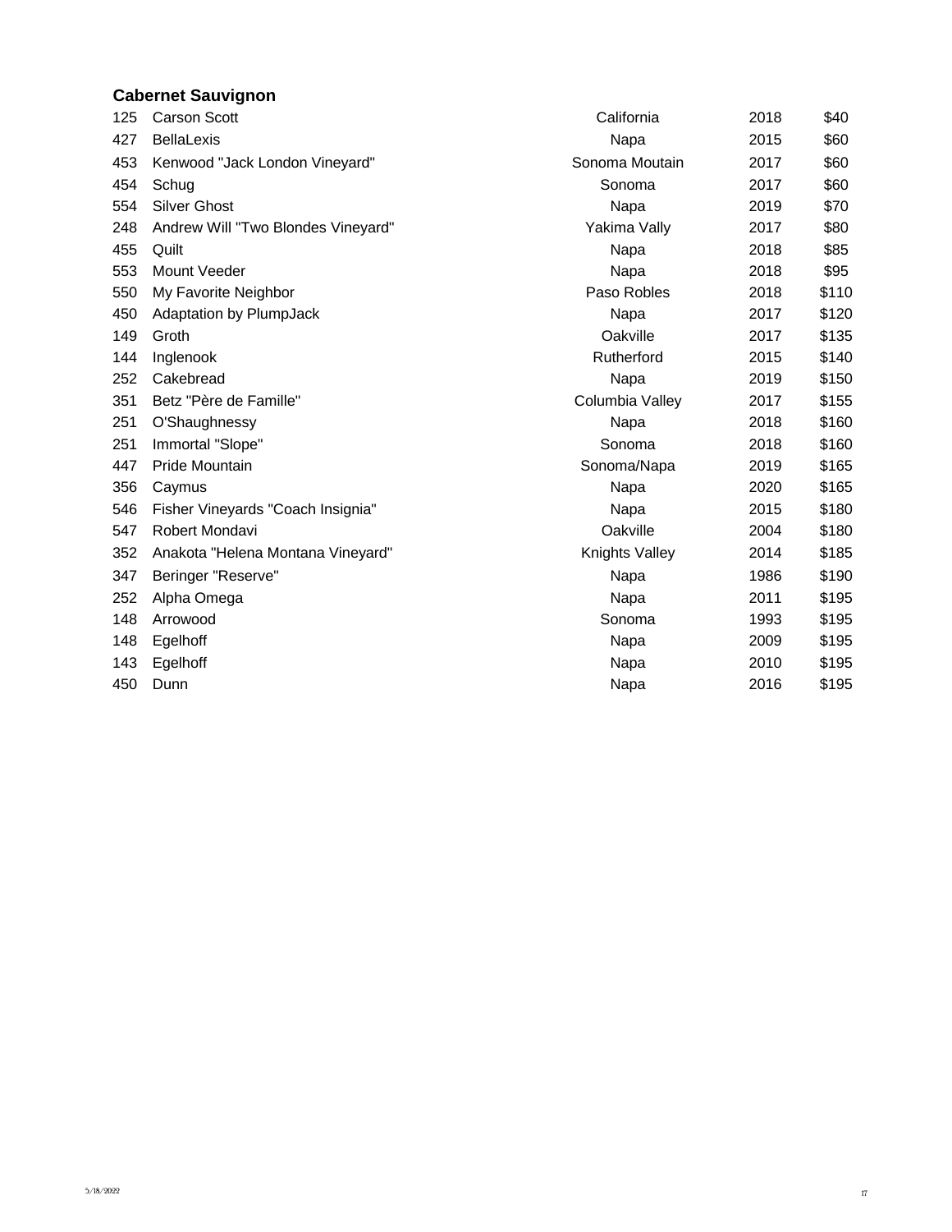## Cabernet Sauvignon

| | | | | |
|---|---|---|---|---|
| 125 | Carson Scott | California | 2018 | $40 |
| 427 | BellaLexis | Napa | 2015 | $60 |
| 453 | Kenwood "Jack London Vineyard" | Sonoma Moutain | 2017 | $60 |
| 454 | Schug | Sonoma | 2017 | $60 |
| 554 | Silver Ghost | Napa | 2019 | $70 |
| 248 | Andrew Will "Two Blondes Vineyard" | Yakima Vally | 2017 | $80 |
| 455 | Quilt | Napa | 2018 | $85 |
| 553 | Mount Veeder | Napa | 2018 | $95 |
| 550 | My Favorite Neighbor | Paso Robles | 2018 | $110 |
| 450 | Adaptation by PlumpJack | Napa | 2017 | $120 |
| 149 | Groth | Oakville | 2017 | $135 |
| 144 | Inglenook | Rutherford | 2015 | $140 |
| 252 | Cakebread | Napa | 2019 | $150 |
| 351 | Betz "Père de Famille" | Columbia Valley | 2017 | $155 |
| 251 | O'Shaughnessy | Napa | 2018 | $160 |
| 251 | Immortal "Slope" | Sonoma | 2018 | $160 |
| 447 | Pride Mountain | Sonoma/Napa | 2019 | $165 |
| 356 | Caymus | Napa | 2020 | $165 |
| 546 | Fisher Vineyards "Coach Insignia" | Napa | 2015 | $180 |
| 547 | Robert Mondavi | Oakville | 2004 | $180 |
| 352 | Anakota "Helena Montana Vineyard" | Knights Valley | 2014 | $185 |
| 347 | Beringer "Reserve" | Napa | 1986 | $190 |
| 252 | Alpha Omega | Napa | 2011 | $195 |
| 148 | Arrowood | Sonoma | 1993 | $195 |
| 148 | Egelhoff | Napa | 2009 | $195 |
| 143 | Egelhoff | Napa | 2010 | $195 |
| 450 | Dunn | Napa | 2016 | $195 |

5/18/2022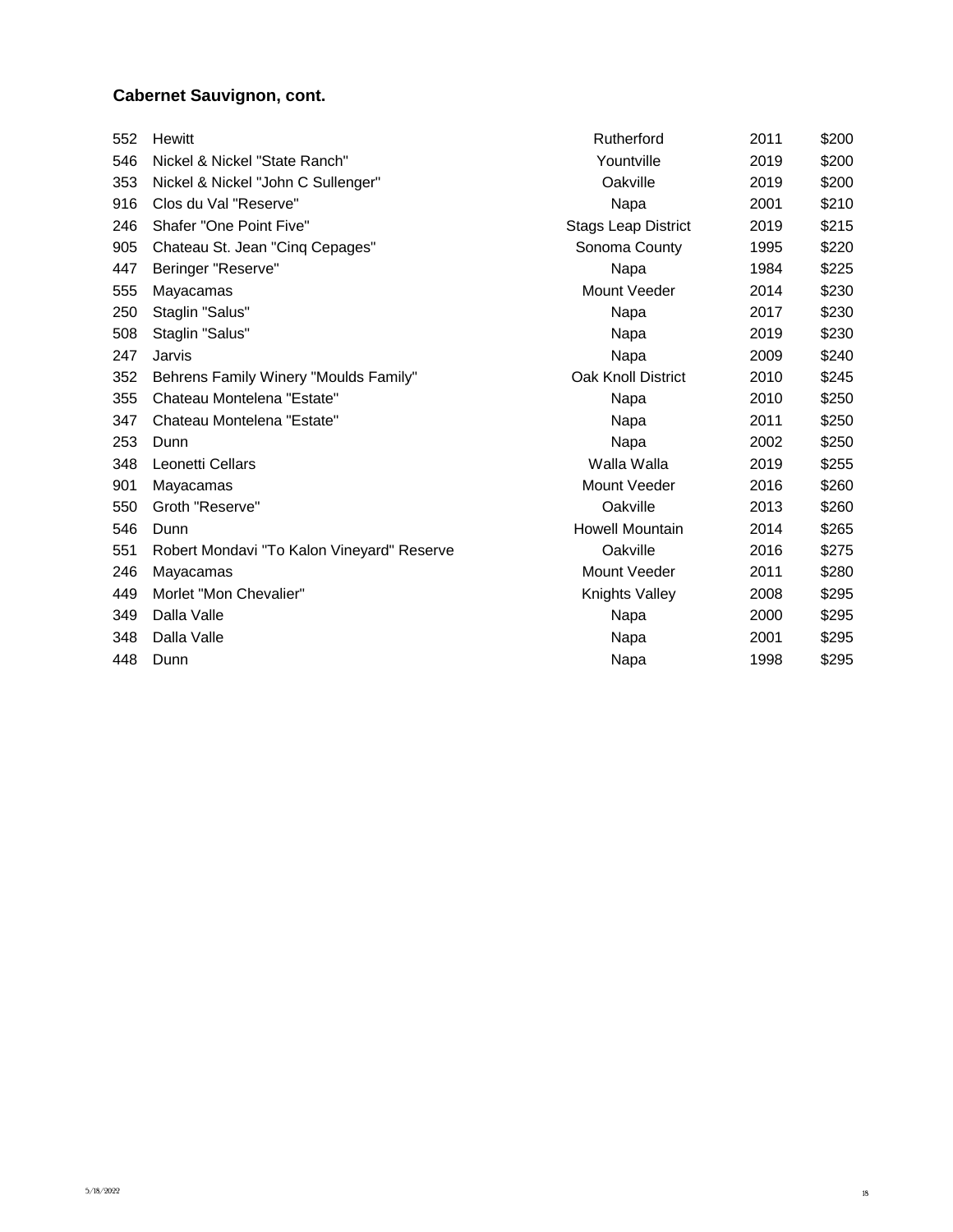### Cabernet Sauvignon, cont.

| | | | | |
|---|---|---|---|---|
| 552 | Hewitt | Rutherford | 2011 | $200 |
| 546 | Nickel & Nickel "State Ranch" | Yountville | 2019 | $200 |
| 353 | Nickel & Nickel "John C Sullenger" | Oakville | 2019 | $200 |
| 916 | Clos du Val "Reserve" | Napa | 2001 | $210 |
| 246 | Shafer "One Point Five" | Stags Leap District | 2019 | $215 |
| 905 | Chateau St. Jean "Cinq Cepages" | Sonoma County | 1995 | $220 |
| 447 | Beringer "Reserve" | Napa | 1984 | $225 |
| 555 | Mayacamas | Mount Veeder | 2014 | $230 |
| 250 | Staglin "Salus" | Napa | 2017 | $230 |
| 508 | Staglin "Salus" | Napa | 2019 | $230 |
| 247 | Jarvis | Napa | 2009 | $240 |
| 352 | Behrens Family Winery "Moulds Family" | Oak Knoll District | 2010 | $245 |
| 355 | Chateau Montelena "Estate" | Napa | 2010 | $250 |
| 347 | Chateau Montelena "Estate" | Napa | 2011 | $250 |
| 253 | Dunn | Napa | 2002 | $250 |
| 348 | Leonetti Cellars | Walla Walla | 2019 | $255 |
| 901 | Mayacamas | Mount Veeder | 2016 | $260 |
| 550 | Groth "Reserve" | Oakville | 2013 | $260 |
| 546 | Dunn | Howell Mountain | 2014 | $265 |
| 551 | Robert Mondavi "To Kalon Vineyard" Reserve | Oakville | 2016 | $275 |
| 246 | Mayacamas | Mount Veeder | 2011 | $280 |
| 449 | Morlet "Mon Chevalier" | Knights Valley | 2008 | $295 |
| 349 | Dalla Valle | Napa | 2000 | $295 |
| 348 | Dalla Valle | Napa | 2001 | $295 |
| 448 | Dunn | Napa | 1998 | $295 |

5/18/2022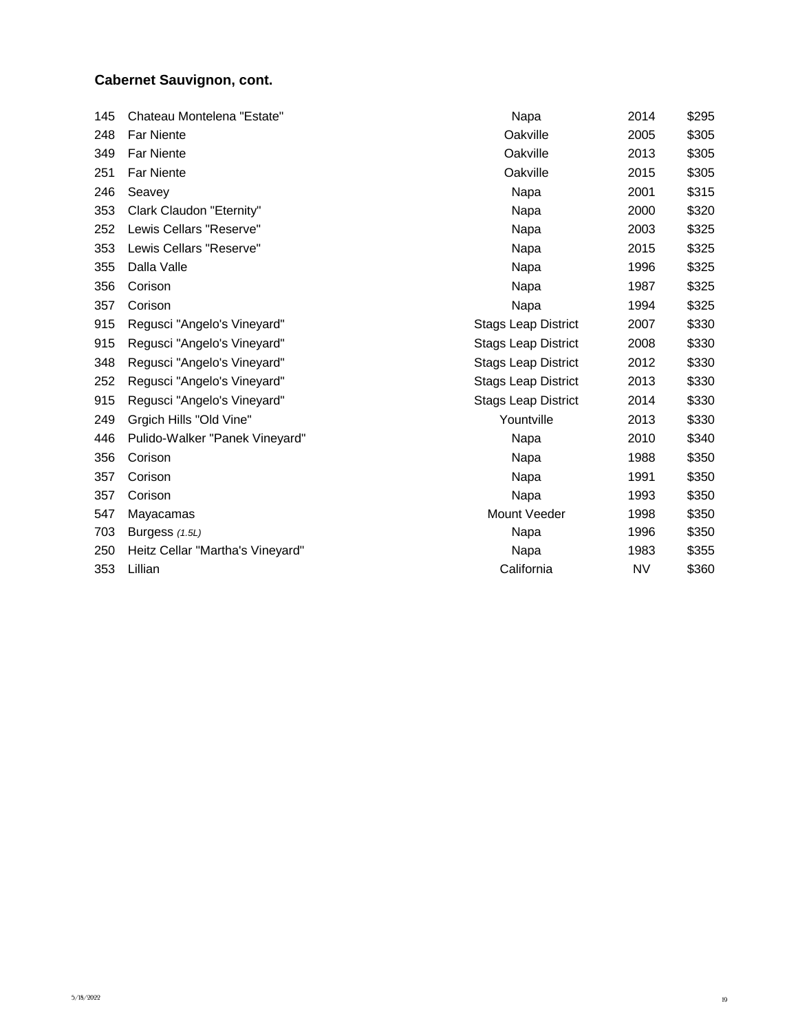**Cabernet Sauvignon, cont.**

| | | | | |
|---|---|---|---|---|
| 145 | Chateau Montelena "Estate" | Napa | 2014 | $295 |
| 248 | Far Niente | Oakville | 2005 | $305 |
| 349 | Far Niente | Oakville | 2013 | $305 |
| 251 | Far Niente | Oakville | 2015 | $305 |
| 246 | Seavey | Napa | 2001 | $315 |
| 353 | Clark Claudon "Eternity" | Napa | 2000 | $320 |
| 252 | Lewis Cellars "Reserve" | Napa | 2003 | $325 |
| 353 | Lewis Cellars "Reserve" | Napa | 2015 | $325 |
| 355 | Dalla Valle | Napa | 1996 | $325 |
| 356 | Corison | Napa | 1987 | $325 |
| 357 | Corison | Napa | 1994 | $325 |
| 915 | Regusci "Angelo's Vineyard" | Stags Leap District | 2007 | $330 |
| 915 | Regusci "Angelo's Vineyard" | Stags Leap District | 2008 | $330 |
| 348 | Regusci "Angelo's Vineyard" | Stags Leap District | 2012 | $330 |
| 252 | Regusci "Angelo's Vineyard" | Stags Leap District | 2013 | $330 |
| 915 | Regusci "Angelo's Vineyard" | Stags Leap District | 2014 | $330 |
| 249 | Grgich Hills "Old Vine" | Yountville | 2013 | $330 |
| 446 | Pulido-Walker "Panek Vineyard" | Napa | 2010 | $340 |
| 356 | Corison | Napa | 1988 | $350 |
| 357 | Corison | Napa | 1991 | $350 |
| 357 | Corison | Napa | 1993 | $350 |
| 547 | Mayacamas | Mount Veeder | 1998 | $350 |
| 703 | Burgess *(1.5L)* | Napa | 1996 | $350 |
| 250 | Heitz Cellar "Martha's Vineyard" | Napa | 1983 | $355 |
| 353 | Lillian | California | NV | $360 |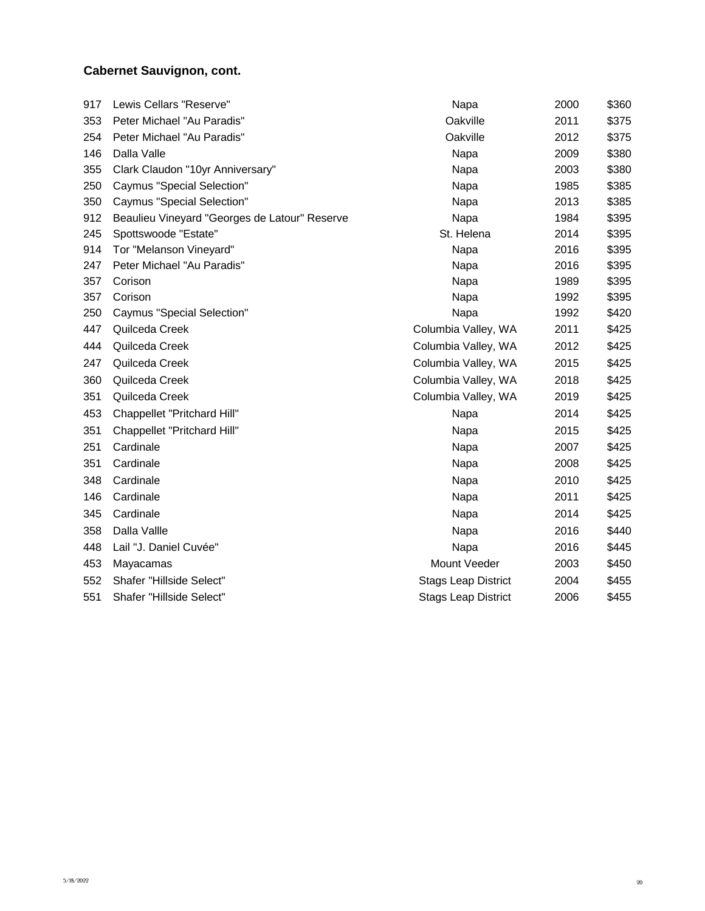### Cabernet Sauvignon, cont.

| | | | | |
|---|---|---|---|---|
| 917 | Lewis Cellars "Reserve" | Napa | 2000 | $360 |
| 353 | Peter Michael "Au Paradis" | Oakville | 2011 | $375 |
| 254 | Peter Michael "Au Paradis" | Oakville | 2012 | $375 |
| 146 | Dalla Valle | Napa | 2009 | $380 |
| 355 | Clark Claudon "10yr Anniversary" | Napa | 2003 | $380 |
| 250 | Caymus "Special Selection" | Napa | 1985 | $385 |
| 350 | Caymus "Special Selection" | Napa | 2013 | $385 |
| 912 | Beaulieu Vineyard "Georges de Latour" Reserve | Napa | 1984 | $395 |
| 245 | Spottswoode "Estate" | St. Helena | 2014 | $395 |
| 914 | Tor "Melanson Vineyard" | Napa | 2016 | $395 |
| 247 | Peter Michael "Au Paradis" | Napa | 2016 | $395 |
| 357 | Corison | Napa | 1989 | $395 |
| 357 | Corison | Napa | 1992 | $395 |
| 250 | Caymus "Special Selection" | Napa | 1992 | $420 |
| 447 | Quilceda Creek | Columbia Valley, WA | 2011 | $425 |
| 444 | Quilceda Creek | Columbia Valley, WA | 2012 | $425 |
| 247 | Quilceda Creek | Columbia Valley, WA | 2015 | $425 |
| 360 | Quilceda Creek | Columbia Valley, WA | 2018 | $425 |
| 351 | Quilceda Creek | Columbia Valley, WA | 2019 | $425 |
| 453 | Chappellet "Pritchard Hill" | Napa | 2014 | $425 |
| 351 | Chappellet "Pritchard Hill" | Napa | 2015 | $425 |
| 251 | Cardinale | Napa | 2007 | $425 |
| 351 | Cardinale | Napa | 2008 | $425 |
| 348 | Cardinale | Napa | 2010 | $425 |
| 146 | Cardinale | Napa | 2011 | $425 |
| 345 | Cardinale | Napa | 2014 | $425 |
| 358 | Dalla Vallle | Napa | 2016 | $440 |
| 448 | Lail "J. Daniel Cuvée" | Napa | 2016 | $445 |
| 453 | Mayacamas | Mount Veeder | 2003 | $450 |
| 552 | Shafer "Hillside Select" | Stags Leap District | 2004 | $455 |
| 551 | Shafer "Hillside Select" | Stags Leap District | 2006 | $455 |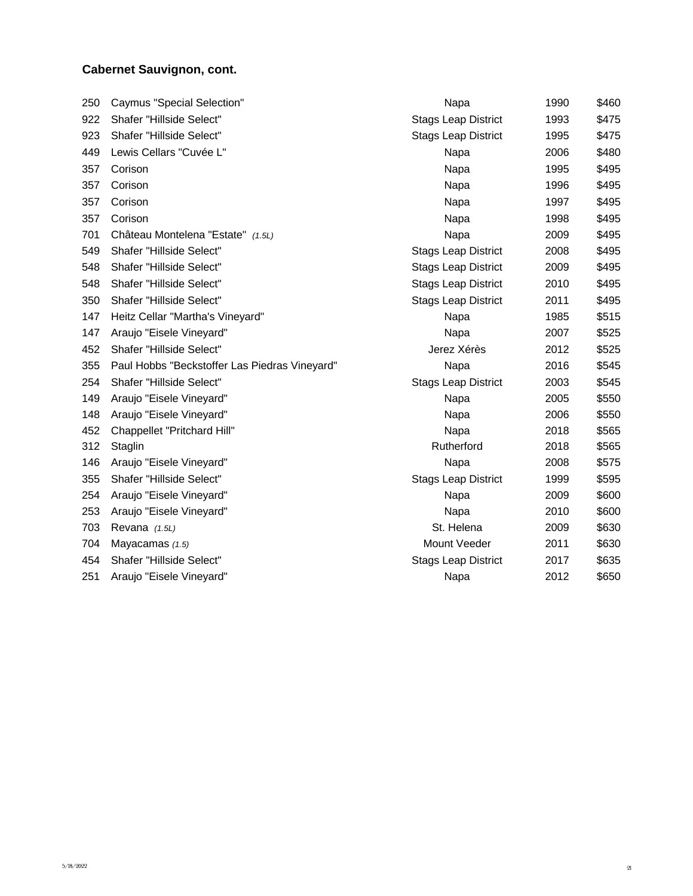## Cabernet Sauvignon, cont.

| | | | | |
|---|---|---|---|---|
| 250 | Caymus "Special Selection" | Napa | 1990 | $460 |
| 922 | Shafer "Hillside Select" | Stags Leap District | 1993 | $475 |
| 923 | Shafer "Hillside Select" | Stags Leap District | 1995 | $475 |
| 449 | Lewis Cellars "Cuvée L" | Napa | 2006 | $480 |
| 357 | Corison | Napa | 1995 | $495 |
| 357 | Corison | Napa | 1996 | $495 |
| 357 | Corison | Napa | 1997 | $495 |
| 357 | Corison | Napa | 1998 | $495 |
| 701 | Château Montelena "Estate" *(1.5L)* | Napa | 2009 | $495 |
| 549 | Shafer "Hillside Select" | Stags Leap District | 2008 | $495 |
| 548 | Shafer "Hillside Select" | Stags Leap District | 2009 | $495 |
| 548 | Shafer "Hillside Select" | Stags Leap District | 2010 | $495 |
| 350 | Shafer "Hillside Select" | Stags Leap District | 2011 | $495 |
| 147 | Heitz Cellar "Martha's Vineyard" | Napa | 1985 | $515 |
| 147 | Araujo "Eisele Vineyard" | Napa | 2007 | $525 |
| 452 | Shafer "Hillside Select" | Jerez Xérès | 2012 | $525 |
| 355 | Paul Hobbs "Beckstoffer Las Piedras Vineyard" | Napa | 2016 | $545 |
| 254 | Shafer "Hillside Select" | Stags Leap District | 2003 | $545 |
| 149 | Araujo "Eisele Vineyard" | Napa | 2005 | $550 |
| 148 | Araujo "Eisele Vineyard" | Napa | 2006 | $550 |
| 452 | Chappellet "Pritchard Hill" | Napa | 2018 | $565 |
| 312 | Staglin | Rutherford | 2018 | $565 |
| 146 | Araujo "Eisele Vineyard" | Napa | 2008 | $575 |
| 355 | Shafer "Hillside Select" | Stags Leap District | 1999 | $595 |
| 254 | Araujo "Eisele Vineyard" | Napa | 2009 | $600 |
| 253 | Araujo "Eisele Vineyard" | Napa | 2010 | $600 |
| 703 | Revana *(1.5L)* | St. Helena | 2009 | $630 |
| 704 | Mayacamas *(1.5)* | Mount Veeder | 2011 | $630 |
| 454 | Shafer "Hillside Select" | Stags Leap District | 2017 | $635 |
| 251 | Araujo "Eisele Vineyard" | Napa | 2012 | $650 |

5/18/2022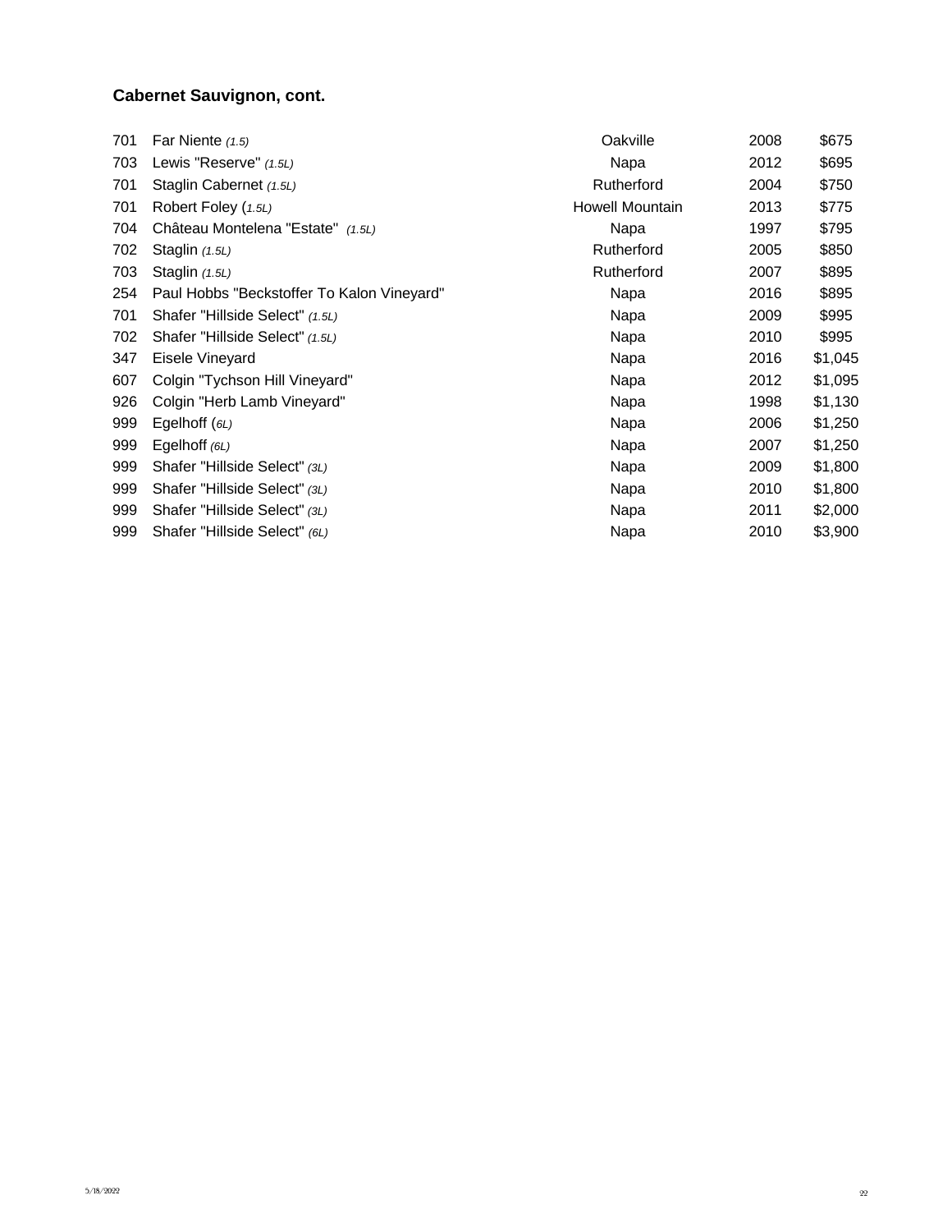## Cabernet Sauvignon, cont.

| | | | | |
|---|---|---|---|---|
| 701 | Far Niente *(1.5)* | Oakville | 2008 | $675 |
| 703 | Lewis "Reserve" *(1.5L)* | Napa | 2012 | $695 |
| 701 | Staglin Cabernet *(1.5L)* | Rutherford | 2004 | $750 |
| 701 | Robert Foley (*1.5L)* | Howell Mountain | 2013 | $775 |
| 704 | Château Montelena "Estate" *(1.5L)* | Napa | 1997 | $795 |
| 702 | Staglin *(1.5L)* | Rutherford | 2005 | $850 |
| 703 | Staglin *(1.5L)* | Rutherford | 2007 | $895 |
| 254 | Paul Hobbs "Beckstoffer To Kalon Vineyard" | Napa | 2016 | $895 |
| 701 | Shafer "Hillside Select" *(1.5L)* | Napa | 2009 | $995 |
| 702 | Shafer "Hillside Select" *(1.5L)* | Napa | 2010 | $995 |
| 347 | Eisele Vineyard | Napa | 2016 | $1,045 |
| 607 | Colgin "Tychson Hill Vineyard" | Napa | 2012 | $1,095 |
| 926 | Colgin "Herb Lamb Vineyard" | Napa | 1998 | $1,130 |
| 999 | Egelhoff (*6L)* | Napa | 2006 | $1,250 |
| 999 | Egelhoff *(6L)* | Napa | 2007 | $1,250 |
| 999 | Shafer "Hillside Select" *(3L)* | Napa | 2009 | $1,800 |
| 999 | Shafer "Hillside Select" *(3L)* | Napa | 2010 | $1,800 |
| 999 | Shafer "Hillside Select" *(3L)* | Napa | 2011 | $2,000 |
| 999 | Shafer "Hillside Select" *(6L)* | Napa | 2010 | $3,900 |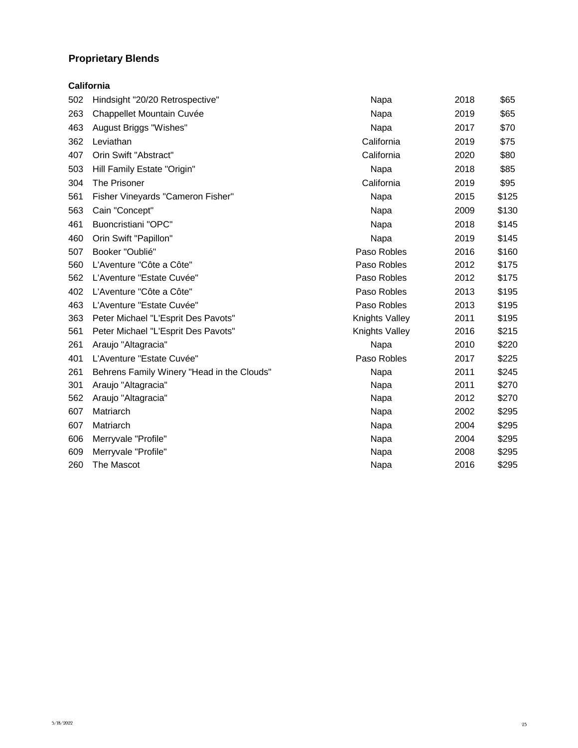## Proprietary Blends

### California

| | | | | |
|---|---|---|---|---|
| 502 | Hindsight "20/20 Retrospective" | Napa | 2018 | $65 |
| 263 | Chappellet Mountain Cuvée | Napa | 2019 | $65 |
| 463 | August Briggs "Wishes" | Napa | 2017 | $70 |
| 362 | Leviathan | California | 2019 | $75 |
| 407 | Orin Swift "Abstract" | California | 2020 | $80 |
| 503 | Hill Family Estate "Origin" | Napa | 2018 | $85 |
| 304 | The Prisoner | California | 2019 | $95 |
| 561 | Fisher Vineyards "Cameron Fisher" | Napa | 2015 | $125 |
| 563 | Cain "Concept" | Napa | 2009 | $130 |
| 461 | Buoncristiani "OPC" | Napa | 2018 | $145 |
| 460 | Orin Swift "Papillon" | Napa | 2019 | $145 |
| 507 | Booker "Oublié" | Paso Robles | 2016 | $160 |
| 560 | L'Aventure "Côte a Côte" | Paso Robles | 2012 | $175 |
| 562 | L'Aventure "Estate Cuvée" | Paso Robles | 2012 | $175 |
| 402 | L'Aventure "Côte a Côte" | Paso Robles | 2013 | $195 |
| 463 | L'Aventure "Estate Cuvée" | Paso Robles | 2013 | $195 |
| 363 | Peter Michael "L'Esprit Des Pavots" | Knights Valley | 2011 | $195 |
| 561 | Peter Michael "L'Esprit Des Pavots" | Knights Valley | 2016 | $215 |
| 261 | Araujo "Altagracia" | Napa | 2010 | $220 |
| 401 | L'Aventure "Estate Cuvée" | Paso Robles | 2017 | $225 |
| 261 | Behrens Family Winery "Head in the Clouds" | Napa | 2011 | $245 |
| 301 | Araujo "Altagracia" | Napa | 2011 | $270 |
| 562 | Araujo "Altagracia" | Napa | 2012 | $270 |
| 607 | Matriarch | Napa | 2002 | $295 |
| 607 | Matriarch | Napa | 2004 | $295 |
| 606 | Merryvale "Profile" | Napa | 2004 | $295 |
| 609 | Merryvale "Profile" | Napa | 2008 | $295 |
| 260 | The Mascot | Napa | 2016 | $295 |

5/18/2022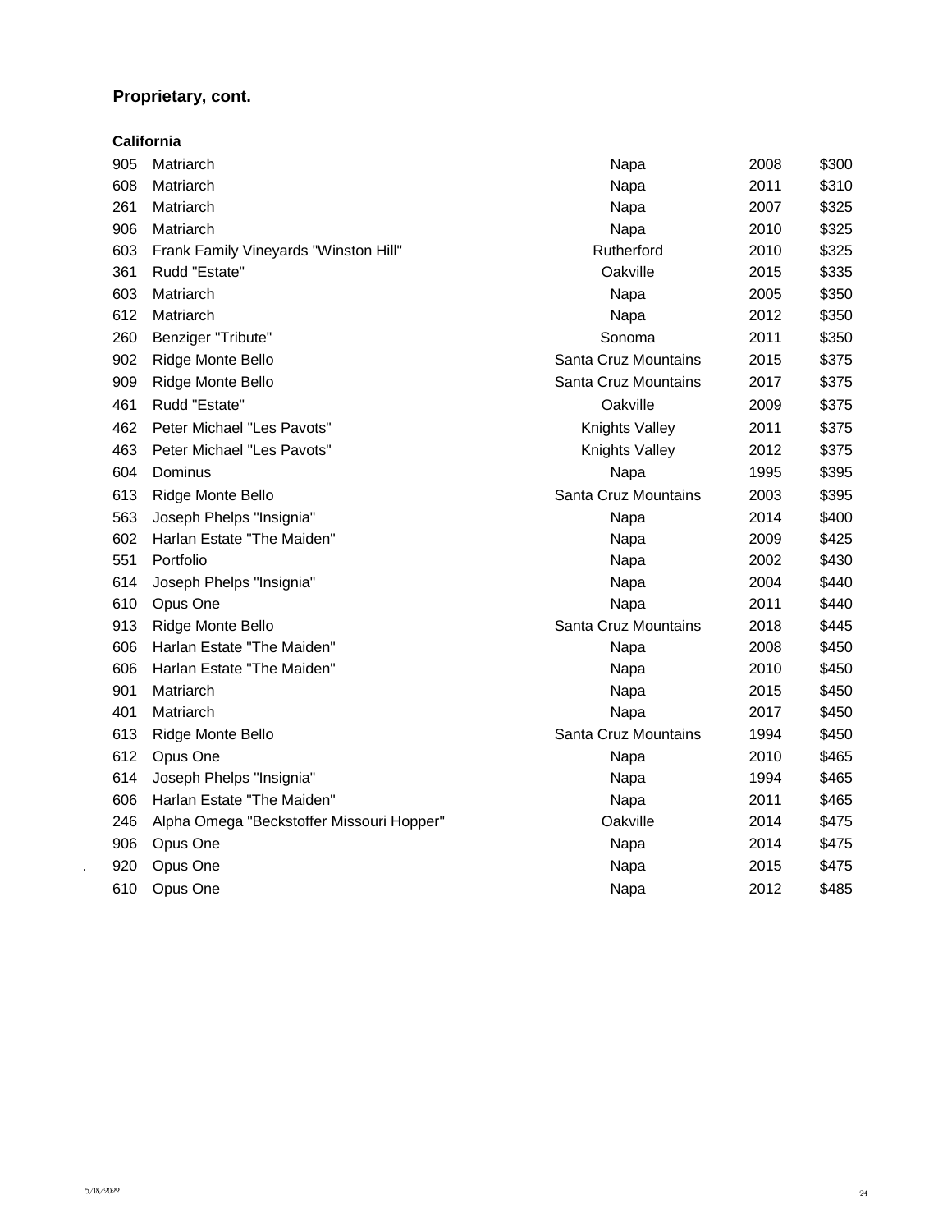## Proprietary, cont.

### California

| | | | | |
|---|---|---|---|---|
| 905 | Matriarch | Napa | 2008 | $300 |
| 608 | Matriarch | Napa | 2011 | $310 |
| 261 | Matriarch | Napa | 2007 | $325 |
| 906 | Matriarch | Napa | 2010 | $325 |
| 603 | Frank Family Vineyards "Winston Hill" | Rutherford | 2010 | $325 |
| 361 | Rudd "Estate" | Oakville | 2015 | $335 |
| 603 | Matriarch | Napa | 2005 | $350 |
| 612 | Matriarch | Napa | 2012 | $350 |
| 260 | Benziger "Tribute" | Sonoma | 2011 | $350 |
| 902 | Ridge Monte Bello | Santa Cruz Mountains | 2015 | $375 |
| 909 | Ridge Monte Bello | Santa Cruz Mountains | 2017 | $375 |
| 461 | Rudd "Estate" | Oakville | 2009 | $375 |
| 462 | Peter Michael "Les Pavots" | Knights Valley | 2011 | $375 |
| 463 | Peter Michael "Les Pavots" | Knights Valley | 2012 | $375 |
| 604 | Dominus | Napa | 1995 | $395 |
| 613 | Ridge Monte Bello | Santa Cruz Mountains | 2003 | $395 |
| 563 | Joseph Phelps "Insignia" | Napa | 2014 | $400 |
| 602 | Harlan Estate "The Maiden" | Napa | 2009 | $425 |
| 551 | Portfolio | Napa | 2002 | $430 |
| 614 | Joseph Phelps "Insignia" | Napa | 2004 | $440 |
| 610 | Opus One | Napa | 2011 | $440 |
| 913 | Ridge Monte Bello | Santa Cruz Mountains | 2018 | $445 |
| 606 | Harlan Estate "The Maiden" | Napa | 2008 | $450 |
| 606 | Harlan Estate "The Maiden" | Napa | 2010 | $450 |
| 901 | Matriarch | Napa | 2015 | $450 |
| 401 | Matriarch | Napa | 2017 | $450 |
| 613 | Ridge Monte Bello | Santa Cruz Mountains | 1994 | $450 |
| 612 | Opus One | Napa | 2010 | $465 |
| 614 | Joseph Phelps "Insignia" | Napa | 1994 | $465 |
| 606 | Harlan Estate "The Maiden" | Napa | 2011 | $465 |
| 246 | Alpha Omega "Beckstoffer Missouri Hopper" | Oakville | 2014 | $475 |
| 906 | Opus One | Napa | 2014 | $475 |
| 920 | Opus One | Napa | 2015 | $475 |
| 610 | Opus One | Napa | 2012 | $485 |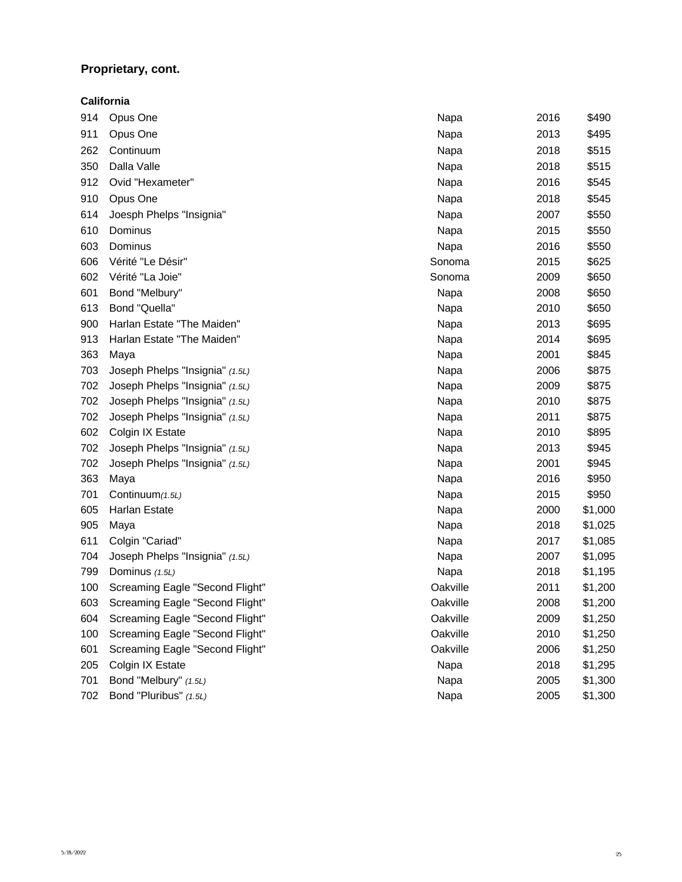## Proprietary, cont.

### California

| | | | | |
|---|---|---|---|---|
| 914 | Opus One | Napa | 2016 | $490 |
| 911 | Opus One | Napa | 2013 | $495 |
| 262 | Continuum | Napa | 2018 | $515 |
| 350 | Dalla Valle | Napa | 2018 | $515 |
| 912 | Ovid "Hexameter" | Napa | 2016 | $545 |
| 910 | Opus One | Napa | 2018 | $545 |
| 614 | Joesph Phelps "Insignia" | Napa | 2007 | $550 |
| 610 | Dominus | Napa | 2015 | $550 |
| 603 | Dominus | Napa | 2016 | $550 |
| 606 | Vérité "Le Désir" | Sonoma | 2015 | $625 |
| 602 | Vérité "La Joie" | Sonoma | 2009 | $650 |
| 601 | Bond "Melbury" | Napa | 2008 | $650 |
| 613 | Bond "Quella" | Napa | 2010 | $650 |
| 900 | Harlan Estate "The Maiden" | Napa | 2013 | $695 |
| 913 | Harlan Estate "The Maiden" | Napa | 2014 | $695 |
| 363 | Maya | Napa | 2001 | $845 |
| 703 | Joseph Phelps "Insignia" *(1.5L)* | Napa | 2006 | $875 |
| 702 | Joseph Phelps "Insignia" *(1.5L)* | Napa | 2009 | $875 |
| 702 | Joseph Phelps "Insignia" *(1.5L)* | Napa | 2010 | $875 |
| 702 | Joseph Phelps "Insignia" *(1.5L)* | Napa | 2011 | $875 |
| 602 | Colgin IX Estate | Napa | 2010 | $895 |
| 702 | Joseph Phelps "Insignia" *(1.5L)* | Napa | 2013 | $945 |
| 702 | Joseph Phelps "Insignia" *(1.5L)* | Napa | 2001 | $945 |
| 363 | Maya | Napa | 2016 | $950 |
| 701 | Continuum*(1.5L)* | Napa | 2015 | $950 |
| 605 | Harlan Estate | Napa | 2000 | $1,000 |
| 905 | Maya | Napa | 2018 | $1,025 |
| 611 | Colgin "Cariad" | Napa | 2017 | $1,085 |
| 704 | Joseph Phelps "Insignia" *(1.5L)* | Napa | 2007 | $1,095 |
| 799 | Dominus *(1.5L)* | Napa | 2018 | $1,195 |
| 100 | Screaming Eagle "Second Flight" | Oakville | 2011 | $1,200 |
| 603 | Screaming Eagle "Second Flight" | Oakville | 2008 | $1,200 |
| 604 | Screaming Eagle "Second Flight" | Oakville | 2009 | $1,250 |
| 100 | Screaming Eagle "Second Flight" | Oakville | 2010 | $1,250 |
| 601 | Screaming Eagle "Second Flight" | Oakville | 2006 | $1,250 |
| 205 | Colgin IX Estate | Napa | 2018 | $1,295 |
| 701 | Bond "Melbury" *(1.5L)* | Napa | 2005 | $1,300 |
| 702 | Bond "Pluribus" *(1.5L)* | Napa | 2005 | $1,300 |

5/18/2022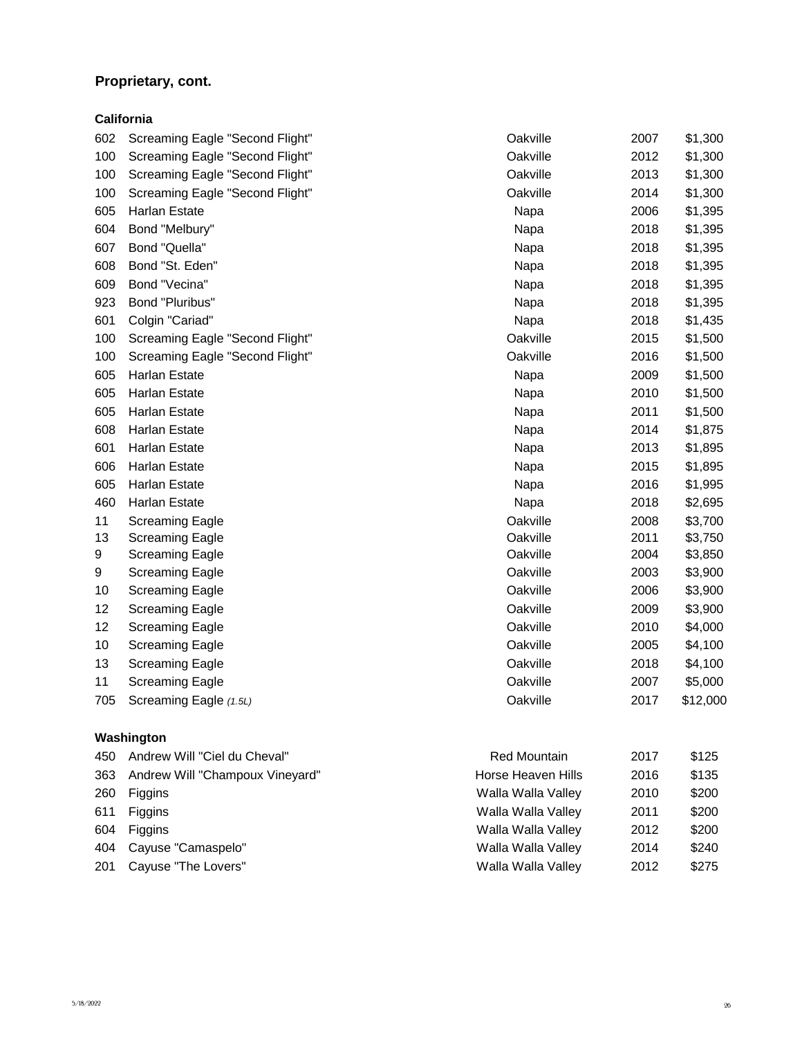## Proprietary, cont.

### California

| | | | | |
|---|---|---|---|---|
| 602 | Screaming Eagle "Second Flight" | Oakville | 2007 | $1,300 |
| 100 | Screaming Eagle "Second Flight" | Oakville | 2012 | $1,300 |
| 100 | Screaming Eagle "Second Flight" | Oakville | 2013 | $1,300 |
| 100 | Screaming Eagle "Second Flight" | Oakville | 2014 | $1,300 |
| 605 | Harlan Estate | Napa | 2006 | $1,395 |
| 604 | Bond "Melbury" | Napa | 2018 | $1,395 |
| 607 | Bond "Quella" | Napa | 2018 | $1,395 |
| 608 | Bond "St. Eden" | Napa | 2018 | $1,395 |
| 609 | Bond "Vecina" | Napa | 2018 | $1,395 |
| 923 | Bond "Pluribus" | Napa | 2018 | $1,395 |
| 601 | Colgin "Cariad" | Napa | 2018 | $1,435 |
| 100 | Screaming Eagle "Second Flight" | Oakville | 2015 | $1,500 |
| 100 | Screaming Eagle "Second Flight" | Oakville | 2016 | $1,500 |
| 605 | Harlan Estate | Napa | 2009 | $1,500 |
| 605 | Harlan Estate | Napa | 2010 | $1,500 |
| 605 | Harlan Estate | Napa | 2011 | $1,500 |
| 608 | Harlan Estate | Napa | 2014 | $1,875 |
| 601 | Harlan Estate | Napa | 2013 | $1,895 |
| 606 | Harlan Estate | Napa | 2015 | $1,895 |
| 605 | Harlan Estate | Napa | 2016 | $1,995 |
| 460 | Harlan Estate | Napa | 2018 | $2,695 |
| 11 | Screaming Eagle | Oakville | 2008 | $3,700 |
| 13 | Screaming Eagle | Oakville | 2011 | $3,750 |
| 9 | Screaming Eagle | Oakville | 2004 | $3,850 |
| 9 | Screaming Eagle | Oakville | 2003 | $3,900 |
| 10 | Screaming Eagle | Oakville | 2006 | $3,900 |
| 12 | Screaming Eagle | Oakville | 2009 | $3,900 |
| 12 | Screaming Eagle | Oakville | 2010 | $4,000 |
| 10 | Screaming Eagle | Oakville | 2005 | $4,100 |
| 13 | Screaming Eagle | Oakville | 2018 | $4,100 |
| 11 | Screaming Eagle | Oakville | 2007 | $5,000 |
| 705 | Screaming Eagle *(1.5L)* | Oakville | 2017 | $12,000 |

### Washington

| | | | | |
|---|---|---|---|---|
| 450 | Andrew Will "Ciel du Cheval" | Red Mountain | 2017 | $125 |
| 363 | Andrew Will "Champoux Vineyard" | Horse Heaven Hills | 2016 | $135 |
| 260 | Figgins | Walla Walla Valley | 2010 | $200 |
| 611 | Figgins | Walla Walla Valley | 2011 | $200 |
| 604 | Figgins | Walla Walla Valley | 2012 | $200 |
| 404 | Cayuse "Camaspelo" | Walla Walla Valley | 2014 | $240 |
| 201 | Cayuse "The Lovers" | Walla Walla Valley | 2012 | $275 |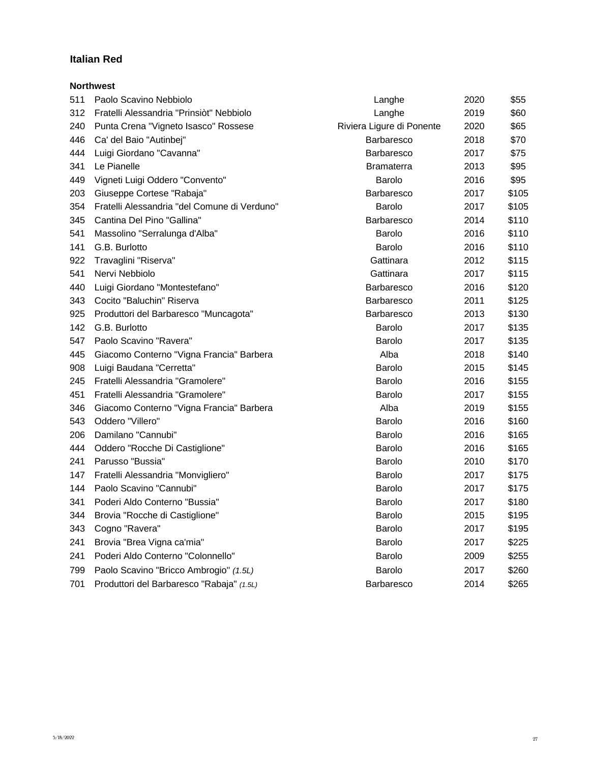## Italian Red

### Northwest

| | | | | |
|---|---|---|---|---|
| 511 | Paolo Scavino Nebbiolo | Langhe | 2020 | $55 |
| 312 | Fratelli Alessandria "Prinsiòt" Nebbiolo | Langhe | 2019 | $60 |
| 240 | Punta Crena "Vigneto Isasco" Rossese | Riviera Ligure di Ponente | 2020 | $65 |
| 446 | Ca' del Baio "Autinbej" | Barbaresco | 2018 | $70 |
| 444 | Luigi Giordano "Cavanna" | Barbaresco | 2017 | $75 |
| 341 | Le Pianelle | Bramaterra | 2013 | $95 |
| 449 | Vigneti Luigi Oddero "Convento" | Barolo | 2016 | $95 |
| 203 | Giuseppe Cortese "Rabaja" | Barbaresco | 2017 | $105 |
| 354 | Fratelli Alessandria "del Comune di Verduno" | Barolo | 2017 | $105 |
| 345 | Cantina Del Pino "Gallina" | Barbaresco | 2014 | $110 |
| 541 | Massolino "Serralunga d'Alba" | Barolo | 2016 | $110 |
| 141 | G.B. Burlotto | Barolo | 2016 | $110 |
| 922 | Travaglini "Riserva" | Gattinara | 2012 | $115 |
| 541 | Nervi Nebbiolo | Gattinara | 2017 | $115 |
| 440 | Luigi Giordano "Montestefano" | Barbaresco | 2016 | $120 |
| 343 | Cocito "Baluchin" Riserva | Barbaresco | 2011 | $125 |
| 925 | Produttori del Barbaresco "Muncagota" | Barbaresco | 2013 | $130 |
| 142 | G.B. Burlotto | Barolo | 2017 | $135 |
| 547 | Paolo Scavino "Ravera" | Barolo | 2017 | $135 |
| 445 | Giacomo Conterno "Vigna Francia" Barbera | Alba | 2018 | $140 |
| 908 | Luigi Baudana "Cerretta" | Barolo | 2015 | $145 |
| 245 | Fratelli Alessandria "Gramolere" | Barolo | 2016 | $155 |
| 451 | Fratelli Alessandria "Gramolere" | Barolo | 2017 | $155 |
| 346 | Giacomo Conterno "Vigna Francia" Barbera | Alba | 2019 | $155 |
| 543 | Oddero "Villero" | Barolo | 2016 | $160 |
| 206 | Damilano "Cannubi" | Barolo | 2016 | $165 |
| 444 | Oddero "Rocche Di Castiglione" | Barolo | 2016 | $165 |
| 241 | Parusso "Bussia" | Barolo | 2010 | $170 |
| 147 | Fratelli Alessandria "Monvigliero" | Barolo | 2017 | $175 |
| 144 | Paolo Scavino "Cannubi" | Barolo | 2017 | $175 |
| 341 | Poderi Aldo Conterno "Bussia" | Barolo | 2017 | $180 |
| 344 | Brovia "Rocche di Castiglione" | Barolo | 2015 | $195 |
| 343 | Cogno "Ravera" | Barolo | 2017 | $195 |
| 241 | Brovia "Brea Vigna ca'mia" | Barolo | 2017 | $225 |
| 241 | Poderi Aldo Conterno "Colonnello" | Barolo | 2009 | $255 |
| 799 | Paolo Scavino "Bricco Ambrogio" *(1.5L)* | Barolo | 2017 | $260 |
| 701 | Produttori del Barbaresco "Rabaja" *(1.5L)* | Barbaresco | 2014 | $265 |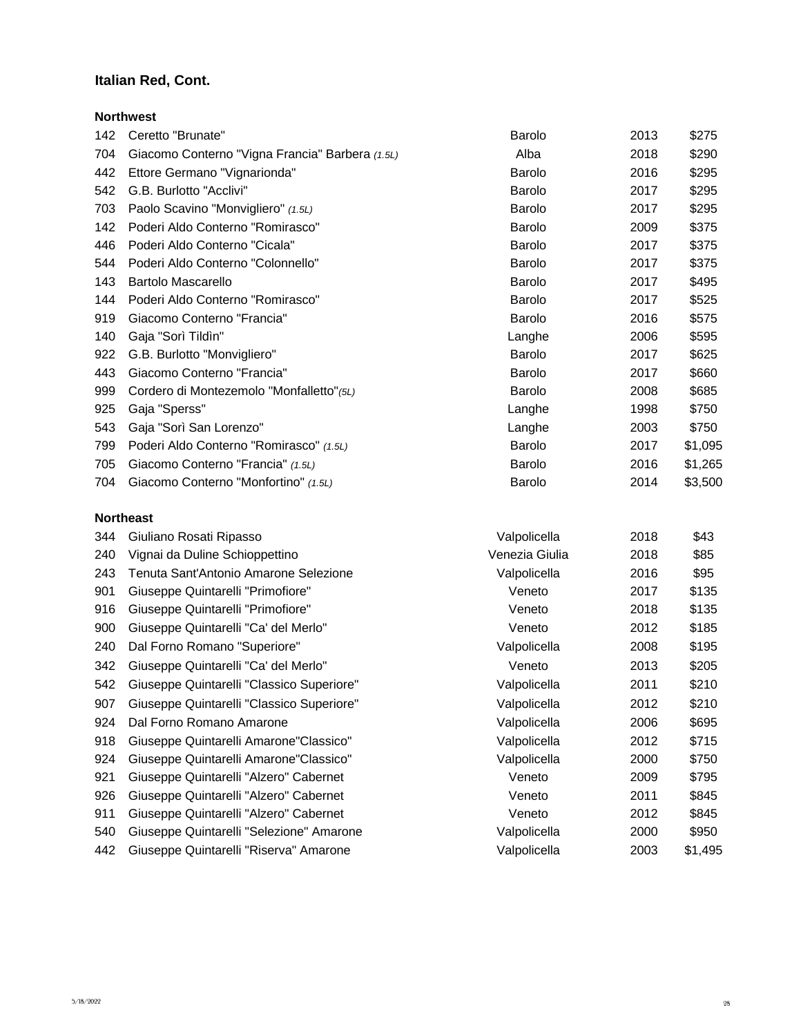## Italian Red, Cont.

### Northwest

| | | | | |
|---|---|---|---|---|
| 142 | Ceretto "Brunate" | Barolo | 2013 | $275 |
| 704 | Giacomo Conterno "Vigna Francia" Barbera *(1.5L)* | Alba | 2018 | $290 |
| 442 | Ettore Germano "Vignarionda" | Barolo | 2016 | $295 |
| 542 | G.B. Burlotto "Acclivi" | Barolo | 2017 | $295 |
| 703 | Paolo Scavino "Monvigliero" *(1.5L)* | Barolo | 2017 | $295 |
| 142 | Poderi Aldo Conterno "Romirasco" | Barolo | 2009 | $375 |
| 446 | Poderi Aldo Conterno "Cicala" | Barolo | 2017 | $375 |
| 544 | Poderi Aldo Conterno "Colonnello" | Barolo | 2017 | $375 |
| 143 | Bartolo Mascarello | Barolo | 2017 | $495 |
| 144 | Poderi Aldo Conterno "Romirasco" | Barolo | 2017 | $525 |
| 919 | Giacomo Conterno "Francia" | Barolo | 2016 | $575 |
| 140 | Gaja "Sorì Tildìn" | Langhe | 2006 | $595 |
| 922 | G.B. Burlotto "Monvigliero" | Barolo | 2017 | $625 |
| 443 | Giacomo Conterno "Francia" | Barolo | 2017 | $660 |
| 999 | Cordero di Montezemolo "Monfalletto"*(5L)* | Barolo | 2008 | $685 |
| 925 | Gaja "Sperss" | Langhe | 1998 | $750 |
| 543 | Gaja "Sorì San Lorenzo" | Langhe | 2003 | $750 |
| 799 | Poderi Aldo Conterno "Romirasco" *(1.5L)* | Barolo | 2017 | $1,095 |
| 705 | Giacomo Conterno "Francia" *(1.5L)* | Barolo | 2016 | $1,265 |
| 704 | Giacomo Conterno "Monfortino" *(1.5L)* | Barolo | 2014 | $3,500 |

### Northeast

| | | | | |
|---|---|---|---|---|
| 344 | Giuliano Rosati Ripasso | Valpolicella | 2018 | $43 |
| 240 | Vignai da Duline Schioppettino | Venezia Giulia | 2018 | $85 |
| 243 | Tenuta Sant'Antonio Amarone Selezione | Valpolicella | 2016 | $95 |
| 901 | Giuseppe Quintarelli "Primofiore" | Veneto | 2017 | $135 |
| 916 | Giuseppe Quintarelli "Primofiore" | Veneto | 2018 | $135 |
| 900 | Giuseppe Quintarelli "Ca' del Merlo" | Veneto | 2012 | $185 |
| 240 | Dal Forno Romano "Superiore" | Valpolicella | 2008 | $195 |
| 342 | Giuseppe Quintarelli "Ca' del Merlo" | Veneto | 2013 | $205 |
| 542 | Giuseppe Quintarelli "Classico Superiore" | Valpolicella | 2011 | $210 |
| 907 | Giuseppe Quintarelli "Classico Superiore" | Valpolicella | 2012 | $210 |
| 924 | Dal Forno Romano Amarone | Valpolicella | 2006 | $695 |
| 918 | Giuseppe Quintarelli Amarone"Classico" | Valpolicella | 2012 | $715 |
| 924 | Giuseppe Quintarelli Amarone"Classico" | Valpolicella | 2000 | $750 |
| 921 | Giuseppe Quintarelli "Alzero" Cabernet | Veneto | 2009 | $795 |
| 926 | Giuseppe Quintarelli "Alzero" Cabernet | Veneto | 2011 | $845 |
| 911 | Giuseppe Quintarelli "Alzero" Cabernet | Veneto | 2012 | $845 |
| 540 | Giuseppe Quintarelli "Selezione" Amarone | Valpolicella | 2000 | $950 |
| 442 | Giuseppe Quintarelli "Riserva" Amarone | Valpolicella | 2003 | $1,495 |

5/18/2022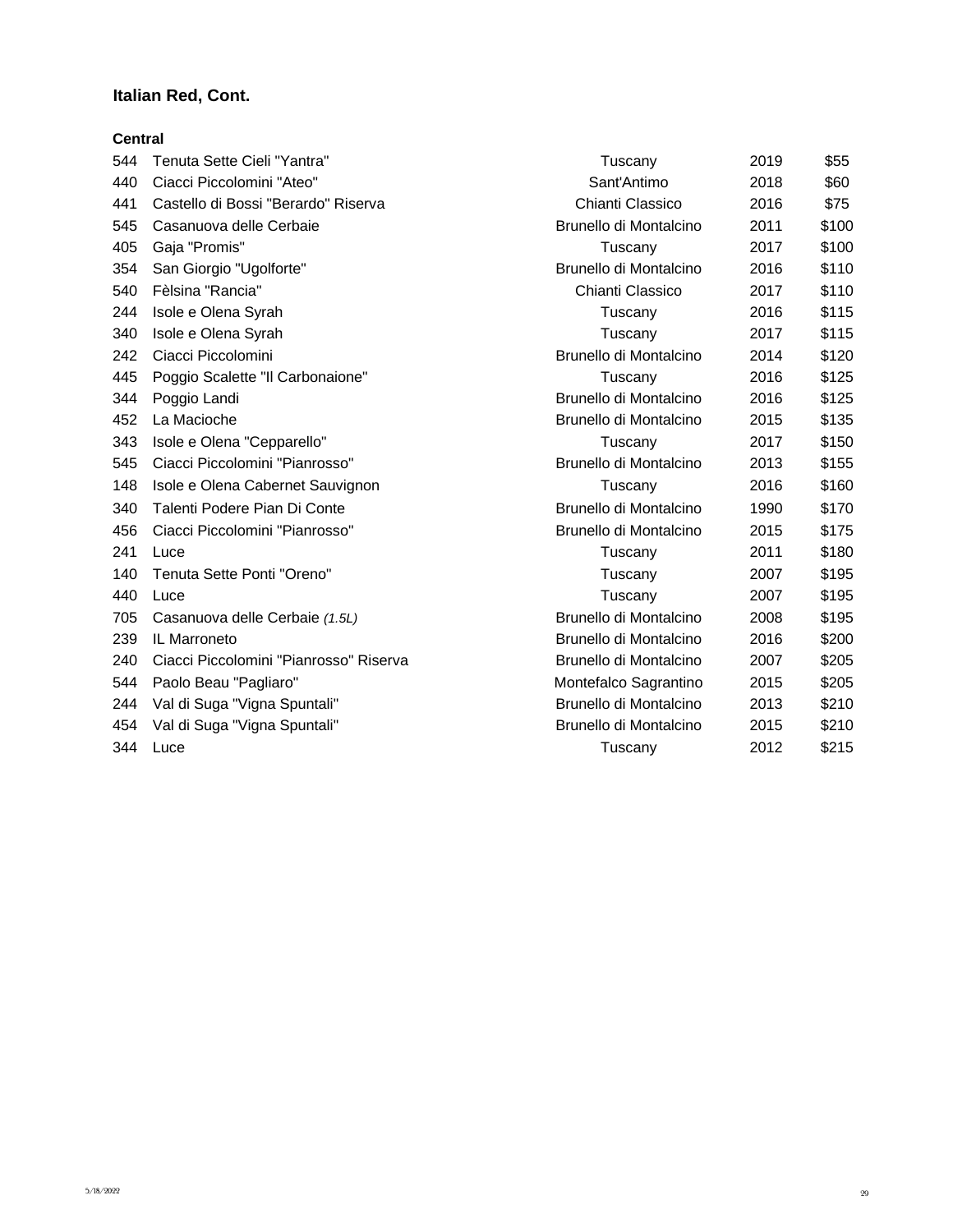## Italian Red, Cont.

### Central

| | | | | |
|---|---|---|---|---|
| 544 | Tenuta Sette Cieli "Yantra" | Tuscany | 2019 | $55 |
| 440 | Ciacci Piccolomini "Ateo" | Sant'Antimo | 2018 | $60 |
| 441 | Castello di Bossi "Berardo" Riserva | Chianti Classico | 2016 | $75 |
| 545 | Casanuova delle Cerbaie | Brunello di Montalcino | 2011 | $100 |
| 405 | Gaja "Promis" | Tuscany | 2017 | $100 |
| 354 | San Giorgio "Ugolforte" | Brunello di Montalcino | 2016 | $110 |
| 540 | Fèlsina "Rancia" | Chianti Classico | 2017 | $110 |
| 244 | Isole e Olena Syrah | Tuscany | 2016 | $115 |
| 340 | Isole e Olena Syrah | Tuscany | 2017 | $115 |
| 242 | Ciacci Piccolomini | Brunello di Montalcino | 2014 | $120 |
| 445 | Poggio Scalette "Il Carbonaione" | Tuscany | 2016 | $125 |
| 344 | Poggio Landi | Brunello di Montalcino | 2016 | $125 |
| 452 | La Macioche | Brunello di Montalcino | 2015 | $135 |
| 343 | Isole e Olena "Cepparello" | Tuscany | 2017 | $150 |
| 545 | Ciacci Piccolomini "Pianrosso" | Brunello di Montalcino | 2013 | $155 |
| 148 | Isole e Olena Cabernet Sauvignon | Tuscany | 2016 | $160 |
| 340 | Talenti Podere Pian Di Conte | Brunello di Montalcino | 1990 | $170 |
| 456 | Ciacci Piccolomini "Pianrosso" | Brunello di Montalcino | 2015 | $175 |
| 241 | Luce | Tuscany | 2011 | $180 |
| 140 | Tenuta Sette Ponti "Oreno" | Tuscany | 2007 | $195 |
| 440 | Luce | Tuscany | 2007 | $195 |
| 705 | Casanuova delle Cerbaie *(1.5L)* | Brunello di Montalcino | 2008 | $195 |
| 239 | IL Marroneto | Brunello di Montalcino | 2016 | $200 |
| 240 | Ciacci Piccolomini "Pianrosso" Riserva | Brunello di Montalcino | 2007 | $205 |
| 544 | Paolo Beau "Pagliaro" | Montefalco Sagrantino | 2015 | $205 |
| 244 | Val di Suga "Vigna Spuntali" | Brunello di Montalcino | 2013 | $210 |
| 454 | Val di Suga "Vigna Spuntali" | Brunello di Montalcino | 2015 | $210 |
| 344 | Luce | Tuscany | 2012 | $215 |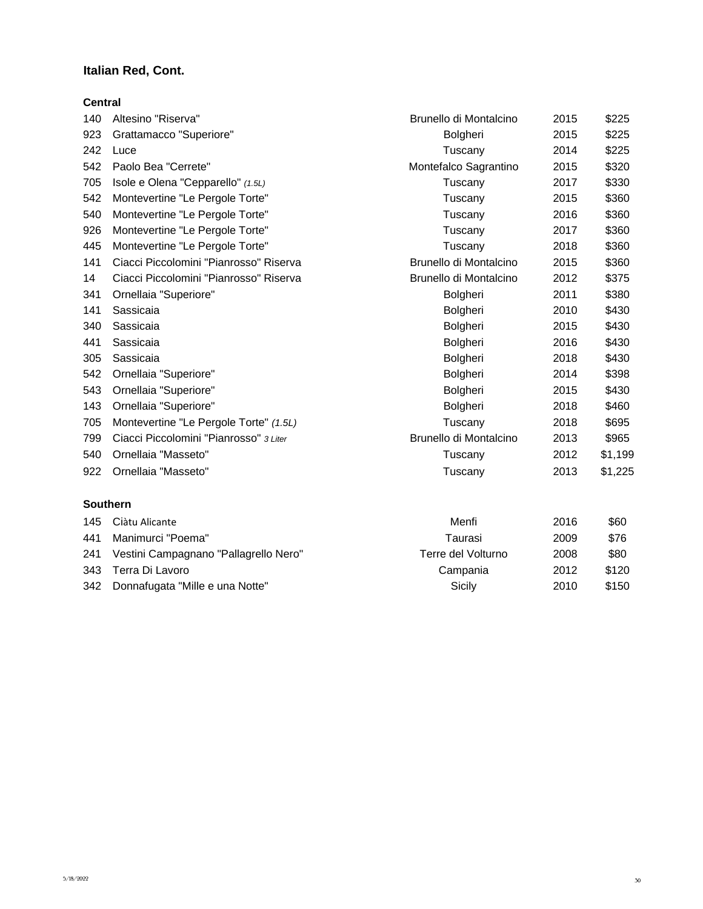## Italian Red, Cont.

### Central

| | | | | |
|---|---|---|---|---|
| 140 | Altesino "Riserva" | Brunello di Montalcino | 2015 | $225 |
| 923 | Grattamacco "Superiore" | Bolgheri | 2015 | $225 |
| 242 | Luce | Tuscany | 2014 | $225 |
| 542 | Paolo Bea "Cerrete" | Montefalco Sagrantino | 2015 | $320 |
| 705 | Isole e Olena "Cepparello" *(1.5L)* | Tuscany | 2017 | $330 |
| 542 | Montevertine "Le Pergole Torte" | Tuscany | 2015 | $360 |
| 540 | Montevertine "Le Pergole Torte" | Tuscany | 2016 | $360 |
| 926 | Montevertine "Le Pergole Torte" | Tuscany | 2017 | $360 |
| 445 | Montevertine "Le Pergole Torte" | Tuscany | 2018 | $360 |
| 141 | Ciacci Piccolomini "Pianrosso" Riserva | Brunello di Montalcino | 2015 | $360 |
| 14 | Ciacci Piccolomini "Pianrosso" Riserva | Brunello di Montalcino | 2012 | $375 |
| 341 | Ornellaia "Superiore" | Bolgheri | 2011 | $380 |
| 141 | Sassicaia | Bolgheri | 2010 | $430 |
| 340 | Sassicaia | Bolgheri | 2015 | $430 |
| 441 | Sassicaia | Bolgheri | 2016 | $430 |
| 305 | Sassicaia | Bolgheri | 2018 | $430 |
| 542 | Ornellaia "Superiore" | Bolgheri | 2014 | $398 |
| 543 | Ornellaia "Superiore" | Bolgheri | 2015 | $430 |
| 143 | Ornellaia "Superiore" | Bolgheri | 2018 | $460 |
| 705 | Montevertine "Le Pergole Torte" *(1.5L)* | Tuscany | 2018 | $695 |
| 799 | Ciacci Piccolomini "Pianrosso" *3 Liter* | Brunello di Montalcino | 2013 | $965 |
| 540 | Ornellaia "Masseto" | Tuscany | 2012 | $1,199 |
| 922 | Ornellaia "Masseto" | Tuscany | 2013 | $1,225 |

### Southern

| | | | | |
|---|---|---|---|---|
| 145 | Ciàtu Alicante | Menfi | 2016 | $60 |
| 441 | Manimurci "Poema" | Taurasi | 2009 | $76 |
| 241 | Vestini Campagnano "Pallagrello Nero" | Terre del Volturno | 2008 | $80 |
| 343 | Terra Di Lavoro | Campania | 2012 | $120 |
| 342 | Donnafugata "Mille e una Notte" | Sicily | 2010 | $150 |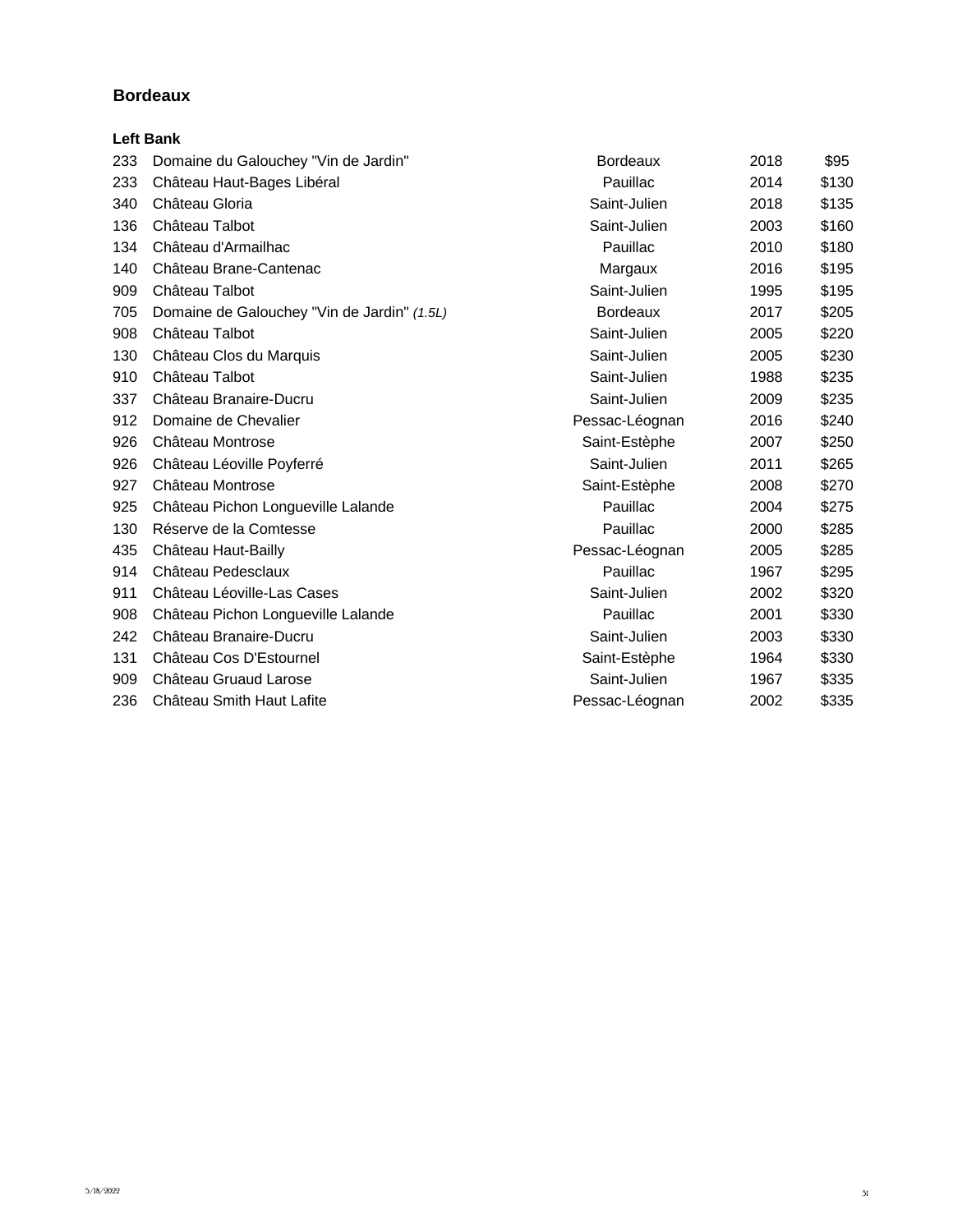## Bordeaux

### Left Bank

| | | | | |
|---|---|---|---|---|
| 233 | Domaine du Galouchey "Vin de Jardin" | Bordeaux | 2018 | $95 |
| 233 | Château Haut-Bages Libéral | Pauillac | 2014 | $130 |
| 340 | Château Gloria | Saint-Julien | 2018 | $135 |
| 136 | Château Talbot | Saint-Julien | 2003 | $160 |
| 134 | Château d'Armailhac | Pauillac | 2010 | $180 |
| 140 | Château Brane-Cantenac | Margaux | 2016 | $195 |
| 909 | Château Talbot | Saint-Julien | 1995 | $195 |
| 705 | Domaine de Galouchey "Vin de Jardin" *(1.5L)* | Bordeaux | 2017 | $205 |
| 908 | Château Talbot | Saint-Julien | 2005 | $220 |
| 130 | Château Clos du Marquis | Saint-Julien | 2005 | $230 |
| 910 | Château Talbot | Saint-Julien | 1988 | $235 |
| 337 | Château Branaire-Ducru | Saint-Julien | 2009 | $235 |
| 912 | Domaine de Chevalier | Pessac-Léognan | 2016 | $240 |
| 926 | Château Montrose | Saint-Estèphe | 2007 | $250 |
| 926 | Château Léoville Poyferré | Saint-Julien | 2011 | $265 |
| 927 | Château Montrose | Saint-Estèphe | 2008 | $270 |
| 925 | Château Pichon Longueville Lalande | Pauillac | 2004 | $275 |
| 130 | Réserve de la Comtesse | Pauillac | 2000 | $285 |
| 435 | Château Haut-Bailly | Pessac-Léognan | 2005 | $285 |
| 914 | Château Pedesclaux | Pauillac | 1967 | $295 |
| 911 | Château Léoville-Las Cases | Saint-Julien | 2002 | $320 |
| 908 | Château Pichon Longueville Lalande | Pauillac | 2001 | $330 |
| 242 | Château Branaire-Ducru | Saint-Julien | 2003 | $330 |
| 131 | Château Cos D'Estournel | Saint-Estèphe | 1964 | $330 |
| 909 | Château Gruaud Larose | Saint-Julien | 1967 | $335 |
| 236 | Château Smith Haut Lafite | Pessac-Léognan | 2002 | $335 |

5/18/2022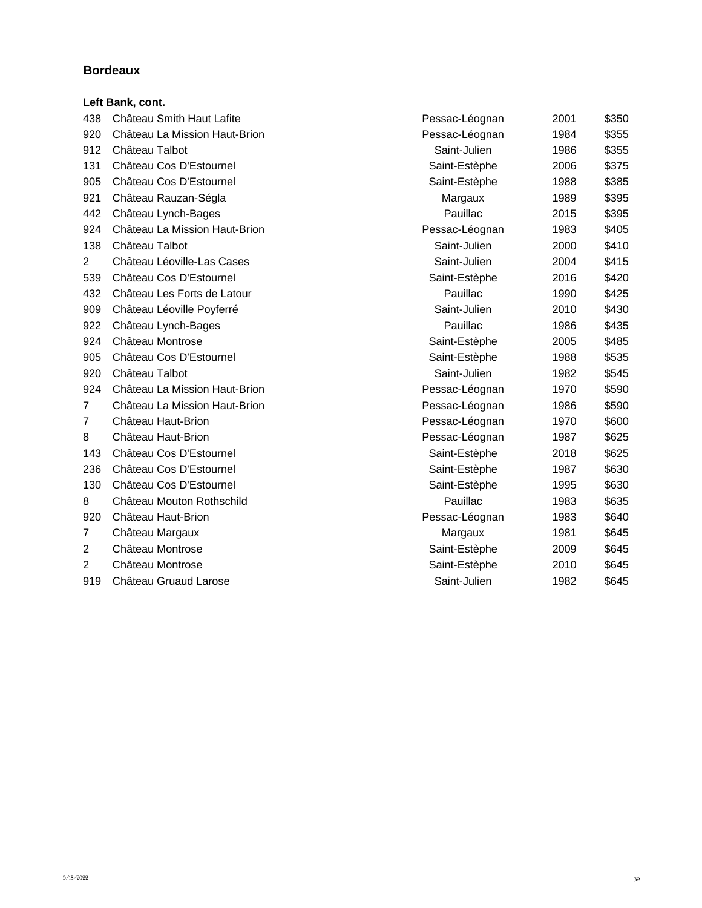## Bordeaux

### Left Bank, cont.

| | | | | |
|---|---|---|---|---|
| 438 | Château Smith Haut Lafite | Pessac-Léognan | 2001 | $350 |
| 920 | Château La Mission Haut-Brion | Pessac-Léognan | 1984 | $355 |
| 912 | Château Talbot | Saint-Julien | 1986 | $355 |
| 131 | Château Cos D'Estournel | Saint-Estèphe | 2006 | $375 |
| 905 | Château Cos D'Estournel | Saint-Estèphe | 1988 | $385 |
| 921 | Château Rauzan-Ségla | Margaux | 1989 | $395 |
| 442 | Château Lynch-Bages | Pauillac | 2015 | $395 |
| 924 | Château La Mission Haut-Brion | Pessac-Léognan | 1983 | $405 |
| 138 | Château Talbot | Saint-Julien | 2000 | $410 |
| 2 | Château Léoville-Las Cases | Saint-Julien | 2004 | $415 |
| 539 | Château Cos D'Estournel | Saint-Estèphe | 2016 | $420 |
| 432 | Château Les Forts de Latour | Pauillac | 1990 | $425 |
| 909 | Château Léoville Poyferré | Saint-Julien | 2010 | $430 |
| 922 | Château Lynch-Bages | Pauillac | 1986 | $435 |
| 924 | Château Montrose | Saint-Estèphe | 2005 | $485 |
| 905 | Château Cos D'Estournel | Saint-Estèphe | 1988 | $535 |
| 920 | Château Talbot | Saint-Julien | 1982 | $545 |
| 924 | Château La Mission Haut-Brion | Pessac-Léognan | 1970 | $590 |
| 7 | Château La Mission Haut-Brion | Pessac-Léognan | 1986 | $590 |
| 7 | Château Haut-Brion | Pessac-Léognan | 1970 | $600 |
| 8 | Château Haut-Brion | Pessac-Léognan | 1987 | $625 |
| 143 | Château Cos D'Estournel | Saint-Estèphe | 2018 | $625 |
| 236 | Château Cos D'Estournel | Saint-Estèphe | 1987 | $630 |
| 130 | Château Cos D'Estournel | Saint-Estèphe | 1995 | $630 |
| 8 | Château Mouton Rothschild | Pauillac | 1983 | $635 |
| 920 | Château Haut-Brion | Pessac-Léognan | 1983 | $640 |
| 7 | Château Margaux | Margaux | 1981 | $645 |
| 2 | Château Montrose | Saint-Estèphe | 2009 | $645 |
| 2 | Château Montrose | Saint-Estèphe | 2010 | $645 |
| 919 | Château Gruaud Larose | Saint-Julien | 1982 | $645 |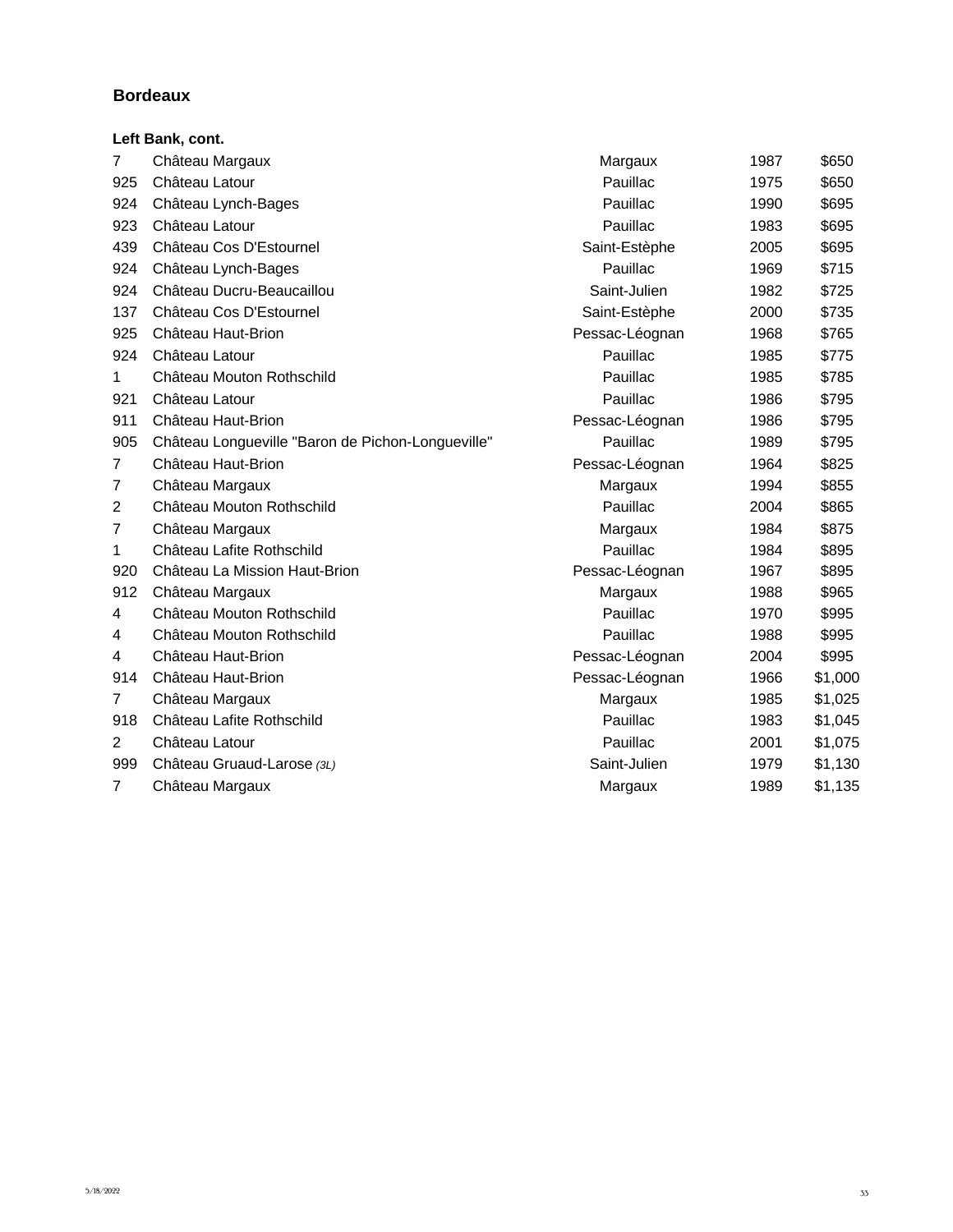## Bordeaux

**Left Bank, cont.**

| | | | | |
|---|---|---|---|---|
| 7 | Château Margaux | Margaux | 1987 | $650 |
| 925 | Château Latour | Pauillac | 1975 | $650 |
| 924 | Château Lynch-Bages | Pauillac | 1990 | $695 |
| 923 | Château Latour | Pauillac | 1983 | $695 |
| 439 | Château Cos D'Estournel | Saint-Estèphe | 2005 | $695 |
| 924 | Château Lynch-Bages | Pauillac | 1969 | $715 |
| 924 | Château Ducru-Beaucaillou | Saint-Julien | 1982 | $725 |
| 137 | Château Cos D'Estournel | Saint-Estèphe | 2000 | $735 |
| 925 | Château Haut-Brion | Pessac-Léognan | 1968 | $765 |
| 924 | Château Latour | Pauillac | 1985 | $775 |
| 1 | Château Mouton Rothschild | Pauillac | 1985 | $785 |
| 921 | Château Latour | Pauillac | 1986 | $795 |
| 911 | Château Haut-Brion | Pessac-Léognan | 1986 | $795 |
| 905 | Château Longueville "Baron de Pichon-Longueville" | Pauillac | 1989 | $795 |
| 7 | Château Haut-Brion | Pessac-Léognan | 1964 | $825 |
| 7 | Château Margaux | Margaux | 1994 | $855 |
| 2 | Château Mouton Rothschild | Pauillac | 2004 | $865 |
| 7 | Château Margaux | Margaux | 1984 | $875 |
| 1 | Château Lafite Rothschild | Pauillac | 1984 | $895 |
| 920 | Château La Mission Haut-Brion | Pessac-Léognan | 1967 | $895 |
| 912 | Château Margaux | Margaux | 1988 | $965 |
| 4 | Château Mouton Rothschild | Pauillac | 1970 | $995 |
| 4 | Château Mouton Rothschild | Pauillac | 1988 | $995 |
| 4 | Château Haut-Brion | Pessac-Léognan | 2004 | $995 |
| 914 | Château Haut-Brion | Pessac-Léognan | 1966 | $1,000 |
| 7 | Château Margaux | Margaux | 1985 | $1,025 |
| 918 | Château Lafite Rothschild | Pauillac | 1983 | $1,045 |
| 2 | Château Latour | Pauillac | 2001 | $1,075 |
| 999 | Château Gruaud-Larose *(3L)* | Saint-Julien | 1979 | $1,130 |
| 7 | Château Margaux | Margaux | 1989 | $1,135 |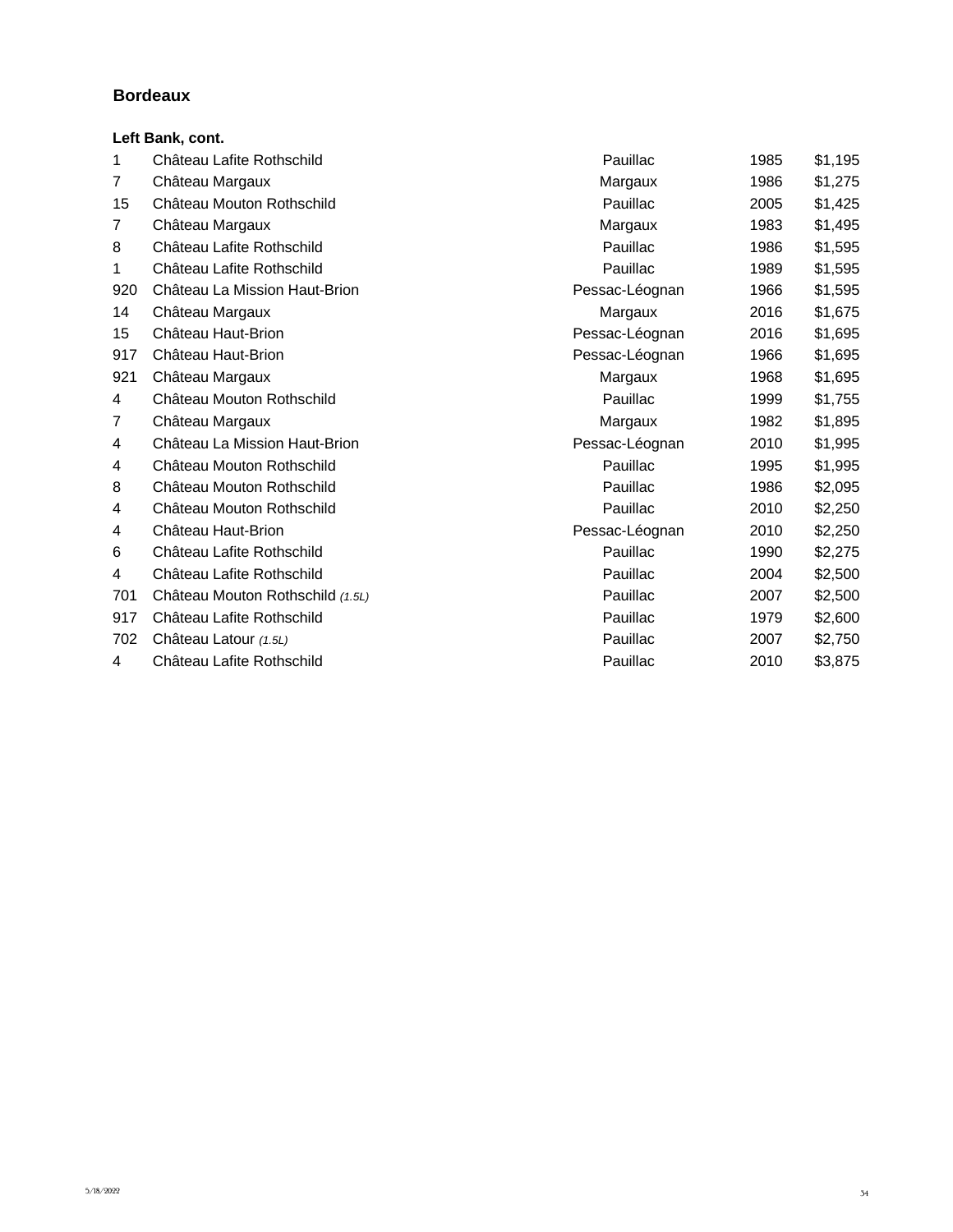## Bordeaux

**Left Bank, cont.**

| | | | | |
|---|---|---|---|---|
| 1 | Château Lafite Rothschild | Pauillac | 1985 | $1,195 |
| 7 | Château Margaux | Margaux | 1986 | $1,275 |
| 15 | Château Mouton Rothschild | Pauillac | 2005 | $1,425 |
| 7 | Château Margaux | Margaux | 1983 | $1,495 |
| 8 | Château Lafite Rothschild | Pauillac | 1986 | $1,595 |
| 1 | Château Lafite Rothschild | Pauillac | 1989 | $1,595 |
| 920 | Château La Mission Haut-Brion | Pessac-Léognan | 1966 | $1,595 |
| 14 | Château Margaux | Margaux | 2016 | $1,675 |
| 15 | Château Haut-Brion | Pessac-Léognan | 2016 | $1,695 |
| 917 | Château Haut-Brion | Pessac-Léognan | 1966 | $1,695 |
| 921 | Château Margaux | Margaux | 1968 | $1,695 |
| 4 | Château Mouton Rothschild | Pauillac | 1999 | $1,755 |
| 7 | Château Margaux | Margaux | 1982 | $1,895 |
| 4 | Château La Mission Haut-Brion | Pessac-Léognan | 2010 | $1,995 |
| 4 | Château Mouton Rothschild | Pauillac | 1995 | $1,995 |
| 8 | Château Mouton Rothschild | Pauillac | 1986 | $2,095 |
| 4 | Château Mouton Rothschild | Pauillac | 2010 | $2,250 |
| 4 | Château Haut-Brion | Pessac-Léognan | 2010 | $2,250 |
| 6 | Château Lafite Rothschild | Pauillac | 1990 | $2,275 |
| 4 | Château Lafite Rothschild | Pauillac | 2004 | $2,500 |
| 701 | Château Mouton Rothschild *(1.5L)* | Pauillac | 2007 | $2,500 |
| 917 | Château Lafite Rothschild | Pauillac | 1979 | $2,600 |
| 702 | Château Latour *(1.5L)* | Pauillac | 2007 | $2,750 |
| 4 | Château Lafite Rothschild | Pauillac | 2010 | $3,875 |

5/18/2022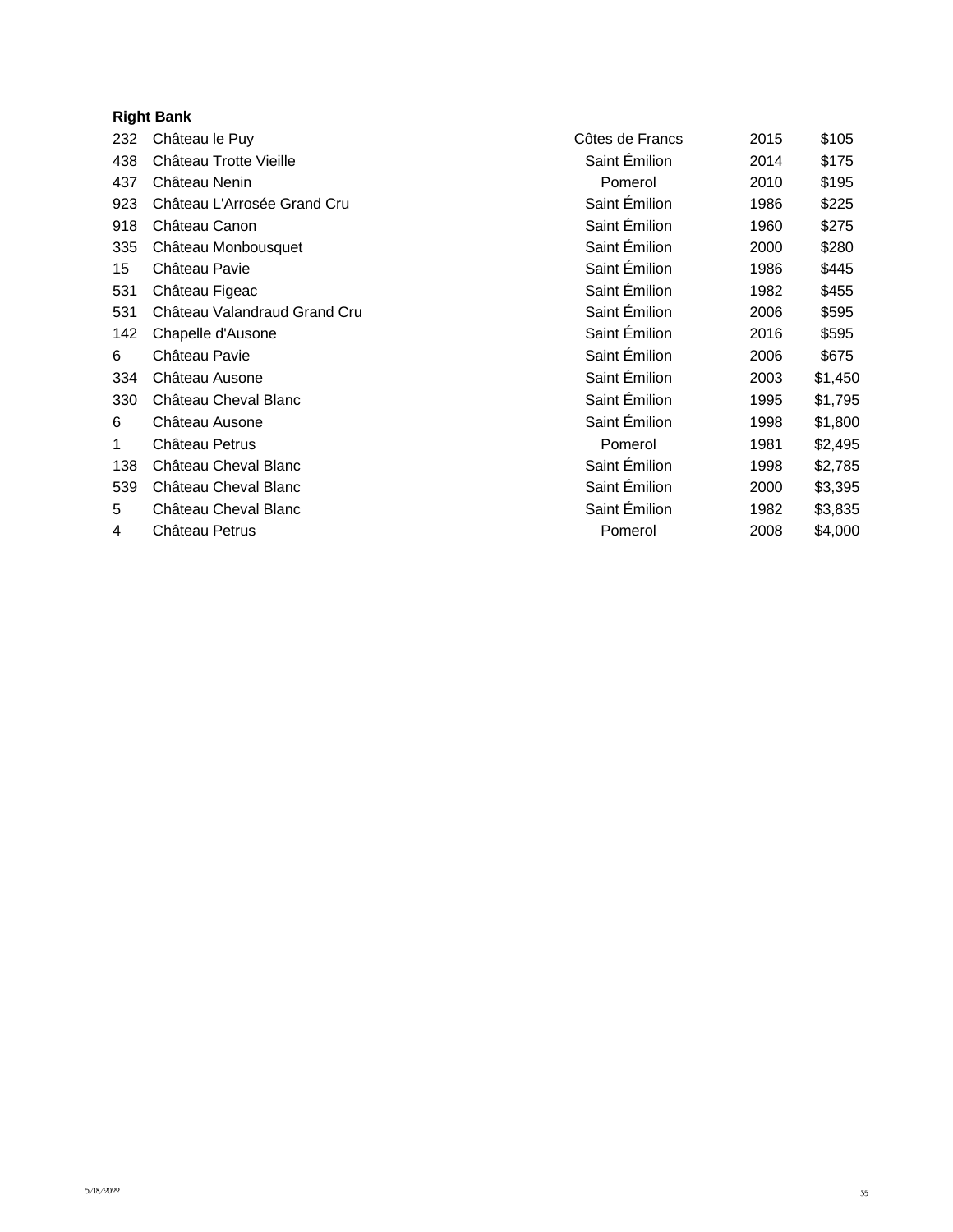**Right Bank**

| | | | | |
|---|---|---|---|---|
| 232 | Château le Puy | Côtes de Francs | 2015 | $105 |
| 438 | Château Trotte Vieille | Saint Émilion | 2014 | $175 |
| 437 | Château Nenin | Pomerol | 2010 | $195 |
| 923 | Château L'Arrosée Grand Cru | Saint Émilion | 1986 | $225 |
| 918 | Château Canon | Saint Émilion | 1960 | $275 |
| 335 | Château Monbousquet | Saint Émilion | 2000 | $280 |
| 15 | Château Pavie | Saint Émilion | 1986 | $445 |
| 531 | Château Figeac | Saint Émilion | 1982 | $455 |
| 531 | Château Valandraud Grand Cru | Saint Émilion | 2006 | $595 |
| 142 | Chapelle d'Ausone | Saint Émilion | 2016 | $595 |
| 6 | Château Pavie | Saint Émilion | 2006 | $675 |
| 334 | Château Ausone | Saint Émilion | 2003 | $1,450 |
| 330 | Château Cheval Blanc | Saint Émilion | 1995 | $1,795 |
| 6 | Château Ausone | Saint Émilion | 1998 | $1,800 |
| 1 | Château Petrus | Pomerol | 1981 | $2,495 |
| 138 | Château Cheval Blanc | Saint Émilion | 1998 | $2,785 |
| 539 | Château Cheval Blanc | Saint Émilion | 2000 | $3,395 |
| 5 | Château Cheval Blanc | Saint Émilion | 1982 | $3,835 |
| 4 | Château Petrus | Pomerol | 2008 | $4,000 |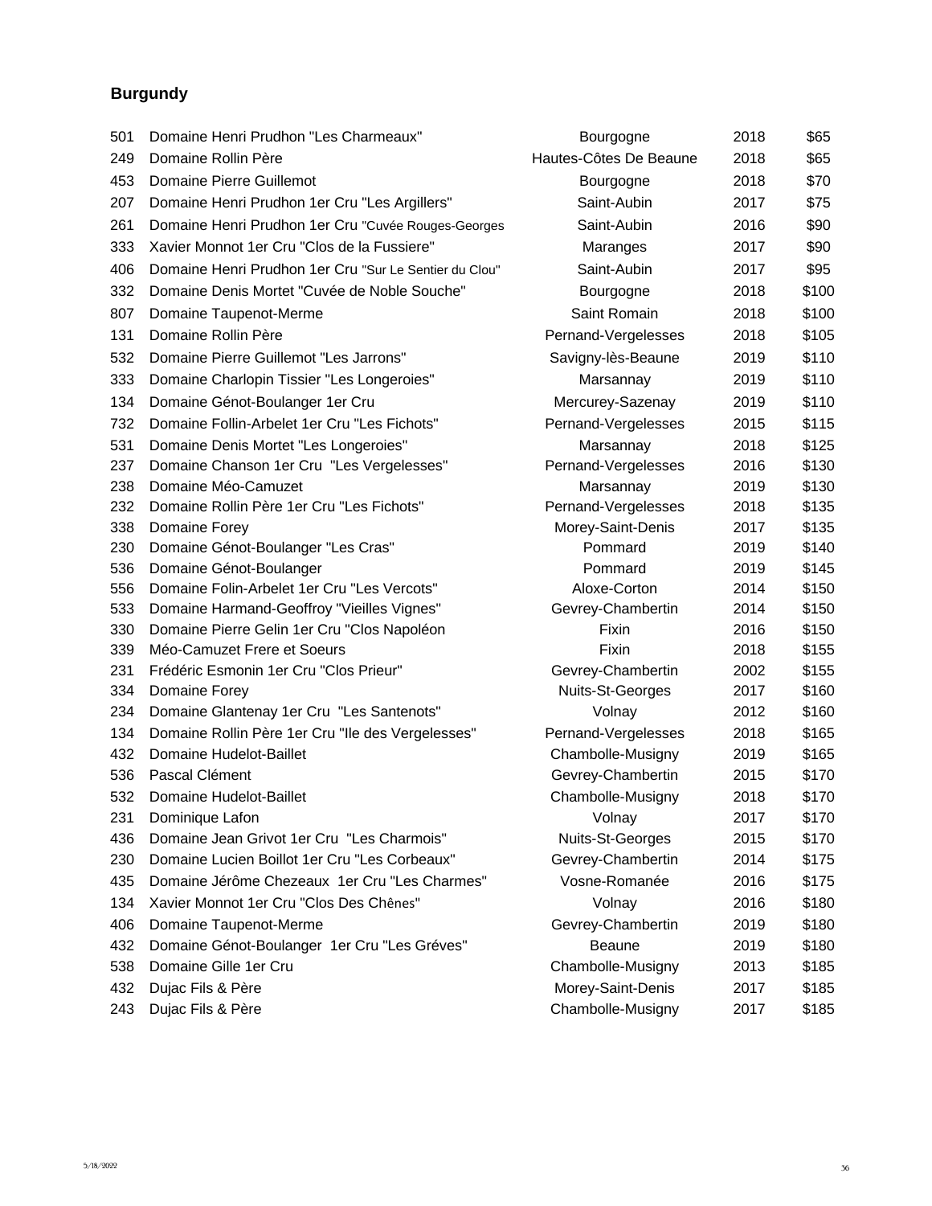## Burgundy

| | | | | |
|---|---|---|---|---|
| 501 | Domaine Henri Prudhon "Les Charmeaux" | Bourgogne | 2018 | $65 |
| 249 | Domaine Rollin Père | Hautes-Côtes De Beaune | 2018 | $65 |
| 453 | Domaine Pierre Guillemot | Bourgogne | 2018 | $70 |
| 207 | Domaine Henri Prudhon 1er Cru "Les Argillers" | Saint-Aubin | 2017 | $75 |
| 261 | Domaine Henri Prudhon 1er Cru "Cuvée Rouges-Georges | Saint-Aubin | 2016 | $90 |
| 333 | Xavier Monnot 1er Cru "Clos de la Fussiere" | Maranges | 2017 | $90 |
| 406 | Domaine Henri Prudhon 1er Cru "Sur Le Sentier du Clou" | Saint-Aubin | 2017 | $95 |
| 332 | Domaine Denis Mortet "Cuvée de Noble Souche" | Bourgogne | 2018 | $100 |
| 807 | Domaine Taupenot-Merme | Saint Romain | 2018 | $100 |
| 131 | Domaine Rollin Père | Pernand-Vergelesses | 2018 | $105 |
| 532 | Domaine Pierre Guillemot "Les Jarrons" | Savigny-lès-Beaune | 2019 | $110 |
| 333 | Domaine Charlopin Tissier "Les Longeroies" | Marsannay | 2019 | $110 |
| 134 | Domaine Génot-Boulanger 1er Cru | Mercurey-Sazenay | 2019 | $110 |
| 732 | Domaine Follin-Arbelet 1er Cru "Les Fichots" | Pernand-Vergelesses | 2015 | $115 |
| 531 | Domaine Denis Mortet "Les Longeroies" | Marsannay | 2018 | $125 |
| 237 | Domaine Chanson 1er Cru "Les Vergelesses" | Pernand-Vergelesses | 2016 | $130 |
| 238 | Domaine Méo-Camuzet | Marsannay | 2019 | $130 |
| 232 | Domaine Rollin Père 1er Cru "Les Fichots" | Pernand-Vergelesses | 2018 | $135 |
| 338 | Domaine Forey | Morey-Saint-Denis | 2017 | $135 |
| 230 | Domaine Génot-Boulanger "Les Cras" | Pommard | 2019 | $140 |
| 536 | Domaine Génot-Boulanger | Pommard | 2019 | $145 |
| 556 | Domaine Folin-Arbelet 1er Cru "Les Vercots" | Aloxe-Corton | 2014 | $150 |
| 533 | Domaine Harmand-Geoffroy "Vieilles Vignes" | Gevrey-Chambertin | 2014 | $150 |
| 330 | Domaine Pierre Gelin 1er Cru "Clos Napoléon | Fixin | 2016 | $150 |
| 339 | Méo-Camuzet Frere et Soeurs | Fixin | 2018 | $155 |
| 231 | Frédéric Esmonin 1er Cru "Clos Prieur" | Gevrey-Chambertin | 2002 | $155 |
| 334 | Domaine Forey | Nuits-St-Georges | 2017 | $160 |
| 234 | Domaine Glantenay 1er Cru "Les Santenots" | Volnay | 2012 | $160 |
| 134 | Domaine Rollin Père 1er Cru "Ile des Vergelesses" | Pernand-Vergelesses | 2018 | $165 |
| 432 | Domaine Hudelot-Baillet | Chambolle-Musigny | 2019 | $165 |
| 536 | Pascal Clément | Gevrey-Chambertin | 2015 | $170 |
| 532 | Domaine Hudelot-Baillet | Chambolle-Musigny | 2018 | $170 |
| 231 | Dominique Lafon | Volnay | 2017 | $170 |
| 436 | Domaine Jean Grivot 1er Cru "Les Charmois" | Nuits-St-Georges | 2015 | $170 |
| 230 | Domaine Lucien Boillot 1er Cru "Les Corbeaux" | Gevrey-Chambertin | 2014 | $175 |
| 435 | Domaine Jérôme Chezeaux 1er Cru "Les Charmes" | Vosne-Romanée | 2016 | $175 |
| 134 | Xavier Monnot 1er Cru "Clos Des Chênes" | Volnay | 2016 | $180 |
| 406 | Domaine Taupenot-Merme | Gevrey-Chambertin | 2019 | $180 |
| 432 | Domaine Génot-Boulanger 1er Cru "Les Gréves" | Beaune | 2019 | $180 |
| 538 | Domaine Gille 1er Cru | Chambolle-Musigny | 2013 | $185 |
| 432 | Dujac Fils & Père | Morey-Saint-Denis | 2017 | $185 |
| 243 | Dujac Fils & Père | Chambolle-Musigny | 2017 | $185 |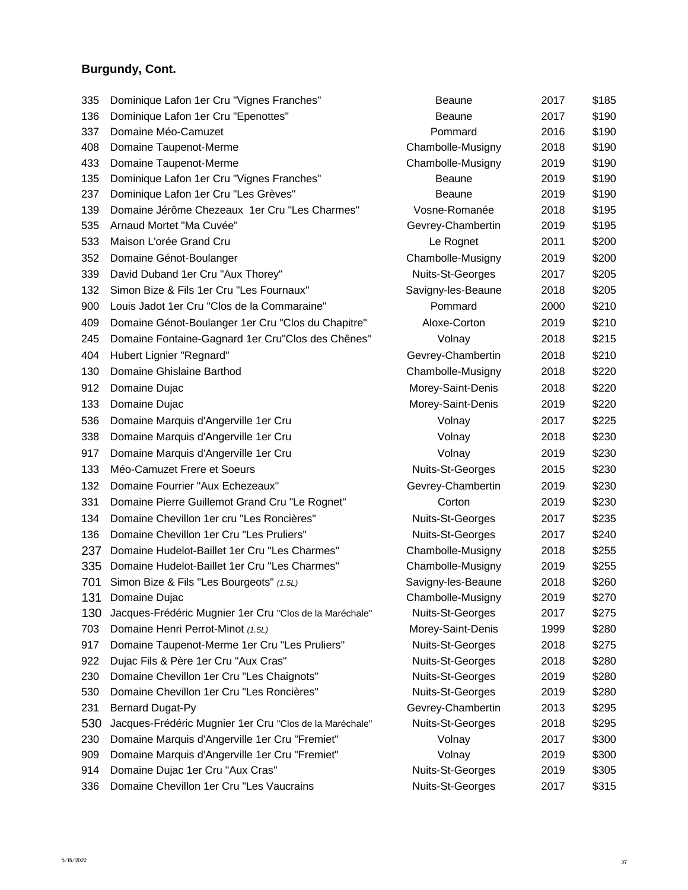**Burgundy, Cont.**

| | | | | |
|---|---|---|---|---|
| 335 | Dominique Lafon 1er Cru "Vignes Franches" | Beaune | 2017 | $185 |
| 136 | Dominique Lafon 1er Cru "Epenottes" | Beaune | 2017 | $190 |
| 337 | Domaine Méo-Camuzet | Pommard | 2016 | $190 |
| 408 | Domaine Taupenot-Merme | Chambolle-Musigny | 2018 | $190 |
| 433 | Domaine Taupenot-Merme | Chambolle-Musigny | 2019 | $190 |
| 135 | Dominique Lafon 1er Cru "Vignes Franches" | Beaune | 2019 | $190 |
| 237 | Dominique Lafon 1er Cru "Les Grèves" | Beaune | 2019 | $190 |
| 139 | Domaine Jérôme Chezeaux 1er Cru "Les Charmes" | Vosne-Romanée | 2018 | $195 |
| 535 | Arnaud Mortet "Ma Cuvée" | Gevrey-Chambertin | 2019 | $195 |
| 533 | Maison L'orée Grand Cru | Le Rognet | 2011 | $200 |
| 352 | Domaine Génot-Boulanger | Chambolle-Musigny | 2019 | $200 |
| 339 | David Duband 1er Cru "Aux Thorey" | Nuits-St-Georges | 2017 | $205 |
| 132 | Simon Bize & Fils 1er Cru "Les Fournaux" | Savigny-les-Beaune | 2018 | $205 |
| 900 | Louis Jadot 1er Cru "Clos de la Commaraine" | Pommard | 2000 | $210 |
| 409 | Domaine Génot-Boulanger 1er Cru "Clos du Chapitre" | Aloxe-Corton | 2019 | $210 |
| 245 | Domaine Fontaine-Gagnard 1er Cru"Clos des Chênes" | Volnay | 2018 | $215 |
| 404 | Hubert Lignier "Regnard" | Gevrey-Chambertin | 2018 | $210 |
| 130 | Domaine Ghislaine Barthod | Chambolle-Musigny | 2018 | $220 |
| 912 | Domaine Dujac | Morey-Saint-Denis | 2018 | $220 |
| 133 | Domaine Dujac | Morey-Saint-Denis | 2019 | $220 |
| 536 | Domaine Marquis d'Angerville 1er Cru | Volnay | 2017 | $225 |
| 338 | Domaine Marquis d'Angerville 1er Cru | Volnay | 2018 | $230 |
| 917 | Domaine Marquis d'Angerville 1er Cru | Volnay | 2019 | $230 |
| 133 | Méo-Camuzet Frere et Soeurs | Nuits-St-Georges | 2015 | $230 |
| 132 | Domaine Fourrier "Aux Echezeaux" | Gevrey-Chambertin | 2019 | $230 |
| 331 | Domaine Pierre Guillemot Grand Cru "Le Rognet" | Corton | 2019 | $230 |
| 134 | Domaine Chevillon 1er cru "Les Roncières" | Nuits-St-Georges | 2017 | $235 |
| 136 | Domaine Chevillon 1er Cru "Les Pruliers" | Nuits-St-Georges | 2017 | $240 |
| 237 | Domaine Hudelot-Baillet 1er Cru "Les Charmes" | Chambolle-Musigny | 2018 | $255 |
| 335 | Domaine Hudelot-Baillet 1er Cru "Les Charmes" | Chambolle-Musigny | 2019 | $255 |
| 701 | Simon Bize & Fils "Les Bourgeots" *(1.5L)* | Savigny-les-Beaune | 2018 | $260 |
| 131 | Domaine Dujac | Chambolle-Musigny | 2019 | $270 |
| 130 | Jacques-Frédéric Mugnier 1er Cru "Clos de la Maréchale" | Nuits-St-Georges | 2017 | $275 |
| 703 | Domaine Henri Perrot-Minot *(1.5L)* | Morey-Saint-Denis | 1999 | $280 |
| 917 | Domaine Taupenot-Merme 1er Cru "Les Pruliers" | Nuits-St-Georges | 2018 | $275 |
| 922 | Dujac Fils & Père 1er Cru "Aux Cras" | Nuits-St-Georges | 2018 | $280 |
| 230 | Domaine Chevillon 1er Cru "Les Chaignots" | Nuits-St-Georges | 2019 | $280 |
| 530 | Domaine Chevillon 1er Cru "Les Roncières" | Nuits-St-Georges | 2019 | $280 |
| 231 | Bernard Dugat-Py | Gevrey-Chambertin | 2013 | $295 |
| 530 | Jacques-Frédéric Mugnier 1er Cru "Clos de la Maréchale" | Nuits-St-Georges | 2018 | $295 |
| 230 | Domaine Marquis d'Angerville 1er Cru "Fremiet" | Volnay | 2017 | $300 |
| 909 | Domaine Marquis d'Angerville 1er Cru "Fremiet" | Volnay | 2019 | $300 |
| 914 | Domaine Dujac 1er Cru "Aux Cras" | Nuits-St-Georges | 2019 | $305 |
| 336 | Domaine Chevillon 1er Cru "Les Vaucrains | Nuits-St-Georges | 2017 | $315 |

5/18/2022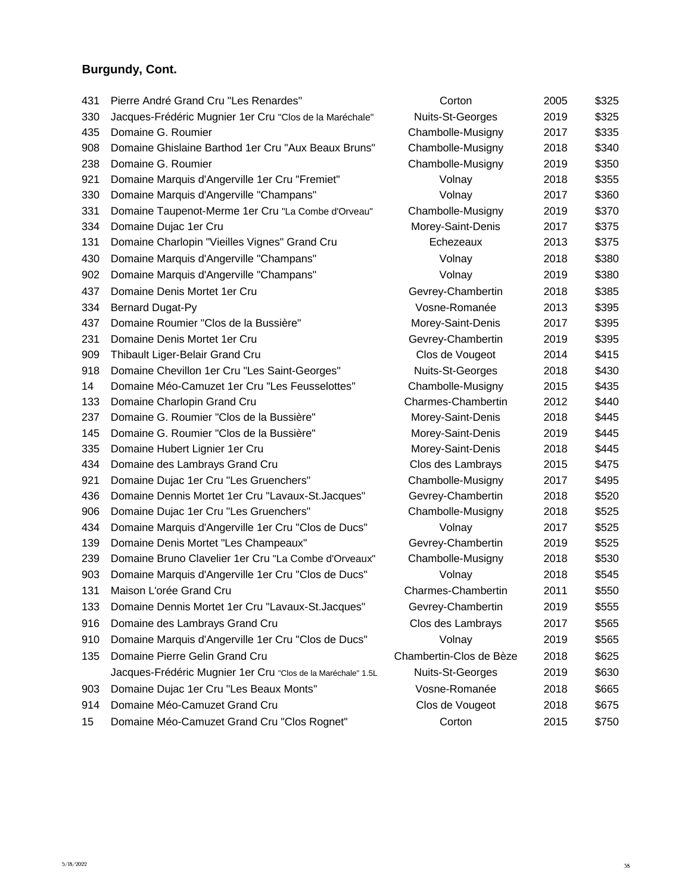## Burgundy, Cont.

| | | | | |
|---|---|---|---|---|
| 431 | Pierre André Grand Cru "Les Renardes" | Corton | 2005 | $325 |
| 330 | Jacques-Frédéric Mugnier 1er Cru "Clos de la Maréchale" | Nuits-St-Georges | 2019 | $325 |
| 435 | Domaine G. Roumier | Chambolle-Musigny | 2017 | $335 |
| 908 | Domaine Ghislaine Barthod 1er Cru "Aux Beaux Bruns" | Chambolle-Musigny | 2018 | $340 |
| 238 | Domaine G. Roumier | Chambolle-Musigny | 2019 | $350 |
| 921 | Domaine Marquis d'Angerville 1er Cru "Fremiet" | Volnay | 2018 | $355 |
| 330 | Domaine Marquis d'Angerville "Champans" | Volnay | 2017 | $360 |
| 331 | Domaine Taupenot-Merme 1er Cru "La Combe d'Orveau" | Chambolle-Musigny | 2019 | $370 |
| 334 | Domaine Dujac 1er Cru | Morey-Saint-Denis | 2017 | $375 |
| 131 | Domaine Charlopin "Vieilles Vignes" Grand Cru | Echezeaux | 2013 | $375 |
| 430 | Domaine Marquis d'Angerville "Champans" | Volnay | 2018 | $380 |
| 902 | Domaine Marquis d'Angerville "Champans" | Volnay | 2019 | $380 |
| 437 | Domaine Denis Mortet 1er Cru | Gevrey-Chambertin | 2018 | $385 |
| 334 | Bernard Dugat-Py | Vosne-Romanée | 2013 | $395 |
| 437 | Domaine Roumier "Clos de la Bussière" | Morey-Saint-Denis | 2017 | $395 |
| 231 | Domaine Denis Mortet 1er Cru | Gevrey-Chambertin | 2019 | $395 |
| 909 | Thibault Liger-Belair Grand Cru | Clos de Vougeot | 2014 | $415 |
| 918 | Domaine Chevillon 1er Cru "Les Saint-Georges" | Nuits-St-Georges | 2018 | $430 |
| 14 | Domaine Méo-Camuzet 1er Cru "Les Feusselottes" | Chambolle-Musigny | 2015 | $435 |
| 133 | Domaine Charlopin Grand Cru | Charmes-Chambertin | 2012 | $440 |
| 237 | Domaine G. Roumier "Clos de la Bussière" | Morey-Saint-Denis | 2018 | $445 |
| 145 | Domaine G. Roumier "Clos de la Bussière" | Morey-Saint-Denis | 2019 | $445 |
| 335 | Domaine Hubert Lignier 1er Cru | Morey-Saint-Denis | 2018 | $445 |
| 434 | Domaine des Lambrays Grand Cru | Clos des Lambrays | 2015 | $475 |
| 921 | Domaine Dujac 1er Cru "Les Gruenchers" | Chambolle-Musigny | 2017 | $495 |
| 436 | Domaine Dennis Mortet 1er Cru "Lavaux-St.Jacques" | Gevrey-Chambertin | 2018 | $520 |
| 906 | Domaine Dujac 1er Cru "Les Gruenchers" | Chambolle-Musigny | 2018 | $525 |
| 434 | Domaine Marquis d'Angerville 1er Cru "Clos de Ducs" | Volnay | 2017 | $525 |
| 139 | Domaine Denis Mortet "Les Champeaux" | Gevrey-Chambertin | 2019 | $525 |
| 239 | Domaine Bruno Clavelier 1er Cru "La Combe d'Orveaux" | Chambolle-Musigny | 2018 | $530 |
| 903 | Domaine Marquis d'Angerville 1er Cru "Clos de Ducs" | Volnay | 2018 | $545 |
| 131 | Maison L'orée Grand Cru | Charmes-Chambertin | 2011 | $550 |
| 133 | Domaine Dennis Mortet 1er Cru "Lavaux-St.Jacques" | Gevrey-Chambertin | 2019 | $555 |
| 916 | Domaine des Lambrays Grand Cru | Clos des Lambrays | 2017 | $565 |
| 910 | Domaine Marquis d'Angerville 1er Cru "Clos de Ducs" | Volnay | 2019 | $565 |
| 135 | Domaine Pierre Gelin Grand Cru | Chambertin-Clos de Bèze | 2018 | $625 |
| | Jacques-Frédéric Mugnier 1er Cru "Clos de la Maréchale" 1.5L | Nuits-St-Georges | 2019 | $630 |
| 903 | Domaine Dujac 1er Cru "Les Beaux Monts" | Vosne-Romanée | 2018 | $665 |
| 914 | Domaine Méo-Camuzet Grand Cru | Clos de Vougeot | 2018 | $675 |
| 15 | Domaine Méo-Camuzet Grand Cru "Clos Rognet" | Corton | 2015 | $750 |

5/18/2022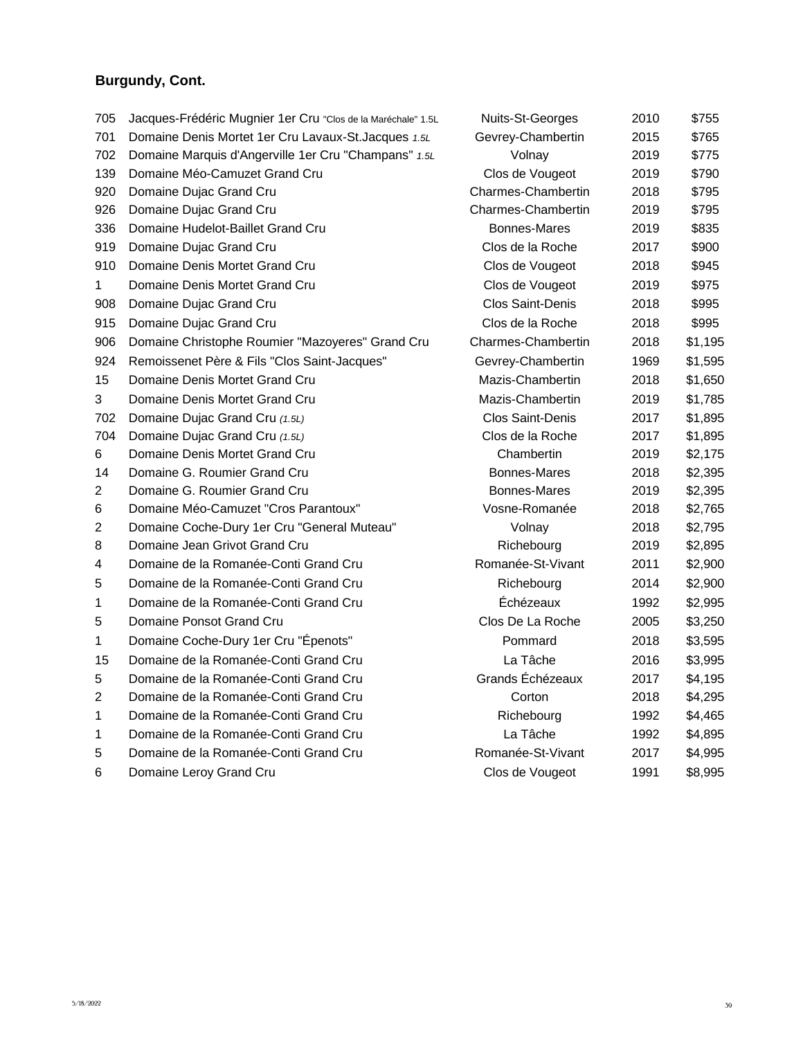**Burgundy, Cont.**

| | | | | |
|---|---|---|---|---|
| 705 | Jacques-Frédéric Mugnier 1er Cru "Clos de la Maréchale" 1.5L | Nuits-St-Georges | 2010 | $755 |
| 701 | Domaine Denis Mortet 1er Cru Lavaux-St.Jacques *1.5L* | Gevrey-Chambertin | 2015 | $765 |
| 702 | Domaine Marquis d'Angerville 1er Cru "Champans" *1.5L* | Volnay | 2019 | $775 |
| 139 | Domaine Méo-Camuzet Grand Cru | Clos de Vougeot | 2019 | $790 |
| 920 | Domaine Dujac Grand Cru | Charmes-Chambertin | 2018 | $795 |
| 926 | Domaine Dujac Grand Cru | Charmes-Chambertin | 2019 | $795 |
| 336 | Domaine Hudelot-Baillet Grand Cru | Bonnes-Mares | 2019 | $835 |
| 919 | Domaine Dujac Grand Cru | Clos de la Roche | 2017 | $900 |
| 910 | Domaine Denis Mortet Grand Cru | Clos de Vougeot | 2018 | $945 |
| 1 | Domaine Denis Mortet Grand Cru | Clos de Vougeot | 2019 | $975 |
| 908 | Domaine Dujac Grand Cru | Clos Saint-Denis | 2018 | $995 |
| 915 | Domaine Dujac Grand Cru | Clos de la Roche | 2018 | $995 |
| 906 | Domaine Christophe Roumier "Mazoyeres" Grand Cru | Charmes-Chambertin | 2018 | $1,195 |
| 924 | Remoissenet Père & Fils "Clos Saint-Jacques" | Gevrey-Chambertin | 1969 | $1,595 |
| 15 | Domaine Denis Mortet Grand Cru | Mazis-Chambertin | 2018 | $1,650 |
| 3 | Domaine Denis Mortet Grand Cru | Mazis-Chambertin | 2019 | $1,785 |
| 702 | Domaine Dujac Grand Cru *(1.5L)* | Clos Saint-Denis | 2017 | $1,895 |
| 704 | Domaine Dujac Grand Cru *(1.5L)* | Clos de la Roche | 2017 | $1,895 |
| 6 | Domaine Denis Mortet Grand Cru | Chambertin | 2019 | $2,175 |
| 14 | Domaine G. Roumier Grand Cru | Bonnes-Mares | 2018 | $2,395 |
| 2 | Domaine G. Roumier Grand Cru | Bonnes-Mares | 2019 | $2,395 |
| 6 | Domaine Méo-Camuzet "Cros Parantoux" | Vosne-Romanée | 2018 | $2,765 |
| 2 | Domaine Coche-Dury 1er Cru "General Muteau" | Volnay | 2018 | $2,795 |
| 8 | Domaine Jean Grivot Grand Cru | Richebourg | 2019 | $2,895 |
| 4 | Domaine de la Romanée-Conti Grand Cru | Romanée-St-Vivant | 2011 | $2,900 |
| 5 | Domaine de la Romanée-Conti Grand Cru | Richebourg | 2014 | $2,900 |
| 1 | Domaine de la Romanée-Conti Grand Cru | Échézeaux | 1992 | $2,995 |
| 5 | Domaine Ponsot Grand Cru | Clos De La Roche | 2005 | $3,250 |
| 1 | Domaine Coche-Dury 1er Cru "Épenots" | Pommard | 2018 | $3,595 |
| 15 | Domaine de la Romanée-Conti Grand Cru | La Tâche | 2016 | $3,995 |
| 5 | Domaine de la Romanée-Conti Grand Cru | Grands Échézeaux | 2017 | $4,195 |
| 2 | Domaine de la Romanée-Conti Grand Cru | Corton | 2018 | $4,295 |
| 1 | Domaine de la Romanée-Conti Grand Cru | Richebourg | 1992 | $4,465 |
| 1 | Domaine de la Romanée-Conti Grand Cru | La Tâche | 1992 | $4,895 |
| 5 | Domaine de la Romanée-Conti Grand Cru | Romanée-St-Vivant | 2017 | $4,995 |
| 6 | Domaine Leroy Grand Cru | Clos de Vougeot | 1991 | $8,995 |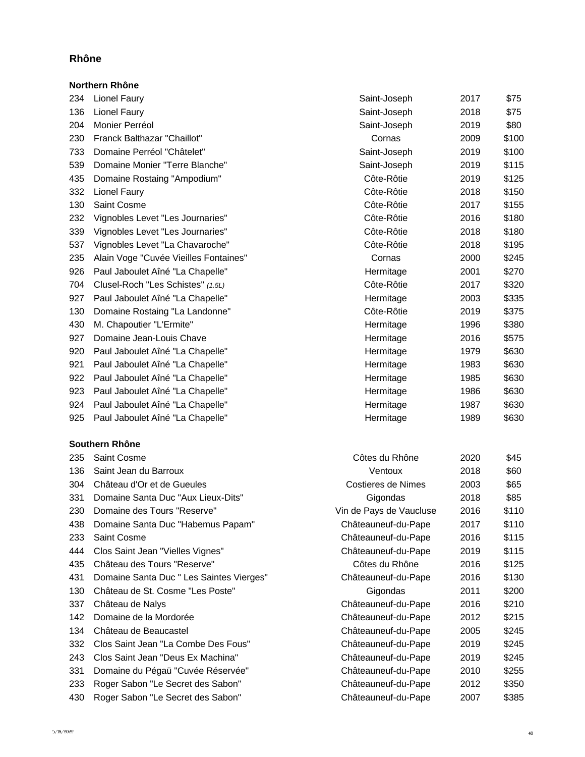## Rhône

### Northern Rhône

| | | | | |
|---|---|---|---|---|
| 234 | Lionel Faury | Saint-Joseph | 2017 | $75 |
| 136 | Lionel Faury | Saint-Joseph | 2018 | $75 |
| 204 | Monier Perréol | Saint-Joseph | 2019 | $80 |
| 230 | Franck Balthazar "Chaillot" | Cornas | 2009 | $100 |
| 733 | Domaine Perréol "Châtelet" | Saint-Joseph | 2019 | $100 |
| 539 | Domaine Monier "Terre Blanche" | Saint-Joseph | 2019 | $115 |
| 435 | Domaine Rostaing "Ampodium" | Côte-Rôtie | 2019 | $125 |
| 332 | Lionel Faury | Côte-Rôtie | 2018 | $150 |
| 130 | Saint Cosme | Côte-Rôtie | 2017 | $155 |
| 232 | Vignobles Levet "Les Journaries" | Côte-Rôtie | 2016 | $180 |
| 339 | Vignobles Levet "Les Journaries" | Côte-Rôtie | 2018 | $180 |
| 537 | Vignobles Levet "La Chavaroche" | Côte-Rôtie | 2018 | $195 |
| 235 | Alain Voge "Cuvée Vieilles Fontaines" | Cornas | 2000 | $245 |
| 926 | Paul Jaboulet Aîné "La Chapelle" | Hermitage | 2001 | $270 |
| 704 | Clusel-Roch "Les Schistes" *(1.5L)* | Côte-Rôtie | 2017 | $320 |
| 927 | Paul Jaboulet Aîné "La Chapelle" | Hermitage | 2003 | $335 |
| 130 | Domaine Rostaing "La Landonne" | Côte-Rôtie | 2019 | $375 |
| 430 | M. Chapoutier "L'Ermite" | Hermitage | 1996 | $380 |
| 927 | Domaine Jean-Louis Chave | Hermitage | 2016 | $575 |
| 920 | Paul Jaboulet Aîné "La Chapelle" | Hermitage | 1979 | $630 |
| 921 | Paul Jaboulet Aîné "La Chapelle" | Hermitage | 1983 | $630 |
| 922 | Paul Jaboulet Aîné "La Chapelle" | Hermitage | 1985 | $630 |
| 923 | Paul Jaboulet Aîné "La Chapelle" | Hermitage | 1986 | $630 |
| 924 | Paul Jaboulet Aîné "La Chapelle" | Hermitage | 1987 | $630 |
| 925 | Paul Jaboulet Aîné "La Chapelle" | Hermitage | 1989 | $630 |

### Southern Rhône

| | | | | |
|---|---|---|---|---|
| 235 | Saint Cosme | Côtes du Rhône | 2020 | $45 |
| 136 | Saint Jean du Barroux | Ventoux | 2018 | $60 |
| 304 | Château d'Or et de Gueules | Costieres de Nimes | 2003 | $65 |
| 331 | Domaine Santa Duc "Aux Lieux-Dits" | Gigondas | 2018 | $85 |
| 230 | Domaine des Tours "Reserve" | Vin de Pays de Vaucluse | 2016 | $110 |
| 438 | Domaine Santa Duc "Habemus Papam" | Châteauneuf-du-Pape | 2017 | $110 |
| 233 | Saint Cosme | Châteauneuf-du-Pape | 2016 | $115 |
| 444 | Clos Saint Jean "Vielles Vignes" | Châteauneuf-du-Pape | 2019 | $115 |
| 435 | Château des Tours "Reserve" | Côtes du Rhône | 2016 | $125 |
| 431 | Domaine Santa Duc " Les Saintes Vierges" | Châteauneuf-du-Pape | 2016 | $130 |
| 130 | Château de St. Cosme "Les Poste" | Gigondas | 2011 | $200 |
| 337 | Château de Nalys | Châteauneuf-du-Pape | 2016 | $210 |
| 142 | Domaine de la Mordorée | Châteauneuf-du-Pape | 2012 | $215 |
| 134 | Château de Beaucastel | Châteauneuf-du-Pape | 2005 | $245 |
| 332 | Clos Saint Jean "La Combe Des Fous" | Châteauneuf-du-Pape | 2019 | $245 |
| 243 | Clos Saint Jean "Deus Ex Machina" | Châteauneuf-du-Pape | 2019 | $245 |
| 331 | Domaine du Pégaü "Cuvée Réservée" | Châteauneuf-du-Pape | 2010 | $255 |
| 233 | Roger Sabon "Le Secret des Sabon" | Châteauneuf-du-Pape | 2012 | $350 |
| 430 | Roger Sabon "Le Secret des Sabon" | Châteauneuf-du-Pape | 2007 | $385 |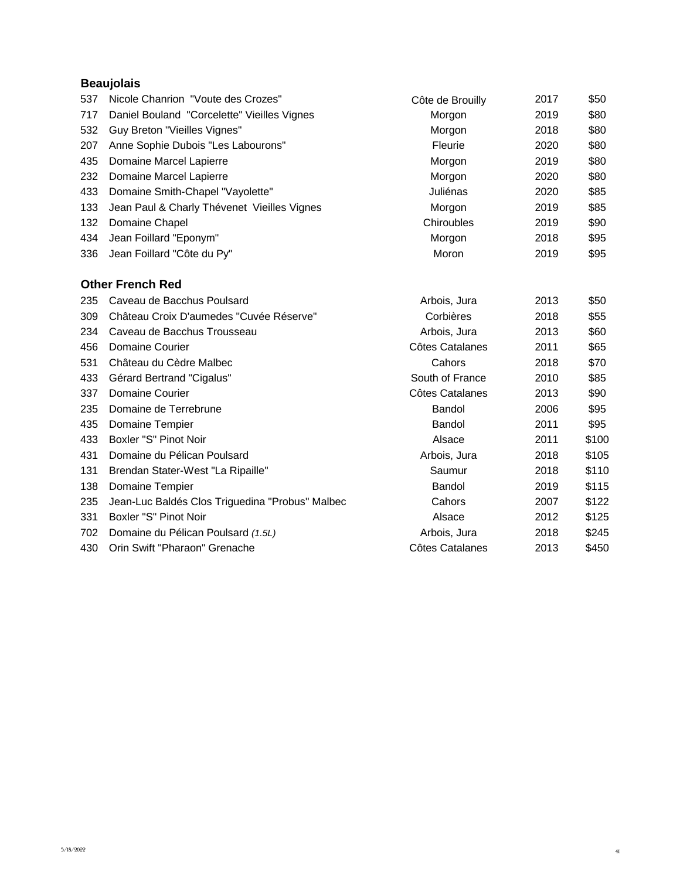## Beaujolais

| | | | | |
|---|---|---|---|---|
| 537 | Nicole Chanrion "Voute des Crozes" | Côte de Brouilly | 2017 | $50 |
| 717 | Daniel Bouland "Corcelette" Vieilles Vignes | Morgon | 2019 | $80 |
| 532 | Guy Breton "Vieilles Vignes" | Morgon | 2018 | $80 |
| 207 | Anne Sophie Dubois "Les Labourons" | Fleurie | 2020 | $80 |
| 435 | Domaine Marcel Lapierre | Morgon | 2019 | $80 |
| 232 | Domaine Marcel Lapierre | Morgon | 2020 | $80 |
| 433 | Domaine Smith-Chapel "Vayolette" | Juliénas | 2020 | $85 |
| 133 | Jean Paul & Charly Thévenet Vieilles Vignes | Morgon | 2019 | $85 |
| 132 | Domaine Chapel | Chiroubles | 2019 | $90 |
| 434 | Jean Foillard "Eponym" | Morgon | 2018 | $95 |
| 336 | Jean Foillard "Côte du Py" | Moron | 2019 | $95 |

## Other French Red

| | | | | |
|---|---|---|---|---|
| 235 | Caveau de Bacchus Poulsard | Arbois, Jura | 2013 | $50 |
| 309 | Château Croix D'aumedes "Cuvée Réserve" | Corbières | 2018 | $55 |
| 234 | Caveau de Bacchus Trousseau | Arbois, Jura | 2013 | $60 |
| 456 | Domaine Courier | Côtes Catalanes | 2011 | $65 |
| 531 | Château du Cèdre Malbec | Cahors | 2018 | $70 |
| 433 | Gérard Bertrand "Cigalus" | South of France | 2010 | $85 |
| 337 | Domaine Courier | Côtes Catalanes | 2013 | $90 |
| 235 | Domaine de Terrebrune | Bandol | 2006 | $95 |
| 435 | Domaine Tempier | Bandol | 2011 | $95 |
| 433 | Boxler "S" Pinot Noir | Alsace | 2011 | $100 |
| 431 | Domaine du Pélican Poulsard | Arbois, Jura | 2018 | $105 |
| 131 | Brendan Stater-West "La Ripaille" | Saumur | 2018 | $110 |
| 138 | Domaine Tempier | Bandol | 2019 | $115 |
| 235 | Jean-Luc Baldés Clos Triguedina "Probus" Malbec | Cahors | 2007 | $122 |
| 331 | Boxler "S" Pinot Noir | Alsace | 2012 | $125 |
| 702 | Domaine du Pélican Poulsard *(1.5L)* | Arbois, Jura | 2018 | $245 |
| 430 | Orin Swift "Pharaon" Grenache | Côtes Catalanes | 2013 | $450 |

5/18/2022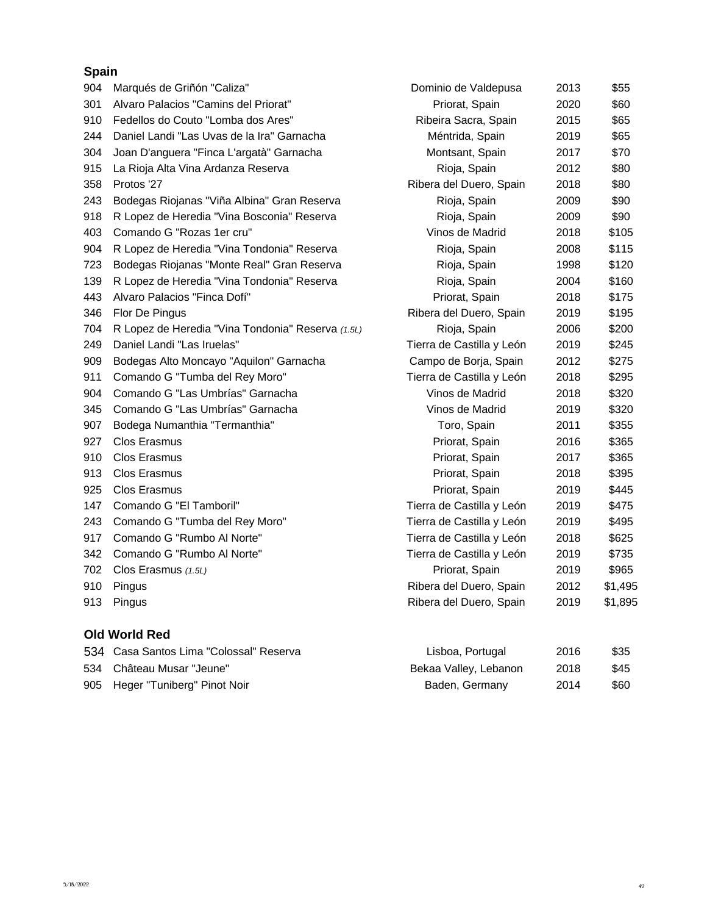## Spain

| | | | | |
|---|---|---|---|---|
| 904 | Marqués de Griñón "Caliza" | Dominio de Valdepusa | 2013 | $55 |
| 301 | Alvaro Palacios "Camins del Priorat" | Priorat, Spain | 2020 | $60 |
| 910 | Fedellos do Couto "Lomba dos Ares" | Ribeira Sacra, Spain | 2015 | $65 |
| 244 | Daniel Landi "Las Uvas de la Ira" Garnacha | Méntrida, Spain | 2019 | $65 |
| 304 | Joan D'anguera "Finca L'argatà" Garnacha | Montsant, Spain | 2017 | $70 |
| 915 | La Rioja Alta Vina Ardanza Reserva | Rioja, Spain | 2012 | $80 |
| 358 | Protos '27 | Ribera del Duero, Spain | 2018 | $80 |
| 243 | Bodegas Riojanas "Viña Albina" Gran Reserva | Rioja, Spain | 2009 | $90 |
| 918 | R Lopez de Heredia "Vina Bosconia" Reserva | Rioja, Spain | 2009 | $90 |
| 403 | Comando G "Rozas 1er cru" | Vinos de Madrid | 2018 | $105 |
| 904 | R Lopez de Heredia "Vina Tondonia" Reserva | Rioja, Spain | 2008 | $115 |
| 723 | Bodegas Riojanas "Monte Real" Gran Reserva | Rioja, Spain | 1998 | $120 |
| 139 | R Lopez de Heredia "Vina Tondonia" Reserva | Rioja, Spain | 2004 | $160 |
| 443 | Alvaro Palacios "Finca Dofí" | Priorat, Spain | 2018 | $175 |
| 346 | Flor De Pingus | Ribera del Duero, Spain | 2019 | $195 |
| 704 | R Lopez de Heredia "Vina Tondonia" Reserva *(1.5L)* | Rioja, Spain | 2006 | $200 |
| 249 | Daniel Landi "Las Iruelas" | Tierra de Castilla y León | 2019 | $245 |
| 909 | Bodegas Alto Moncayo "Aquilon" Garnacha | Campo de Borja, Spain | 2012 | $275 |
| 911 | Comando G "Tumba del Rey Moro" | Tierra de Castilla y León | 2018 | $295 |
| 904 | Comando G "Las Umbrías" Garnacha | Vinos de Madrid | 2018 | $320 |
| 345 | Comando G "Las Umbrías" Garnacha | Vinos de Madrid | 2019 | $320 |
| 907 | Bodega Numanthia "Termanthia" | Toro, Spain | 2011 | $355 |
| 927 | Clos Erasmus | Priorat, Spain | 2016 | $365 |
| 910 | Clos Erasmus | Priorat, Spain | 2017 | $365 |
| 913 | Clos Erasmus | Priorat, Spain | 2018 | $395 |
| 925 | Clos Erasmus | Priorat, Spain | 2019 | $445 |
| 147 | Comando G "El Tamboril" | Tierra de Castilla y León | 2019 | $475 |
| 243 | Comando G "Tumba del Rey Moro" | Tierra de Castilla y León | 2019 | $495 |
| 917 | Comando G "Rumbo Al Norte" | Tierra de Castilla y León | 2018 | $625 |
| 342 | Comando G "Rumbo Al Norte" | Tierra de Castilla y León | 2019 | $735 |
| 702 | Clos Erasmus *(1.5L)* | Priorat, Spain | 2019 | $965 |
| 910 | Pingus | Ribera del Duero, Spain | 2012 | $1,495 |
| 913 | Pingus | Ribera del Duero, Spain | 2019 | $1,895 |

## Old World Red

| | | | | |
|---|---|---|---|---|
| 534 | Casa Santos Lima "Colossal" Reserva | Lisboa, Portugal | 2016 | $35 |
| 534 | Château Musar "Jeune" | Bekaa Valley, Lebanon | 2018 | $45 |
| 905 | Heger "Tuniberg" Pinot Noir | Baden, Germany | 2014 | $60 |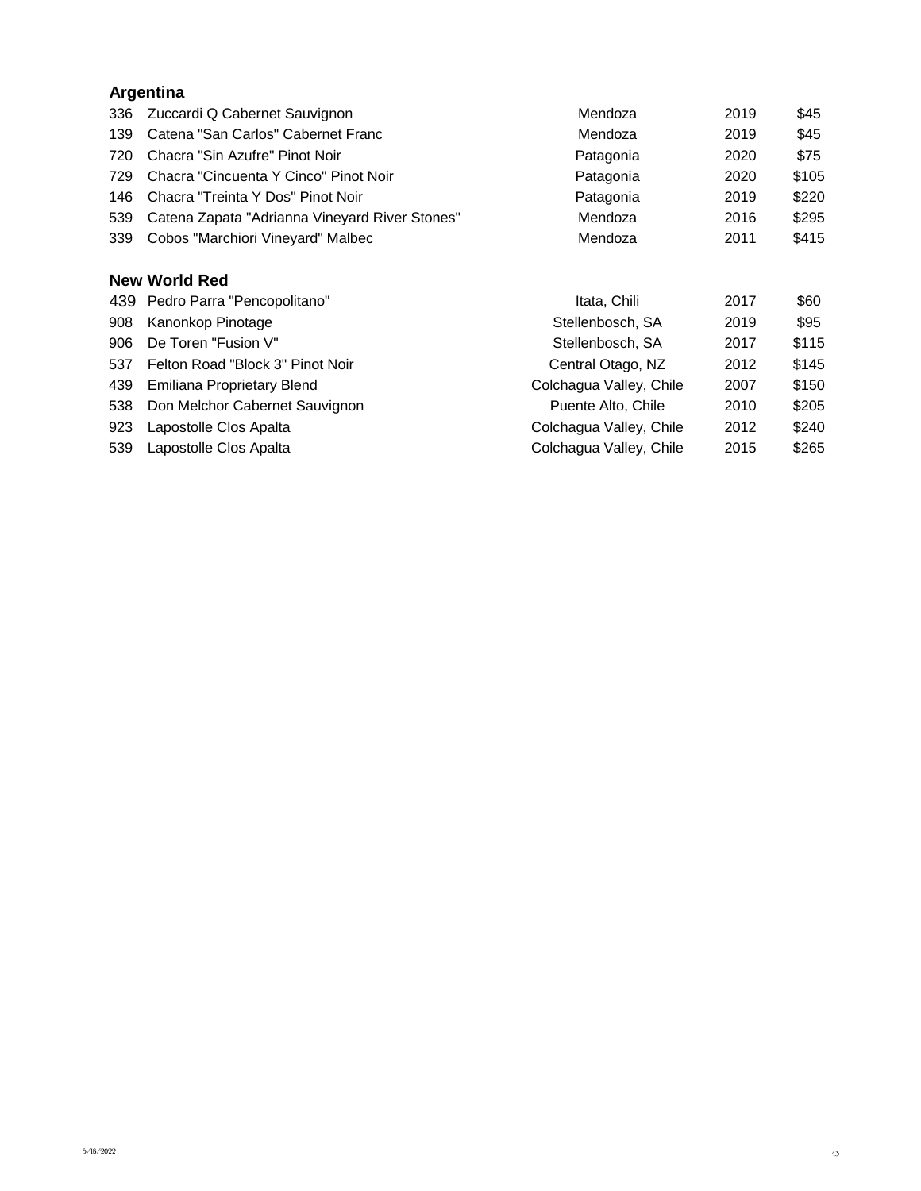## Argentina

| | | | | |
|---|---|---|---|---|
| 336 | Zuccardi Q Cabernet Sauvignon | Mendoza | 2019 | $45 |
| 139 | Catena "San Carlos" Cabernet Franc | Mendoza | 2019 | $45 |
| 720 | Chacra "Sin Azufre" Pinot Noir | Patagonia | 2020 | $75 |
| 729 | Chacra "Cincuenta Y Cinco" Pinot Noir | Patagonia | 2020 | $105 |
| 146 | Chacra "Treinta Y Dos" Pinot Noir | Patagonia | 2019 | $220 |
| 539 | Catena Zapata "Adrianna Vineyard River Stones" | Mendoza | 2016 | $295 |
| 339 | Cobos "Marchiori Vineyard" Malbec | Mendoza | 2011 | $415 |

## New World Red

| | | | | |
|---|---|---|---|---|
| 439 | Pedro Parra "Pencopolitano" | Itata, Chili | 2017 | $60 |
| 908 | Kanonkop Pinotage | Stellenbosch, SA | 2019 | $95 |
| 906 | De Toren "Fusion V" | Stellenbosch, SA | 2017 | $115 |
| 537 | Felton Road "Block 3" Pinot Noir | Central Otago, NZ | 2012 | $145 |
| 439 | Emiliana Proprietary Blend | Colchagua Valley, Chile | 2007 | $150 |
| 538 | Don Melchor Cabernet Sauvignon | Puente Alto, Chile | 2010 | $205 |
| 923 | Lapostolle Clos Apalta | Colchagua Valley, Chile | 2012 | $240 |
| 539 | Lapostolle Clos Apalta | Colchagua Valley, Chile | 2015 | $265 |

5/18/2022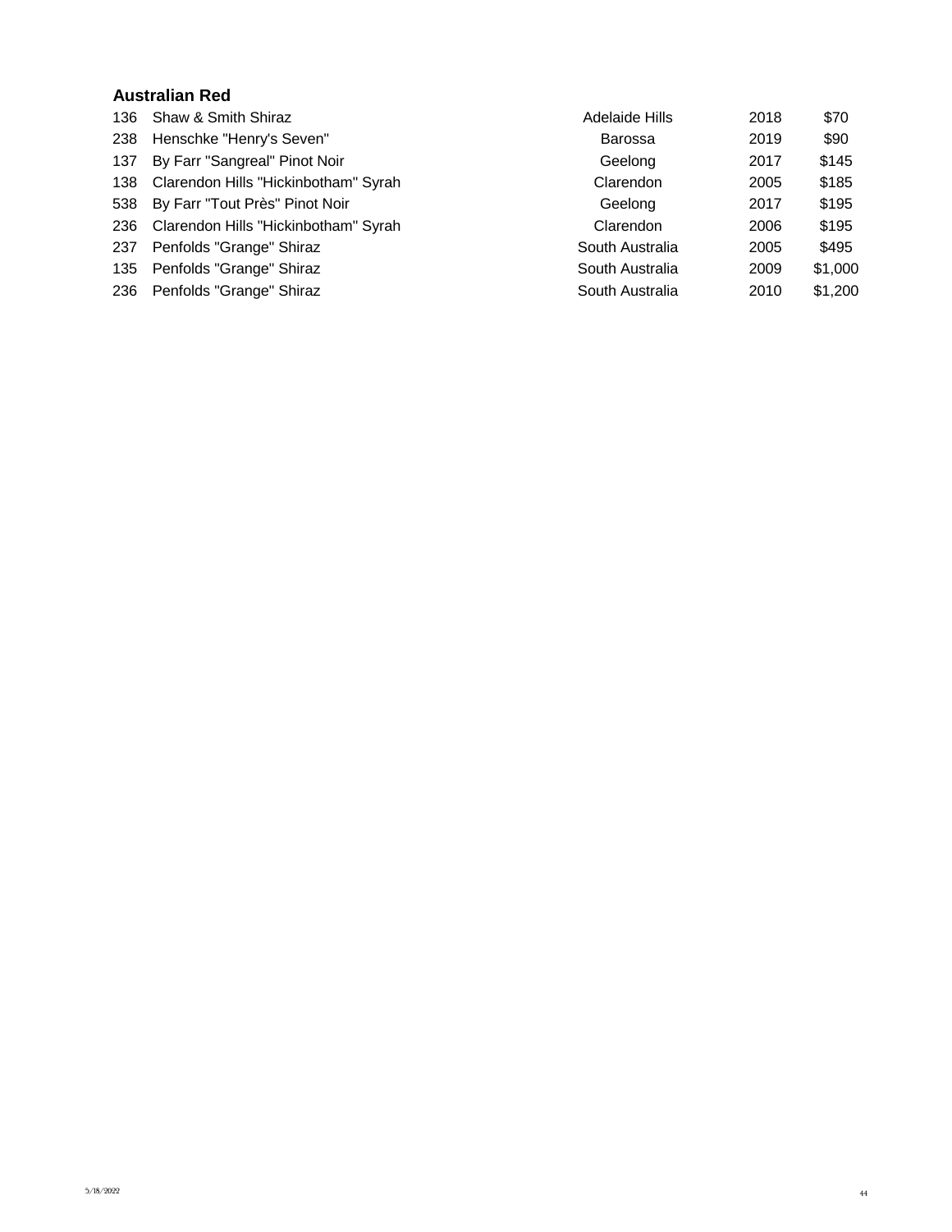## Australian Red

| | | | | |
|---|---|---|---|---|
| 136 | Shaw & Smith Shiraz | Adelaide Hills | 2018 | $70 |
| 238 | Henschke "Henry's Seven" | Barossa | 2019 | $90 |
| 137 | By Farr "Sangreal" Pinot Noir | Geelong | 2017 | $145 |
| 138 | Clarendon Hills "Hickinbotham" Syrah | Clarendon | 2005 | $185 |
| 538 | By Farr "Tout Près" Pinot Noir | Geelong | 2017 | $195 |
| 236 | Clarendon Hills "Hickinbotham" Syrah | Clarendon | 2006 | $195 |
| 237 | Penfolds "Grange" Shiraz | South Australia | 2005 | $495 |
| 135 | Penfolds "Grange" Shiraz | South Australia | 2009 | $1,000 |
| 236 | Penfolds "Grange" Shiraz | South Australia | 2010 | $1,200 |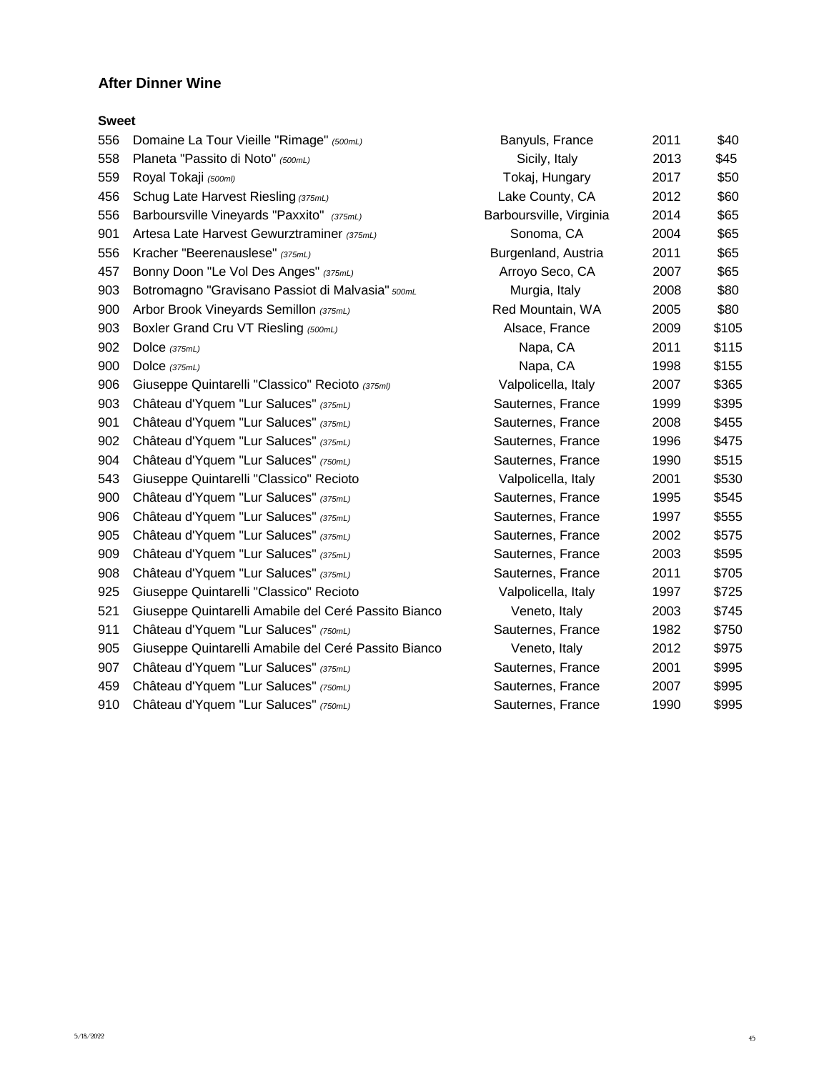## After Dinner Wine

### Sweet

| | | | | |
|---|---|---|---|---|
| 556 | Domaine La Tour Vieille "Rimage" *(500mL)* | Banyuls, France | 2011 | $40 |
| 558 | Planeta "Passito di Noto" *(500mL)* | Sicily, Italy | 2013 | $45 |
| 559 | Royal Tokaji *(500ml)* | Tokaj, Hungary | 2017 | $50 |
| 456 | Schug Late Harvest Riesling *(375mL)* | Lake County, CA | 2012 | $60 |
| 556 | Barboursville Vineyards "Paxxito" *(375mL)* | Barboursville, Virginia | 2014 | $65 |
| 901 | Artesa Late Harvest Gewurztraminer *(375mL)* | Sonoma, CA | 2004 | $65 |
| 556 | Kracher "Beerenauslese" *(375mL)* | Burgenland, Austria | 2011 | $65 |
| 457 | Bonny Doon "Le Vol Des Anges" *(375mL)* | Arroyo Seco, CA | 2007 | $65 |
| 903 | Botromagno "Gravisano Passiot di Malvasia" *500mL* | Murgia, Italy | 2008 | $80 |
| 900 | Arbor Brook Vineyards Semillon *(375mL)* | Red Mountain, WA | 2005 | $80 |
| 903 | Boxler Grand Cru VT Riesling *(500mL)* | Alsace, France | 2009 | $105 |
| 902 | Dolce *(375mL)* | Napa, CA | 2011 | $115 |
| 900 | Dolce *(375mL)* | Napa, CA | 1998 | $155 |
| 906 | Giuseppe Quintarelli "Classico" Recioto *(375ml)* | Valpolicella, Italy | 2007 | $365 |
| 903 | Château d'Yquem "Lur Saluces" *(375mL)* | Sauternes, France | 1999 | $395 |
| 901 | Château d'Yquem "Lur Saluces" *(375mL)* | Sauternes, France | 2008 | $455 |
| 902 | Château d'Yquem "Lur Saluces" *(375mL)* | Sauternes, France | 1996 | $475 |
| 904 | Château d'Yquem "Lur Saluces" *(750mL)* | Sauternes, France | 1990 | $515 |
| 543 | Giuseppe Quintarelli "Classico" Recioto | Valpolicella, Italy | 2001 | $530 |
| 900 | Château d'Yquem "Lur Saluces" *(375mL)* | Sauternes, France | 1995 | $545 |
| 906 | Château d'Yquem "Lur Saluces" *(375mL)* | Sauternes, France | 1997 | $555 |
| 905 | Château d'Yquem "Lur Saluces" *(375mL)* | Sauternes, France | 2002 | $575 |
| 909 | Château d'Yquem "Lur Saluces" *(375mL)* | Sauternes, France | 2003 | $595 |
| 908 | Château d'Yquem "Lur Saluces" *(375mL)* | Sauternes, France | 2011 | $705 |
| 925 | Giuseppe Quintarelli "Classico" Recioto | Valpolicella, Italy | 1997 | $725 |
| 521 | Giuseppe Quintarelli Amabile del Ceré Passito Bianco | Veneto, Italy | 2003 | $745 |
| 911 | Château d'Yquem "Lur Saluces" *(750mL)* | Sauternes, France | 1982 | $750 |
| 905 | Giuseppe Quintarelli Amabile del Ceré Passito Bianco | Veneto, Italy | 2012 | $975 |
| 907 | Château d'Yquem "Lur Saluces" *(375mL)* | Sauternes, France | 2001 | $995 |
| 459 | Château d'Yquem "Lur Saluces" *(750mL)* | Sauternes, France | 2007 | $995 |
| 910 | Château d'Yquem "Lur Saluces" *(750mL)* | Sauternes, France | 1990 | $995 |

5/18/2022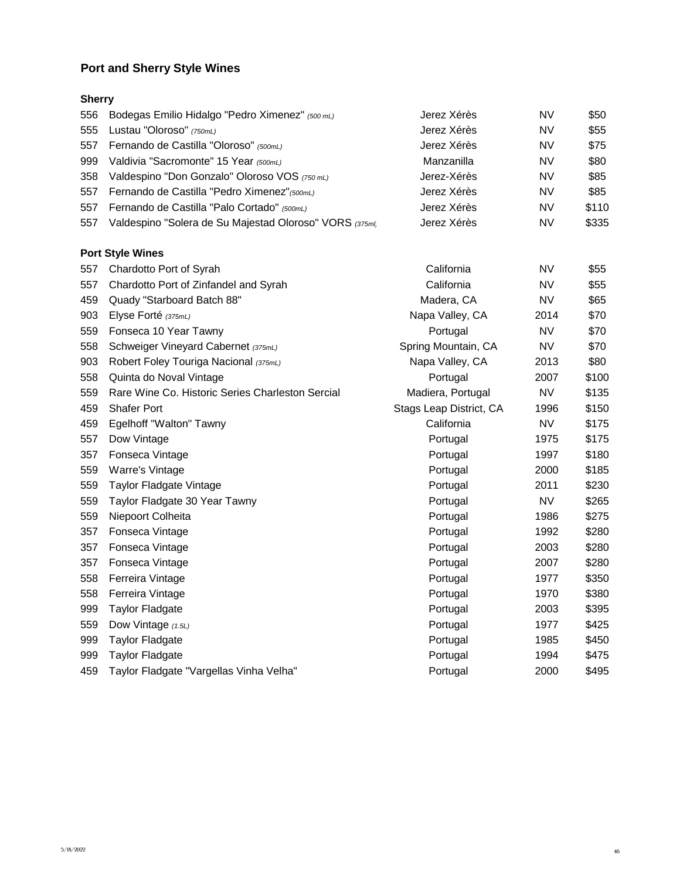# Port and Sherry Style Wines

## Sherry

| | | | | |
|---|---|---|---|---|
| 556 | Bodegas Emilio Hidalgo "Pedro Ximenez" *(500 mL)* | Jerez Xérès | NV | $50 |
| 555 | Lustau "Oloroso" *(750mL)* | Jerez Xérès | NV | $55 |
| 557 | Fernando de Castilla "Oloroso" *(500mL)* | Jerez Xérès | NV | $75 |
| 999 | Valdivia "Sacromonte" 15 Year *(500mL)* | Manzanilla | NV | $80 |
| 358 | Valdespino "Don Gonzalo" Oloroso VOS *(750 mL)* | Jerez-Xérès | NV | $85 |
| 557 | Fernando de Castilla "Pedro Ximenez" *(500mL)* | Jerez Xérès | NV | $85 |
| 557 | Fernando de Castilla "Palo Cortado" *(500mL)* | Jerez Xérès | NV | $110 |
| 557 | Valdespino "Solera de Su Majestad Oloroso" VORS *(375ml,* | Jerez Xérès | NV | $335 |

## Port Style Wines

| | | | | |
|---|---|---|---|---|
| 557 | Chardotto Port of Syrah | California | NV | $55 |
| 557 | Chardotto Port of Zinfandel and Syrah | California | NV | $55 |
| 459 | Quady "Starboard Batch 88" | Madera, CA | NV | $65 |
| 903 | Elyse Forté *(375mL)* | Napa Valley, CA | 2014 | $70 |
| 559 | Fonseca 10 Year Tawny | Portugal | NV | $70 |
| 558 | Schweiger Vineyard Cabernet *(375mL)* | Spring Mountain, CA | NV | $70 |
| 903 | Robert Foley Touriga Nacional *(375mL)* | Napa Valley, CA | 2013 | $80 |
| 558 | Quinta do Noval Vintage | Portugal | 2007 | $100 |
| 559 | Rare Wine Co. Historic Series Charleston Sercial | Madiera, Portugal | NV | $135 |
| 459 | Shafer Port | Stags Leap District, CA | 1996 | $150 |
| 459 | Egelhoff "Walton" Tawny | California | NV | $175 |
| 557 | Dow Vintage | Portugal | 1975 | $175 |
| 357 | Fonseca Vintage | Portugal | 1997 | $180 |
| 559 | Warre's Vintage | Portugal | 2000 | $185 |
| 559 | Taylor Fladgate Vintage | Portugal | 2011 | $230 |
| 559 | Taylor Fladgate 30 Year Tawny | Portugal | NV | $265 |
| 559 | Niepoort Colheita | Portugal | 1986 | $275 |
| 357 | Fonseca Vintage | Portugal | 1992 | $280 |
| 357 | Fonseca Vintage | Portugal | 2003 | $280 |
| 357 | Fonseca Vintage | Portugal | 2007 | $280 |
| 558 | Ferreira Vintage | Portugal | 1977 | $350 |
| 558 | Ferreira Vintage | Portugal | 1970 | $380 |
| 999 | Taylor Fladgate | Portugal | 2003 | $395 |
| 559 | Dow Vintage *(1.5L)* | Portugal | 1977 | $425 |
| 999 | Taylor Fladgate | Portugal | 1985 | $450 |
| 999 | Taylor Fladgate | Portugal | 1994 | $475 |
| 459 | Taylor Fladgate "Vargellas Vinha Velha" | Portugal | 2000 | $495 |

5/18/2022